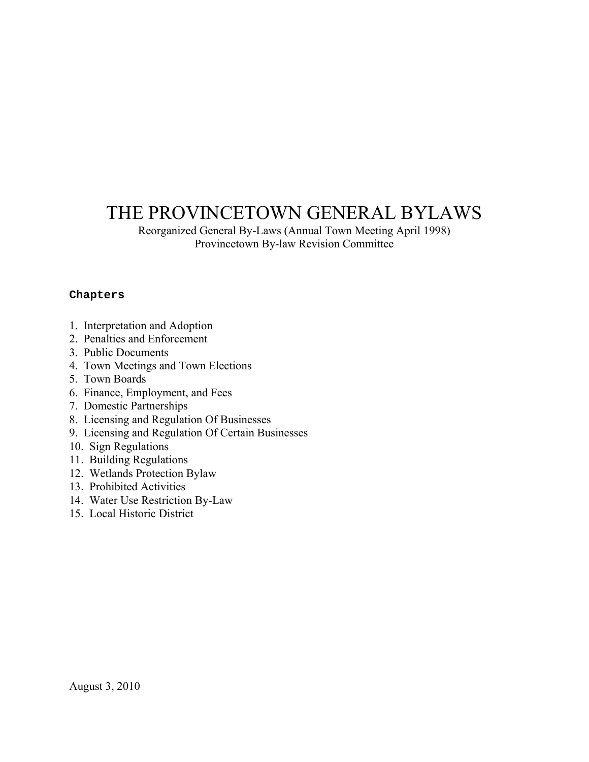# THE PROVINCETOWN GENERAL BYLAWS

Reorganized General By-Laws (Annual Town Meeting April 1998)
Provincetown By-law Revision Committee

**Chapters**

1. Interpretation and Adoption
2. Penalties and Enforcement
3. Public Documents
4. Town Meetings and Town Elections
5. Town Boards
6. Finance, Employment, and Fees
7. Domestic Partnerships
8. Licensing and Regulation Of Businesses
9. Licensing and Regulation Of Certain Businesses
10. Sign Regulations
11. Building Regulations
12. Wetlands Protection Bylaw
13. Prohibited Activities
14. Water Use Restriction By-Law
15. Local Historic District

August 3, 2010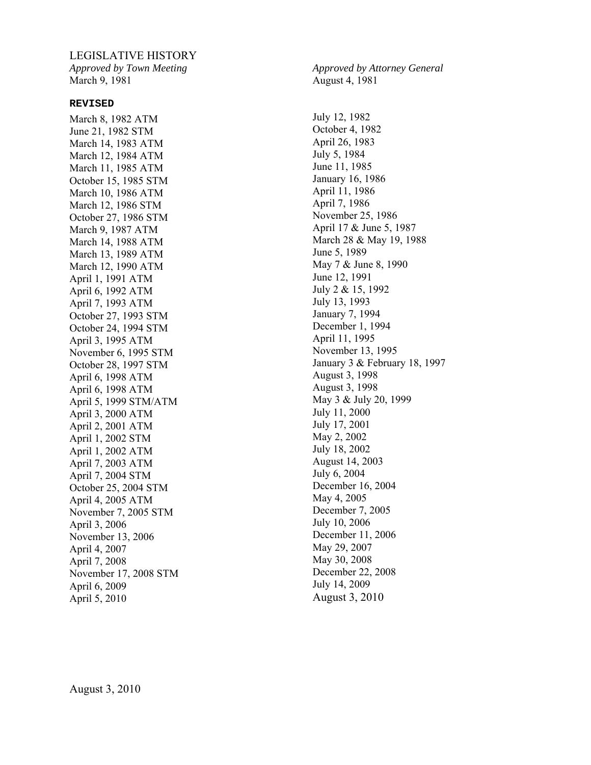LEGISLATIVE HISTORY

| *Approved by Town Meeting* | *Approved by Attorney General* |
| --- | --- |
| March 9, 1981 | August 4, 1981 |
| **REVISED** | |
| March 8, 1982 ATM | July 12, 1982 |
| June 21, 1982 STM | October 4, 1982 |
| March 14, 1983 ATM | April 26, 1983 |
| March 12, 1984 ATM | July 5, 1984 |
| March 11, 1985 ATM | June 11, 1985 |
| October 15, 1985 STM | January 16, 1986 |
| March 10, 1986 ATM | April 11, 1986 |
| March 12, 1986 STM | April 7, 1986 |
| October 27, 1986 STM | November 25, 1986 |
| March 9, 1987 ATM | April 17 & June 5, 1987 |
| March 14, 1988 ATM | March 28 & May 19, 1988 |
| March 13, 1989 ATM | June 5, 1989 |
| March 12, 1990 ATM | May 7 & June 8, 1990 |
| April 1, 1991 ATM | June 12, 1991 |
| April 6, 1992 ATM | July 2 & 15, 1992 |
| April 7, 1993 ATM | July 13, 1993 |
| October 27, 1993 STM | January 7, 1994 |
| October 24, 1994 STM | December 1, 1994 |
| April 3, 1995 ATM | April 11, 1995 |
| November 6, 1995 STM | November 13, 1995 |
| October 28, 1997 STM | January 3 & February 18, 1997 |
| April 6, 1998 ATM | August 3, 1998 |
| April 6, 1998 ATM | August 3, 1998 |
| April 5, 1999 STM/ATM | May 3 & July 20, 1999 |
| April 3, 2000 ATM | July 11, 2000 |
| April 2, 2001 ATM | July 17, 2001 |
| April 1, 2002 STM | May 2, 2002 |
| April 1, 2002 ATM | July 18, 2002 |
| April 7, 2003 ATM | August 14, 2003 |
| April 7, 2004 STM | July 6, 2004 |
| October 25, 2004 STM | December 16, 2004 |
| April 4, 2005 ATM | May 4, 2005 |
| November 7, 2005 STM | December 7, 2005 |
| April 3, 2006 | July 10, 2006 |
| November 13, 2006 | December 11, 2006 |
| April 4, 2007 | May 29, 2007 |
| April 7, 2008 | May 30, 2008 |
| November 17, 2008 STM | December 22, 2008 |
| April 6, 2009 | July 14, 2009 |
| April 5, 2010 | August 3, 2010 |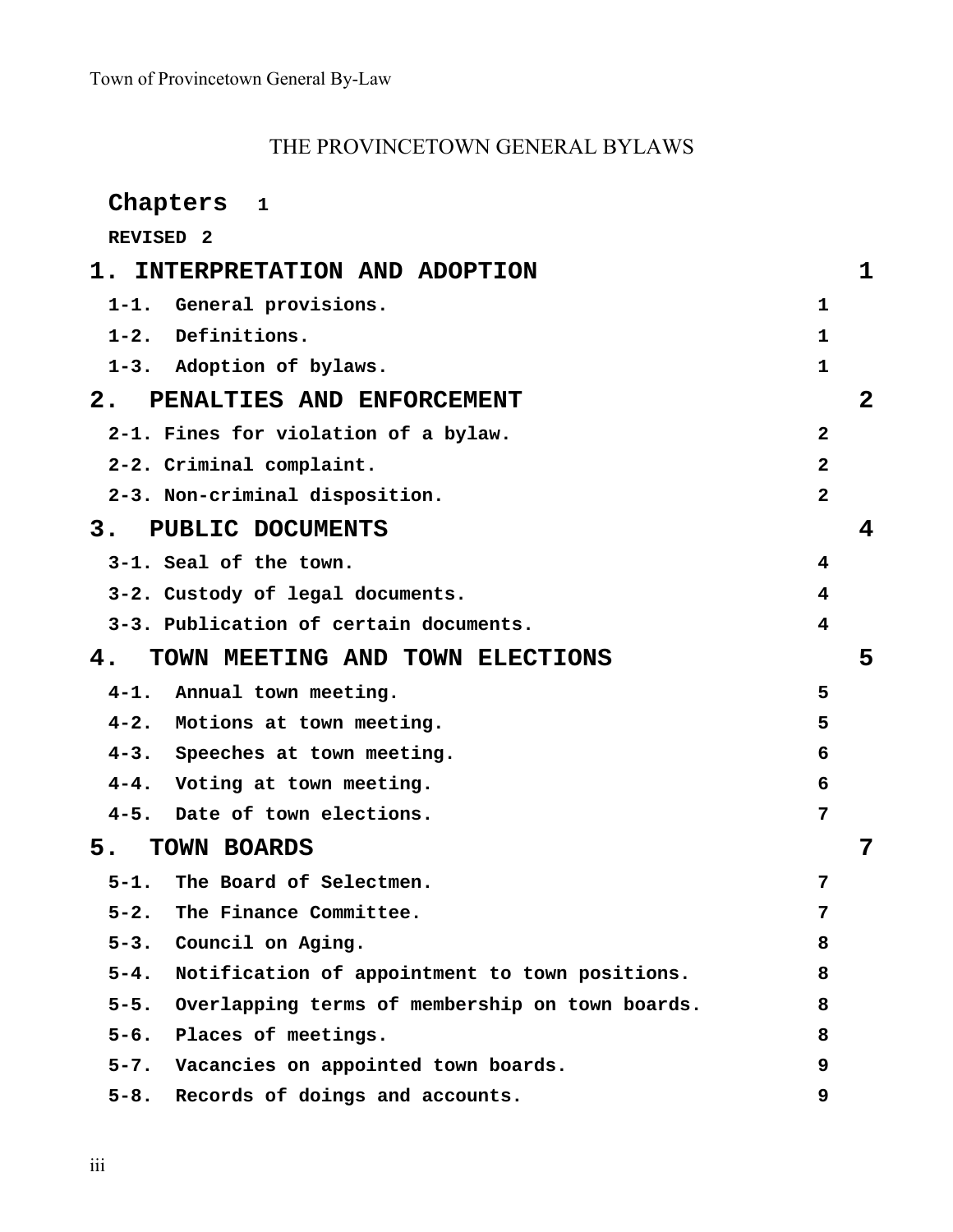# THE PROVINCETOWN GENERAL BYLAWS

**Chapters 1**

**REVISED 2**

**1. INTERPRETATION AND ADOPTION** 1

- **1-1. General provisions.** 1
- **1-2. Definitions.** 1
- **1-3. Adoption of bylaws.** 1

**2. PENALTIES AND ENFORCEMENT** 2

- **2-1. Fines for violation of a bylaw.** 2
- **2-2. Criminal complaint.** 2
- **2-3. Non-criminal disposition.** 2

**3. PUBLIC DOCUMENTS** 4

- **3-1. Seal of the town.** 4
- **3-2. Custody of legal documents.** 4
- **3-3. Publication of certain documents.** 4

**4. TOWN MEETING AND TOWN ELECTIONS** 5

- **4-1. Annual town meeting.** 5
- **4-2. Motions at town meeting.** 5
- **4-3. Speeches at town meeting.** 6
- **4-4. Voting at town meeting.** 6
- **4-5. Date of town elections.** 7

**5. TOWN BOARDS** 7

- **5-1. The Board of Selectmen.** 7
- **5-2. The Finance Committee.** 7
- **5-3. Council on Aging.** 8
- **5-4. Notification of appointment to town positions.** 8
- **5-5. Overlapping terms of membership on town boards.** 8
- **5-6. Places of meetings.** 8
- **5-7. Vacancies on appointed town boards.** 9
- **5-8. Records of doings and accounts.** 9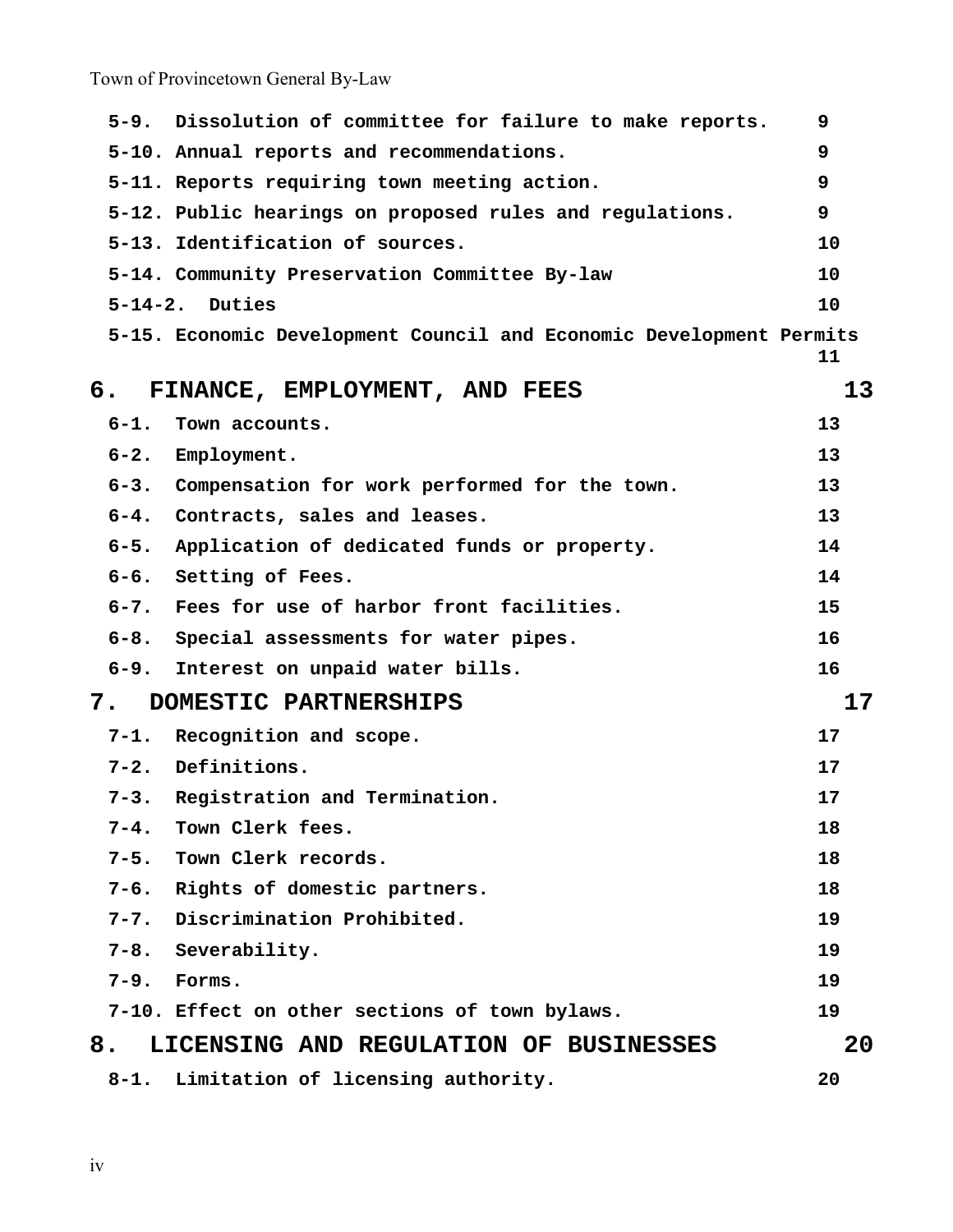| | |
|---|---|
| 5-9. Dissolution of committee for failure to make reports. | 9 |
| 5-10. Annual reports and recommendations. | 9 |
| 5-11. Reports requiring town meeting action. | 9 |
| 5-12. Public hearings on proposed rules and regulations. | 9 |
| 5-13. Identification of sources. | 10 |
| 5-14. Community Preservation Committee By-law | 10 |
| 5-14-2. Duties | 10 |
| 5-15. Economic Development Council and Economic Development Permits | 11 |
| **6. FINANCE, EMPLOYMENT, AND FEES** | **13** |
| 6-1. Town accounts. | 13 |
| 6-2. Employment. | 13 |
| 6-3. Compensation for work performed for the town. | 13 |
| 6-4. Contracts, sales and leases. | 13 |
| 6-5. Application of dedicated funds or property. | 14 |
| 6-6. Setting of Fees. | 14 |
| 6-7. Fees for use of harbor front facilities. | 15 |
| 6-8. Special assessments for water pipes. | 16 |
| 6-9. Interest on unpaid water bills. | 16 |
| **7. DOMESTIC PARTNERSHIPS** | **17** |
| 7-1. Recognition and scope. | 17 |
| 7-2. Definitions. | 17 |
| 7-3. Registration and Termination. | 17 |
| 7-4. Town Clerk fees. | 18 |
| 7-5. Town Clerk records. | 18 |
| 7-6. Rights of domestic partners. | 18 |
| 7-7. Discrimination Prohibited. | 19 |
| 7-8. Severability. | 19 |
| 7-9. Forms. | 19 |
| 7-10. Effect on other sections of town bylaws. | 19 |
| **8. LICENSING AND REGULATION OF BUSINESSES** | **20** |
| 8-1. Limitation of licensing authority. | 20 |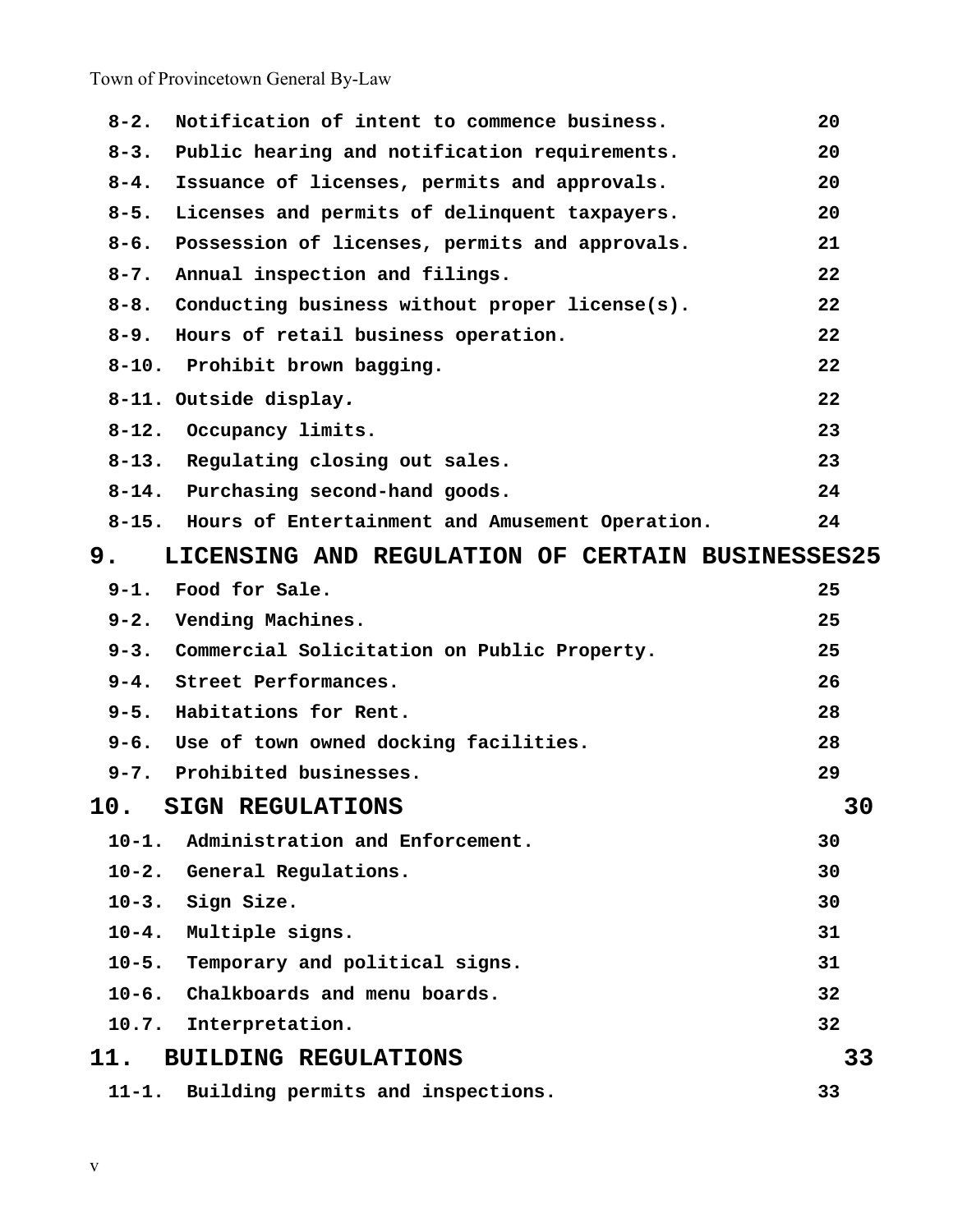| | | |
|---|---|---|
| 8-2. | Notification of intent to commence business. | 20 |
| 8-3. | Public hearing and notification requirements. | 20 |
| 8-4. | Issuance of licenses, permits and approvals. | 20 |
| 8-5. | Licenses and permits of delinquent taxpayers. | 20 |
| 8-6. | Possession of licenses, permits and approvals. | 21 |
| 8-7. | Annual inspection and filings. | 22 |
| 8-8. | Conducting business without proper license(s). | 22 |
| 8-9. | Hours of retail business operation. | 22 |
| 8-10. | Prohibit brown bagging. | 22 |
| 8-11. | Outside display. | 22 |
| 8-12. | Occupancy limits. | 23 |
| 8-13. | Regulating closing out sales. | 23 |
| 8-14. | Purchasing second-hand goods. | 24 |
| 8-15. | Hours of Entertainment and Amusement Operation. | 24 |
| **9.** | **LICENSING AND REGULATION OF CERTAIN BUSINESSES** | **25** |
| 9-1. | Food for Sale. | 25 |
| 9-2. | Vending Machines. | 25 |
| 9-3. | Commercial Solicitation on Public Property. | 25 |
| 9-4. | Street Performances. | 26 |
| 9-5. | Habitations for Rent. | 28 |
| 9-6. | Use of town owned docking facilities. | 28 |
| 9-7. | Prohibited businesses. | 29 |
| **10.** | **SIGN REGULATIONS** | **30** |
| 10-1. | Administration and Enforcement. | 30 |
| 10-2. | General Regulations. | 30 |
| 10-3. | Sign Size. | 30 |
| 10-4. | Multiple signs. | 31 |
| 10-5. | Temporary and political signs. | 31 |
| 10-6. | Chalkboards and menu boards. | 32 |
| 10.7. | Interpretation. | 32 |
| **11.** | **BUILDING REGULATIONS** | **33** |
| 11-1. | Building permits and inspections. | 33 |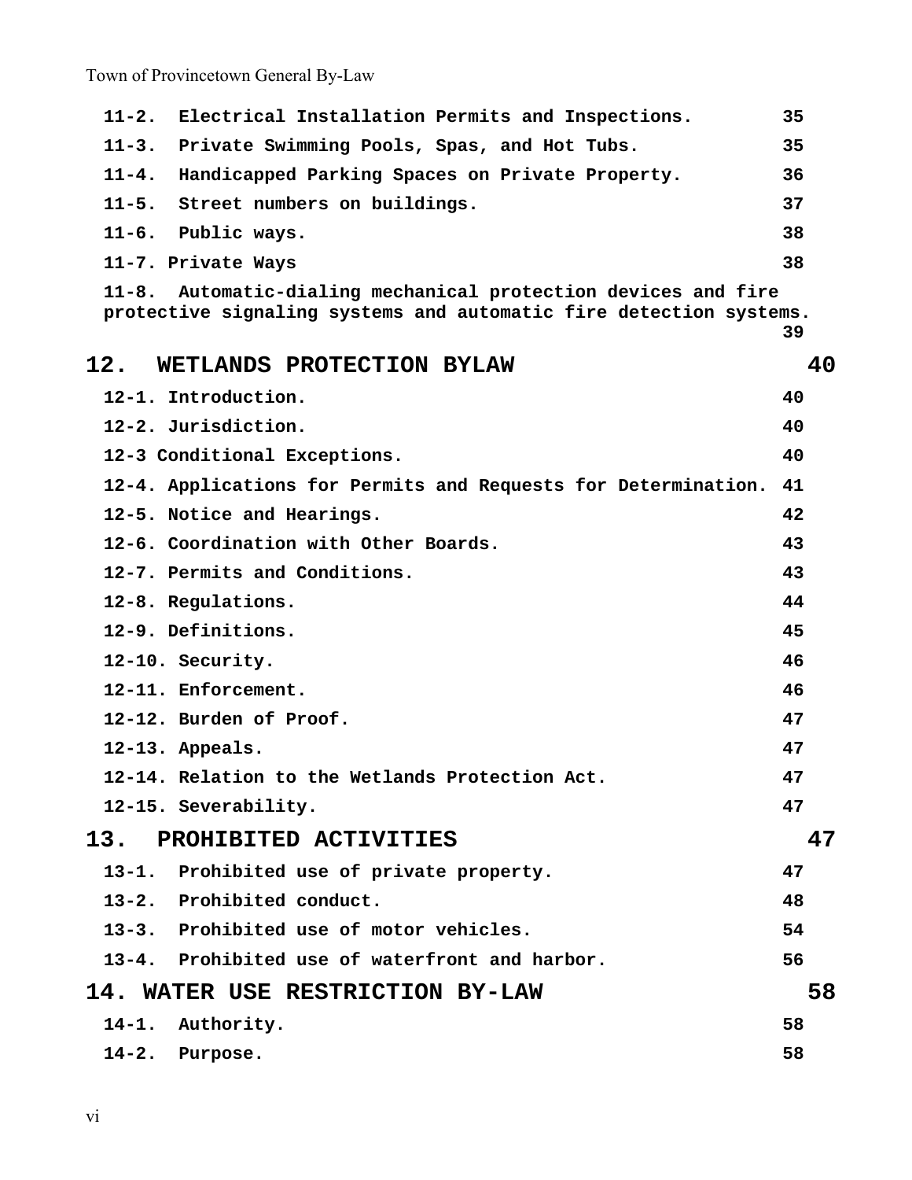11-2. Electrical Installation Permits and Inspections. 35

11-3. Private Swimming Pools, Spas, and Hot Tubs. 35

11-4. Handicapped Parking Spaces on Private Property. 36

11-5. Street numbers on buildings. 37

11-6. Public ways. 38

11-7. Private Ways 38

11-8. Automatic-dialing mechanical protection devices and fire protective signaling systems and automatic fire detection systems. 39

**12. WETLANDS PROTECTION BYLAW 40**

12-1. Introduction. 40

12-2. Jurisdiction. 40

12-3 Conditional Exceptions. 40

12-4. Applications for Permits and Requests for Determination. 41

12-5. Notice and Hearings. 42

12-6. Coordination with Other Boards. 43

12-7. Permits and Conditions. 43

12-8. Regulations. 44

12-9. Definitions. 45

12-10. Security. 46

12-11. Enforcement. 46

12-12. Burden of Proof. 47

12-13. Appeals. 47

12-14. Relation to the Wetlands Protection Act. 47

12-15. Severability. 47

**13. PROHIBITED ACTIVITIES 47**

13-1. Prohibited use of private property. 47

13-2. Prohibited conduct. 48

13-3. Prohibited use of motor vehicles. 54

13-4. Prohibited use of waterfront and harbor. 56

**14. WATER USE RESTRICTION BY-LAW 58**

14-1. Authority. 58

14-2. Purpose. 58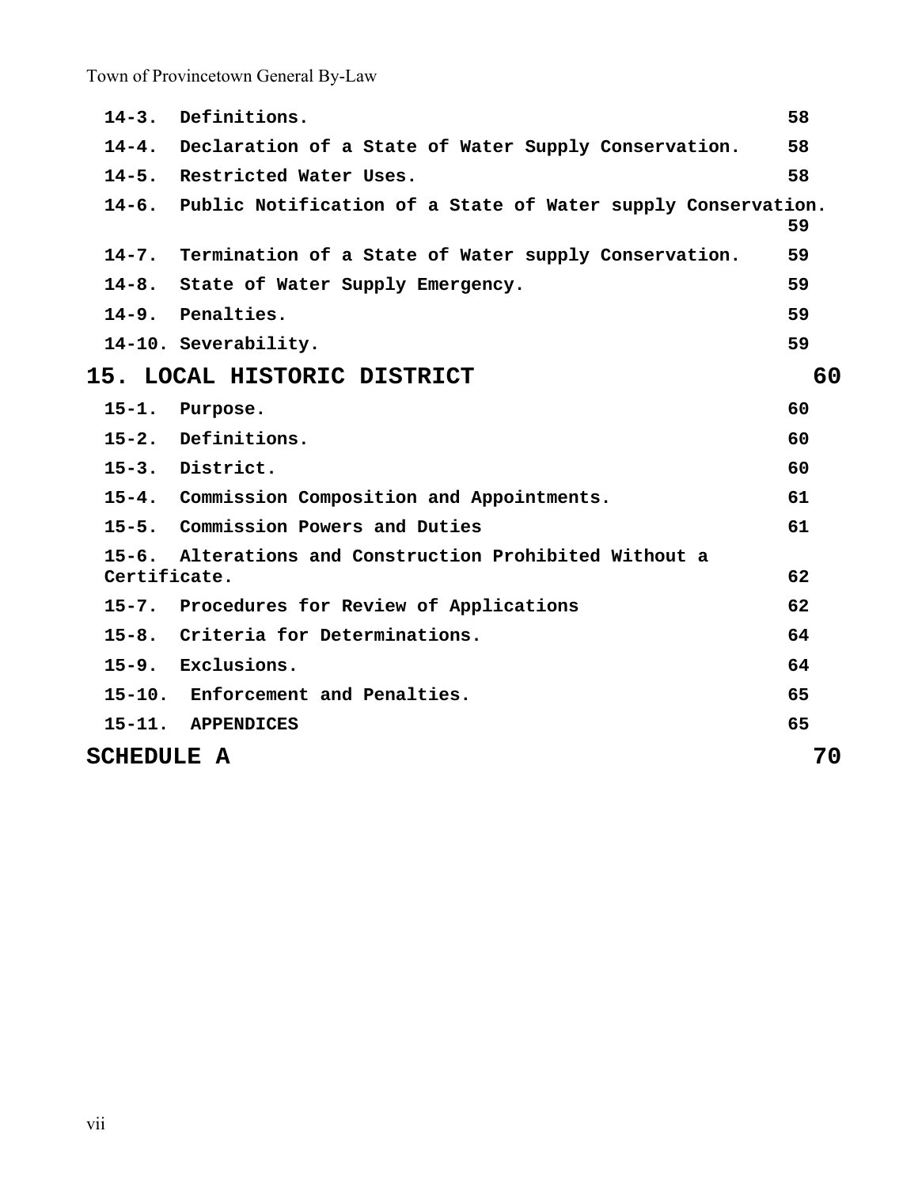14-3. Definitions. 58
14-4. Declaration of a State of Water Supply Conservation. 58
14-5. Restricted Water Uses. 58
14-6. Public Notification of a State of Water supply Conservation. 59
14-7. Termination of a State of Water supply Conservation. 59
14-8. State of Water Supply Emergency. 59
14-9. Penalties. 59
14-10. Severability. 59

**15. LOCAL HISTORIC DISTRICT** 60

15-1. Purpose. 60
15-2. Definitions. 60
15-3. District. 60
15-4. Commission Composition and Appointments. 61
15-5. Commission Powers and Duties 61
15-6. Alterations and Construction Prohibited Without a Certificate. 62
15-7. Procedures for Review of Applications 62
15-8. Criteria for Determinations. 64
15-9. Exclusions. 64
15-10. Enforcement and Penalties. 65
15-11. APPENDICES 65

**SCHEDULE A** 70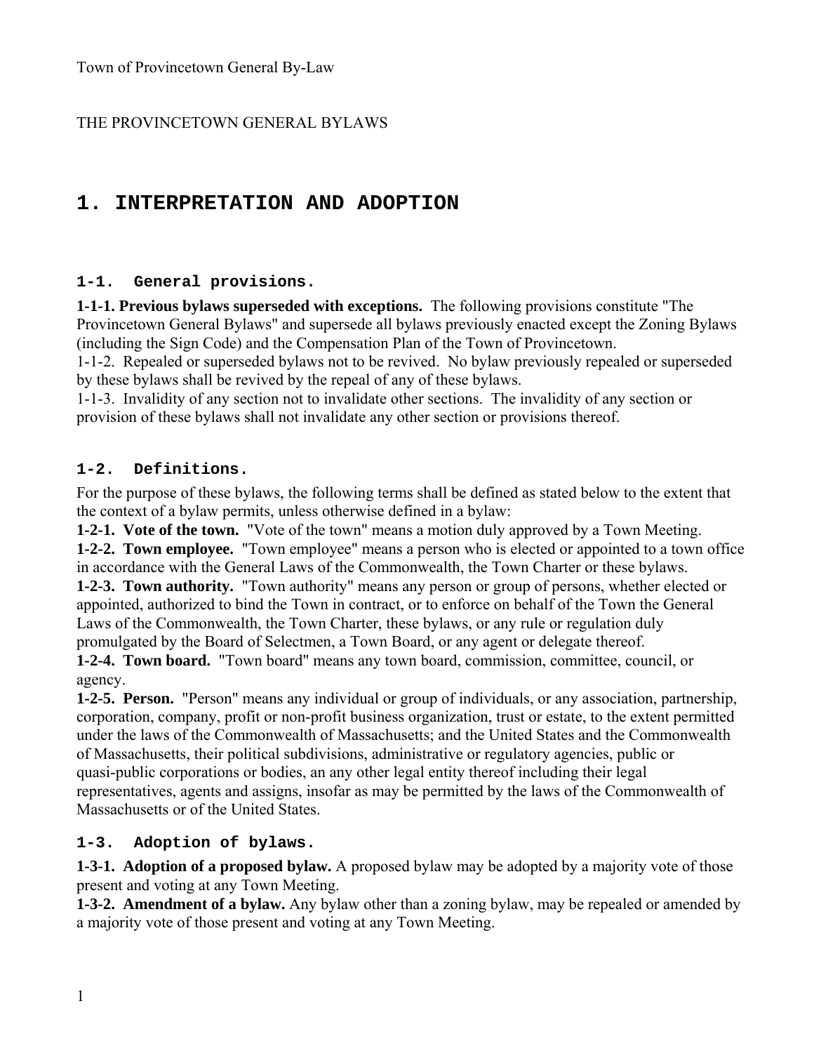Town of Provincetown General By-Law

THE PROVINCETOWN GENERAL BYLAWS

# 1. INTERPRETATION AND ADOPTION

## 1-1. General provisions.

**1-1-1. Previous bylaws superseded with exceptions.** The following provisions constitute "The Provincetown General Bylaws" and supersede all bylaws previously enacted except the Zoning Bylaws (including the Sign Code) and the Compensation Plan of the Town of Provincetown.
1-1-2. Repealed or superseded bylaws not to be revived. No bylaw previously repealed or superseded by these bylaws shall be revived by the repeal of any of these bylaws.
1-1-3. Invalidity of any section not to invalidate other sections. The invalidity of any section or provision of these bylaws shall not invalidate any other section or provisions thereof.

## 1-2. Definitions.

For the purpose of these bylaws, the following terms shall be defined as stated below to the extent that the context of a bylaw permits, unless otherwise defined in a bylaw:
**1-2-1. Vote of the town.** "Vote of the town" means a motion duly approved by a Town Meeting.
**1-2-2. Town employee.** "Town employee" means a person who is elected or appointed to a town office in accordance with the General Laws of the Commonwealth, the Town Charter or these bylaws.
**1-2-3. Town authority.** "Town authority" means any person or group of persons, whether elected or appointed, authorized to bind the Town in contract, or to enforce on behalf of the Town the General Laws of the Commonwealth, the Town Charter, these bylaws, or any rule or regulation duly promulgated by the Board of Selectmen, a Town Board, or any agent or delegate thereof.
**1-2-4. Town board.** "Town board" means any town board, commission, committee, council, or agency.
**1-2-5. Person.** "Person" means any individual or group of individuals, or any association, partnership, corporation, company, profit or non-profit business organization, trust or estate, to the extent permitted under the laws of the Commonwealth of Massachusetts; and the United States and the Commonwealth of Massachusetts, their political subdivisions, administrative or regulatory agencies, public or quasi-public corporations or bodies, an any other legal entity thereof including their legal representatives, agents and assigns, insofar as may be permitted by the laws of the Commonwealth of Massachusetts or of the United States.

## 1-3. Adoption of bylaws.

**1-3-1. Adoption of a proposed bylaw.** A proposed bylaw may be adopted by a majority vote of those present and voting at any Town Meeting.
**1-3-2. Amendment of a bylaw.** Any bylaw other than a zoning bylaw, may be repealed or amended by a majority vote of those present and voting at any Town Meeting.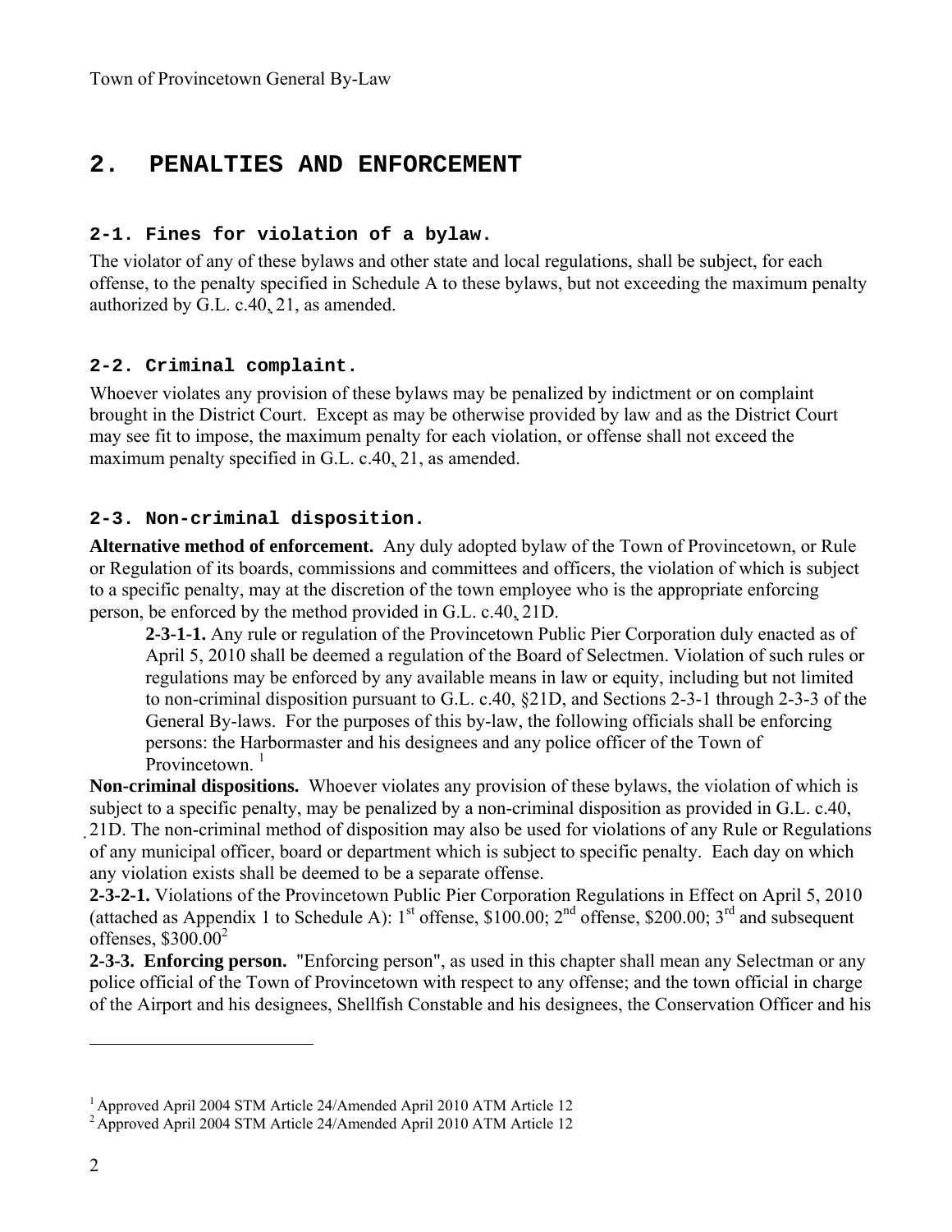# 2. PENALTIES AND ENFORCEMENT

### 2-1. Fines for violation of a bylaw.

The violator of any of these bylaws and other state and local regulations, shall be subject, for each offense, to the penalty specified in Schedule A to these bylaws, but not exceeding the maximum penalty authorized by G.L. c.40, 21, as amended.

### 2-2. Criminal complaint.

Whoever violates any provision of these bylaws may be penalized by indictment or on complaint brought in the District Court. Except as may be otherwise provided by law and as the District Court may see fit to impose, the maximum penalty for each violation, or offense shall not exceed the maximum penalty specified in G.L. c.40, 21, as amended.

### 2-3. Non-criminal disposition.

**Alternative method of enforcement.** Any duly adopted bylaw of the Town of Provincetown, or Rule or Regulation of its boards, commissions and committees and officers, the violation of which is subject to a specific penalty, may at the discretion of the town employee who is the appropriate enforcing person, be enforced by the method provided in G.L. c.40, 21D.

**2-3-1-1.** Any rule or regulation of the Provincetown Public Pier Corporation duly enacted as of April 5, 2010 shall be deemed a regulation of the Board of Selectmen. Violation of such rules or regulations may be enforced by any available means in law or equity, including but not limited to non-criminal disposition pursuant to G.L. c.40, §21D, and Sections 2-3-1 through 2-3-3 of the General By-laws. For the purposes of this by-law, the following officials shall be enforcing persons: the Harbormaster and his designees and any police officer of the Town of Provincetown. [1]

**Non-criminal dispositions.** Whoever violates any provision of these bylaws, the violation of which is subject to a specific penalty, may be penalized by a non-criminal disposition as provided in G.L. c.40, 21D. The non-criminal method of disposition may also be used for violations of any Rule or Regulations of any municipal officer, board or department which is subject to specific penalty. Each day on which any violation exists shall be deemed to be a separate offense.

**2-3-2-1.** Violations of the Provincetown Public Pier Corporation Regulations in Effect on April 5, 2010 (attached as Appendix 1 to Schedule A): 1st offense, \$100.00; 2nd offense, \$200.00; 3rd and subsequent offenses, \$300.00[2]

**2-3-3. Enforcing person.** "Enforcing person", as used in this chapter shall mean any Selectman or any police official of the Town of Provincetown with respect to any offense; and the town official in charge of the Airport and his designees, Shellfish Constable and his designees, the Conservation Officer and his

---

[1] Approved April 2004 STM Article 24/Amended April 2010 ATM Article 12

[2] Approved April 2004 STM Article 24/Amended April 2010 ATM Article 12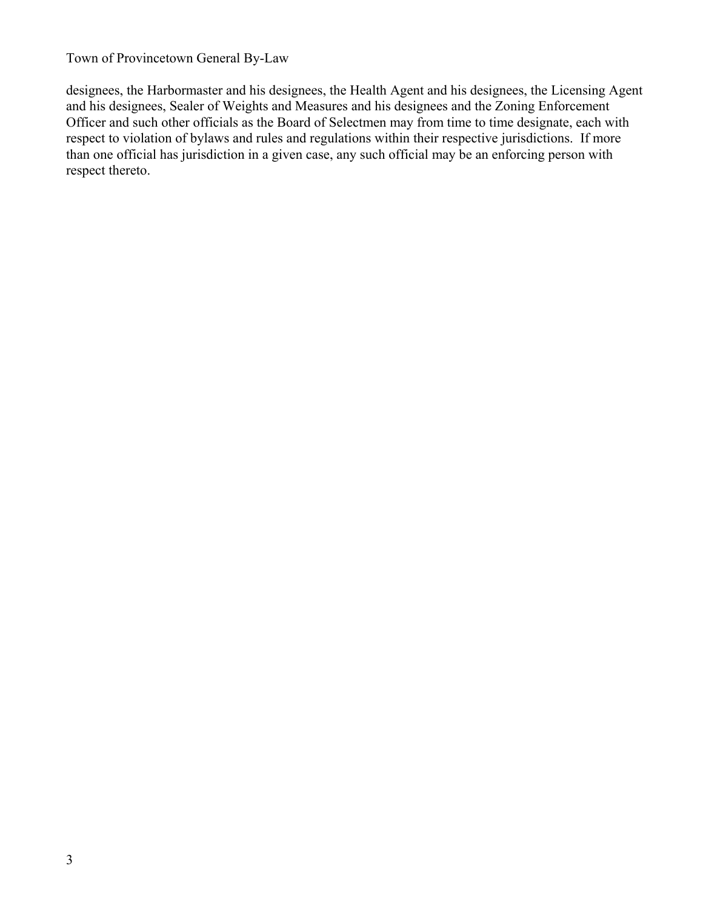designees, the Harbormaster and his designees, the Health Agent and his designees, the Licensing Agent and his designees, Sealer of Weights and Measures and his designees and the Zoning Enforcement Officer and such other officials as the Board of Selectmen may from time to time designate, each with respect to violation of bylaws and rules and regulations within their respective jurisdictions. If more than one official has jurisdiction in a given case, any such official may be an enforcing person with respect thereto.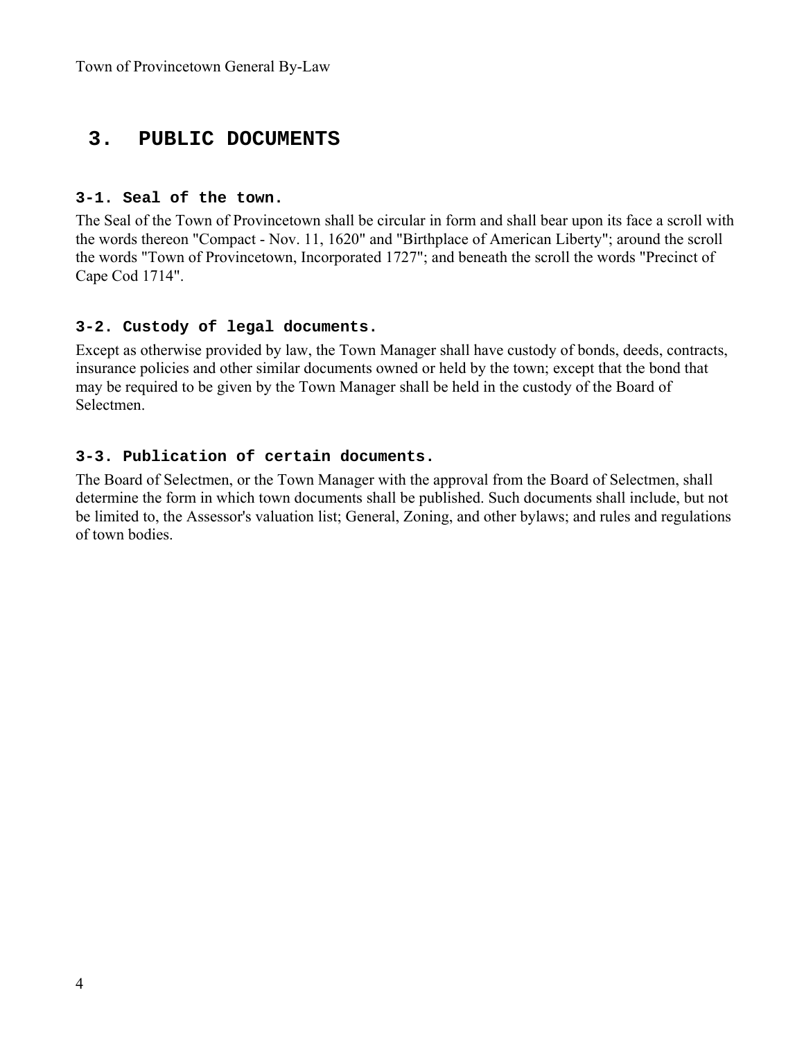# 3. PUBLIC DOCUMENTS

### 3-1. Seal of the town.

The Seal of the Town of Provincetown shall be circular in form and shall bear upon its face a scroll with the words thereon "Compact - Nov. 11, 1620" and "Birthplace of American Liberty"; around the scroll the words "Town of Provincetown, Incorporated 1727"; and beneath the scroll the words "Precinct of Cape Cod 1714".

### 3-2. Custody of legal documents.

Except as otherwise provided by law, the Town Manager shall have custody of bonds, deeds, contracts, insurance policies and other similar documents owned or held by the town; except that the bond that may be required to be given by the Town Manager shall be held in the custody of the Board of Selectmen.

### 3-3. Publication of certain documents.

The Board of Selectmen, or the Town Manager with the approval from the Board of Selectmen, shall determine the form in which town documents shall be published. Such documents shall include, but not be limited to, the Assessor's valuation list; General, Zoning, and other bylaws; and rules and regulations of town bodies.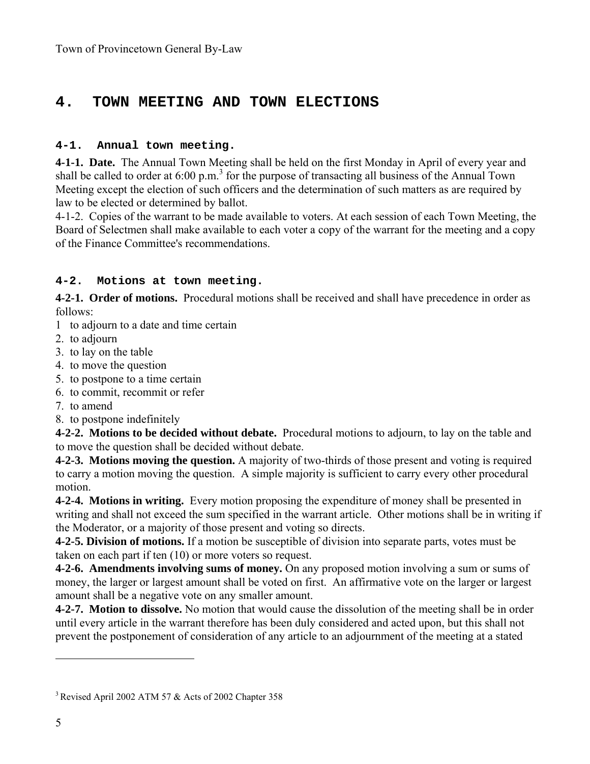# 4. TOWN MEETING AND TOWN ELECTIONS

### 4-1. Annual town meeting.

**4-1-1. Date.** The Annual Town Meeting shall be held on the first Monday in April of every year and shall be called to order at 6:00 p.m.[3] for the purpose of transacting all business of the Annual Town Meeting except the election of such officers and the determination of such matters as are required by law to be elected or determined by ballot.

4-1-2. Copies of the warrant to be made available to voters. At each session of each Town Meeting, the Board of Selectmen shall make available to each voter a copy of the warrant for the meeting and a copy of the Finance Committee's recommendations.

### 4-2. Motions at town meeting.

**4-2-1. Order of motions.** Procedural motions shall be received and shall have precedence in order as follows:

1 to adjourn to a date and time certain
2. to adjourn
3. to lay on the table
4. to move the question
5. to postpone to a time certain
6. to commit, recommit or refer
7. to amend
8. to postpone indefinitely

**4-2-2. Motions to be decided without debate.** Procedural motions to adjourn, to lay on the table and to move the question shall be decided without debate.

**4-2-3. Motions moving the question.** A majority of two-thirds of those present and voting is required to carry a motion moving the question. A simple majority is sufficient to carry every other procedural motion.

**4-2-4. Motions in writing.** Every motion proposing the expenditure of money shall be presented in writing and shall not exceed the sum specified in the warrant article. Other motions shall be in writing if the Moderator, or a majority of those present and voting so directs.

**4-2-5. Division of motions.** If a motion be susceptible of division into separate parts, votes must be taken on each part if ten (10) or more voters so request.

**4-2-6. Amendments involving sums of money.** On any proposed motion involving a sum or sums of money, the larger or largest amount shall be voted on first. An affirmative vote on the larger or largest amount shall be a negative vote on any smaller amount.

**4-2-7. Motion to dissolve.** No motion that would cause the dissolution of the meeting shall be in order until every article in the warrant therefore has been duly considered and acted upon, but this shall not prevent the postponement of consideration of any article to an adjournment of the meeting at a stated

---

[3] Revised April 2002 ATM 57 & Acts of 2002 Chapter 358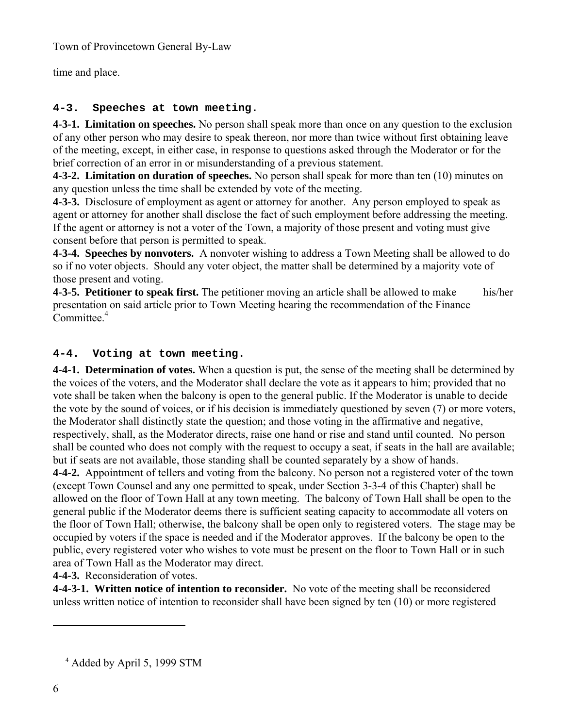time and place.

### 4-3. Speeches at town meeting.

**4-3-1. Limitation on speeches.** No person shall speak more than once on any question to the exclusion of any other person who may desire to speak thereon, nor more than twice without first obtaining leave of the meeting, except, in either case, in response to questions asked through the Moderator or for the brief correction of an error in or misunderstanding of a previous statement.

**4-3-2. Limitation on duration of speeches.** No person shall speak for more than ten (10) minutes on any question unless the time shall be extended by vote of the meeting.

**4-3-3.** Disclosure of employment as agent or attorney for another. Any person employed to speak as agent or attorney for another shall disclose the fact of such employment before addressing the meeting. If the agent or attorney is not a voter of the Town, a majority of those present and voting must give consent before that person is permitted to speak.

**4-3-4. Speeches by nonvoters.** A nonvoter wishing to address a Town Meeting shall be allowed to do so if no voter objects. Should any voter object, the matter shall be determined by a majority vote of those present and voting.

**4-3-5. Petitioner to speak first.** The petitioner moving an article shall be allowed to make his/her presentation on said article prior to Town Meeting hearing the recommendation of the Finance Committee.[4]

### 4-4. Voting at town meeting.

**4-4-1. Determination of votes.** When a question is put, the sense of the meeting shall be determined by the voices of the voters, and the Moderator shall declare the vote as it appears to him; provided that no vote shall be taken when the balcony is open to the general public. If the Moderator is unable to decide the vote by the sound of voices, or if his decision is immediately questioned by seven (7) or more voters, the Moderator shall distinctly state the question; and those voting in the affirmative and negative, respectively, shall, as the Moderator directs, raise one hand or rise and stand until counted. No person shall be counted who does not comply with the request to occupy a seat, if seats in the hall are available; but if seats are not available, those standing shall be counted separately by a show of hands.

**4-4-2.** Appointment of tellers and voting from the balcony. No person not a registered voter of the town (except Town Counsel and any one permitted to speak, under Section 3-3-4 of this Chapter) shall be allowed on the floor of Town Hall at any town meeting. The balcony of Town Hall shall be open to the general public if the Moderator deems there is sufficient seating capacity to accommodate all voters on the floor of Town Hall; otherwise, the balcony shall be open only to registered voters. The stage may be occupied by voters if the space is needed and if the Moderator approves. If the balcony be open to the public, every registered voter who wishes to vote must be present on the floor to Town Hall or in such area of Town Hall as the Moderator may direct.

**4-4-3.** Reconsideration of votes.

**4-4-3-1. Written notice of intention to reconsider.** No vote of the meeting shall be reconsidered unless written notice of intention to reconsider shall have been signed by ten (10) or more registered

---

[4] Added by April 5, 1999 STM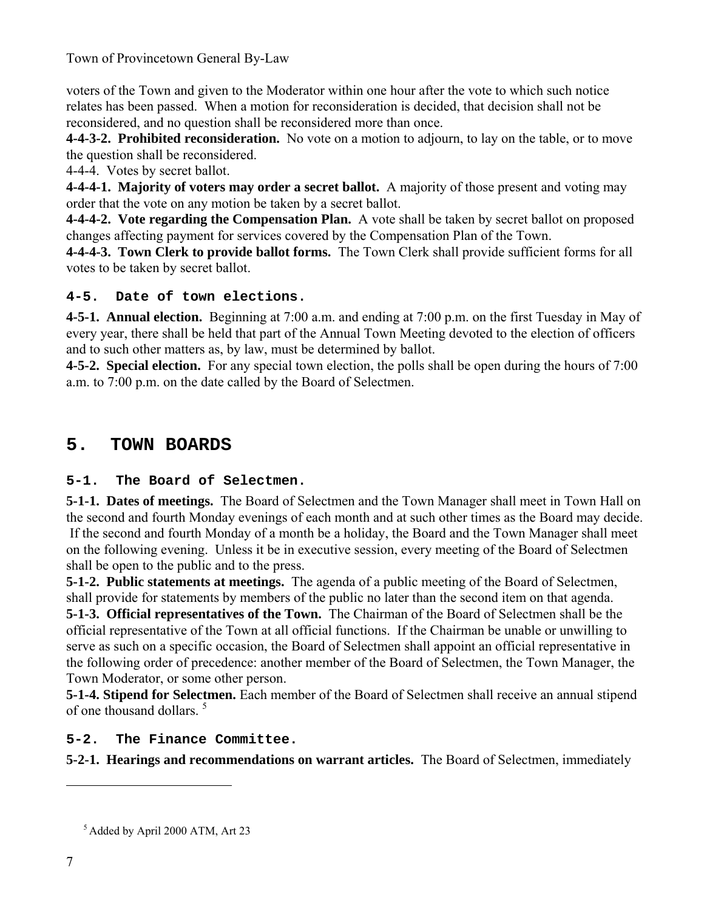voters of the Town and given to the Moderator within one hour after the vote to which such notice relates has been passed. When a motion for reconsideration is decided, that decision shall not be reconsidered, and no question shall be reconsidered more than once.

**4-4-3-2. Prohibited reconsideration.** No vote on a motion to adjourn, to lay on the table, or to move the question shall be reconsidered.

4-4-4. Votes by secret ballot.

**4-4-4-1. Majority of voters may order a secret ballot.** A majority of those present and voting may order that the vote on any motion be taken by a secret ballot.

**4-4-4-2. Vote regarding the Compensation Plan.** A vote shall be taken by secret ballot on proposed changes affecting payment for services covered by the Compensation Plan of the Town.

**4-4-4-3. Town Clerk to provide ballot forms.** The Town Clerk shall provide sufficient forms for all votes to be taken by secret ballot.

### 4-5. Date of town elections.

**4-5-1. Annual election.** Beginning at 7:00 a.m. and ending at 7:00 p.m. on the first Tuesday in May of every year, there shall be held that part of the Annual Town Meeting devoted to the election of officers and to such other matters as, by law, must be determined by ballot.

**4-5-2. Special election.** For any special town election, the polls shall be open during the hours of 7:00 a.m. to 7:00 p.m. on the date called by the Board of Selectmen.

## 5. TOWN BOARDS

### 5-1. The Board of Selectmen.

**5-1-1. Dates of meetings.** The Board of Selectmen and the Town Manager shall meet in Town Hall on the second and fourth Monday evenings of each month and at such other times as the Board may decide. If the second and fourth Monday of a month be a holiday, the Board and the Town Manager shall meet on the following evening. Unless it be in executive session, every meeting of the Board of Selectmen shall be open to the public and to the press.

**5-1-2. Public statements at meetings.** The agenda of a public meeting of the Board of Selectmen, shall provide for statements by members of the public no later than the second item on that agenda.

**5-1-3. Official representatives of the Town.** The Chairman of the Board of Selectmen shall be the official representative of the Town at all official functions. If the Chairman be unable or unwilling to serve as such on a specific occasion, the Board of Selectmen shall appoint an official representative in the following order of precedence: another member of the Board of Selectmen, the Town Manager, the Town Moderator, or some other person.

**5-1-4. Stipend for Selectmen.** Each member of the Board of Selectmen shall receive an annual stipend of one thousand dollars. [5]

### 5-2. The Finance Committee.

**5-2-1. Hearings and recommendations on warrant articles.** The Board of Selectmen, immediately

---

[5] Added by April 2000 ATM, Art 23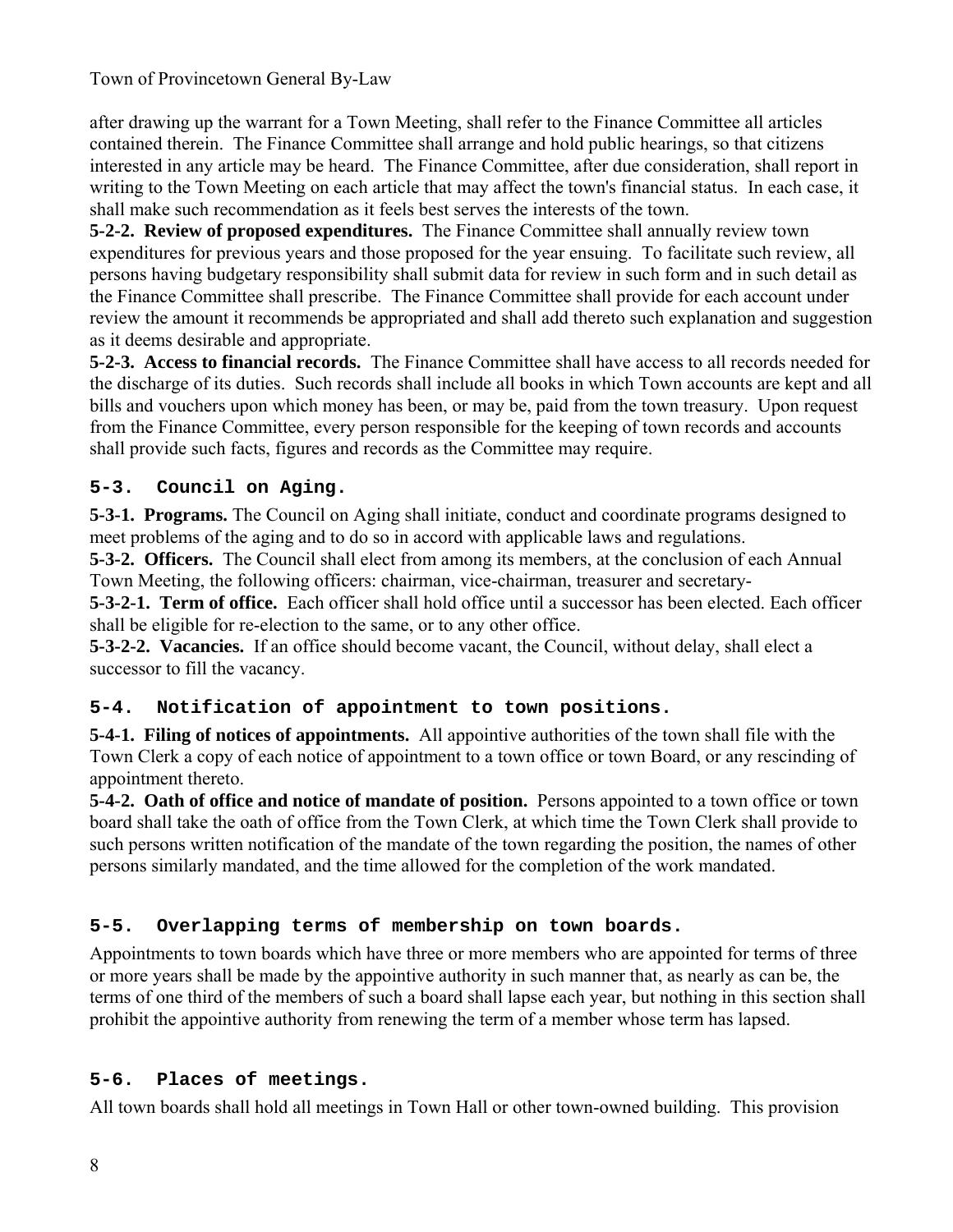after drawing up the warrant for a Town Meeting, shall refer to the Finance Committee all articles contained therein. The Finance Committee shall arrange and hold public hearings, so that citizens interested in any article may be heard. The Finance Committee, after due consideration, shall report in writing to the Town Meeting on each article that may affect the town's financial status. In each case, it shall make such recommendation as it feels best serves the interests of the town.

**5-2-2. Review of proposed expenditures.** The Finance Committee shall annually review town expenditures for previous years and those proposed for the year ensuing. To facilitate such review, all persons having budgetary responsibility shall submit data for review in such form and in such detail as the Finance Committee shall prescribe. The Finance Committee shall provide for each account under review the amount it recommends be appropriated and shall add thereto such explanation and suggestion as it deems desirable and appropriate.

**5-2-3. Access to financial records.** The Finance Committee shall have access to all records needed for the discharge of its duties. Such records shall include all books in which Town accounts are kept and all bills and vouchers upon which money has been, or may be, paid from the town treasury. Upon request from the Finance Committee, every person responsible for the keeping of town records and accounts shall provide such facts, figures and records as the Committee may require.

## 5-3. Council on Aging.

**5-3-1. Programs.** The Council on Aging shall initiate, conduct and coordinate programs designed to meet problems of the aging and to do so in accord with applicable laws and regulations.

**5-3-2. Officers.** The Council shall elect from among its members, at the conclusion of each Annual Town Meeting, the following officers: chairman, vice-chairman, treasurer and secretary-

**5-3-2-1. Term of office.** Each officer shall hold office until a successor has been elected. Each officer shall be eligible for re-election to the same, or to any other office.

**5-3-2-2. Vacancies.** If an office should become vacant, the Council, without delay, shall elect a successor to fill the vacancy.

## 5-4. Notification of appointment to town positions.

**5-4-1. Filing of notices of appointments.** All appointive authorities of the town shall file with the Town Clerk a copy of each notice of appointment to a town office or town Board, or any rescinding of appointment thereto.

**5-4-2. Oath of office and notice of mandate of position.** Persons appointed to a town office or town board shall take the oath of office from the Town Clerk, at which time the Town Clerk shall provide to such persons written notification of the mandate of the town regarding the position, the names of other persons similarly mandated, and the time allowed for the completion of the work mandated.

## 5-5. Overlapping terms of membership on town boards.

Appointments to town boards which have three or more members who are appointed for terms of three or more years shall be made by the appointive authority in such manner that, as nearly as can be, the terms of one third of the members of such a board shall lapse each year, but nothing in this section shall prohibit the appointive authority from renewing the term of a member whose term has lapsed.

## 5-6. Places of meetings.

All town boards shall hold all meetings in Town Hall or other town-owned building. This provision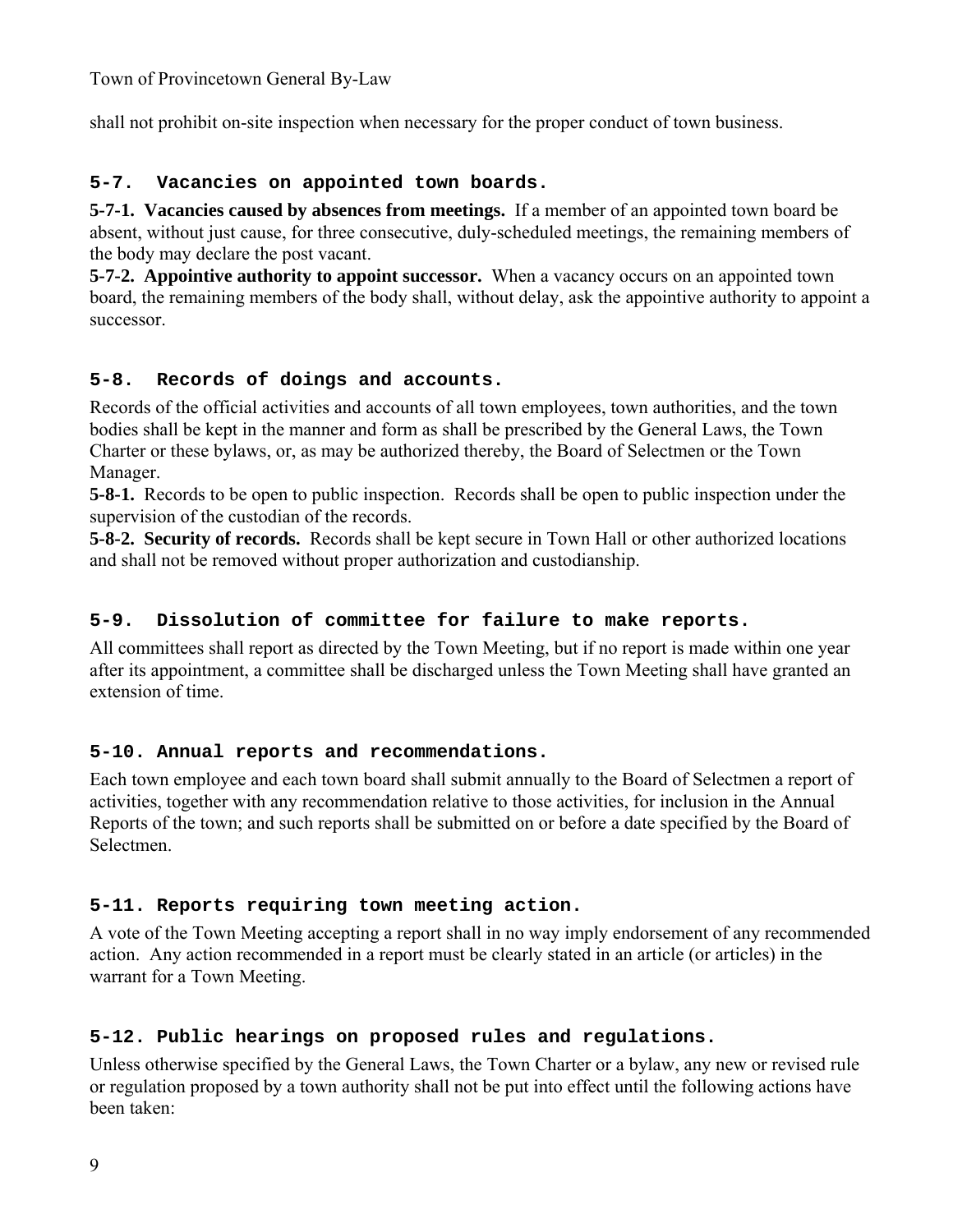shall not prohibit on-site inspection when necessary for the proper conduct of town business.

### 5-7. Vacancies on appointed town boards.

**5-7-1. Vacancies caused by absences from meetings.** If a member of an appointed town board be absent, without just cause, for three consecutive, duly-scheduled meetings, the remaining members of the body may declare the post vacant.
**5-7-2. Appointive authority to appoint successor.** When a vacancy occurs on an appointed town board, the remaining members of the body shall, without delay, ask the appointive authority to appoint a successor.

### 5-8. Records of doings and accounts.

Records of the official activities and accounts of all town employees, town authorities, and the town bodies shall be kept in the manner and form as shall be prescribed by the General Laws, the Town Charter or these bylaws, or, as may be authorized thereby, the Board of Selectmen or the Town Manager.
**5-8-1.** Records to be open to public inspection. Records shall be open to public inspection under the supervision of the custodian of the records.
**5-8-2. Security of records.** Records shall be kept secure in Town Hall or other authorized locations and shall not be removed without proper authorization and custodianship.

### 5-9. Dissolution of committee for failure to make reports.

All committees shall report as directed by the Town Meeting, but if no report is made within one year after its appointment, a committee shall be discharged unless the Town Meeting shall have granted an extension of time.

### 5-10. Annual reports and recommendations.

Each town employee and each town board shall submit annually to the Board of Selectmen a report of activities, together with any recommendation relative to those activities, for inclusion in the Annual Reports of the town; and such reports shall be submitted on or before a date specified by the Board of Selectmen.

### 5-11. Reports requiring town meeting action.

A vote of the Town Meeting accepting a report shall in no way imply endorsement of any recommended action. Any action recommended in a report must be clearly stated in an article (or articles) in the warrant for a Town Meeting.

### 5-12. Public hearings on proposed rules and regulations.

Unless otherwise specified by the General Laws, the Town Charter or a bylaw, any new or revised rule or regulation proposed by a town authority shall not be put into effect until the following actions have been taken: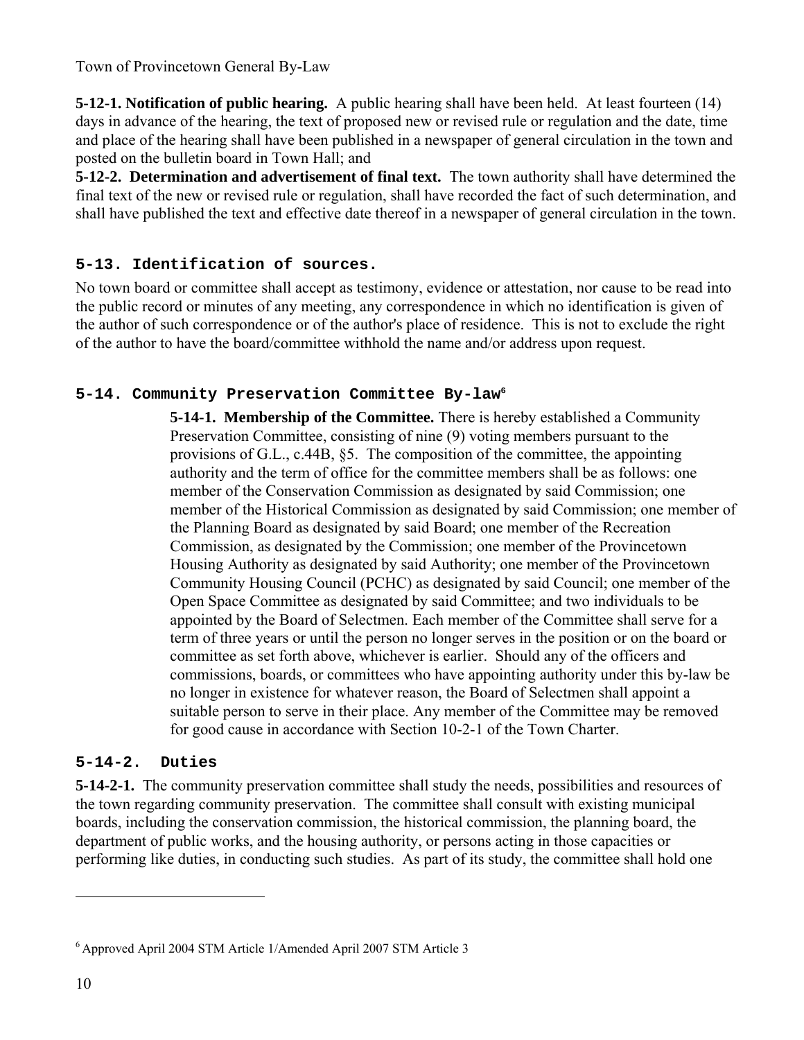**5-12-1. Notification of public hearing.** A public hearing shall have been held. At least fourteen (14) days in advance of the hearing, the text of proposed new or revised rule or regulation and the date, time and place of the hearing shall have been published in a newspaper of general circulation in the town and posted on the bulletin board in Town Hall; and

**5-12-2. Determination and advertisement of final text.** The town authority shall have determined the final text of the new or revised rule or regulation, shall have recorded the fact of such determination, and shall have published the text and effective date thereof in a newspaper of general circulation in the town.

### 5-13. Identification of sources.

No town board or committee shall accept as testimony, evidence or attestation, nor cause to be read into the public record or minutes of any meeting, any correspondence in which no identification is given of the author of such correspondence or of the author's place of residence. This is not to exclude the right of the author to have the board/committee withhold the name and/or address upon request.

### 5-14. Community Preservation Committee By-law[6]

**5-14-1. Membership of the Committee.** There is hereby established a Community Preservation Committee, consisting of nine (9) voting members pursuant to the provisions of G.L., c.44B, §5. The composition of the committee, the appointing authority and the term of office for the committee members shall be as follows: one member of the Conservation Commission as designated by said Commission; one member of the Historical Commission as designated by said Commission; one member of the Planning Board as designated by said Board; one member of the Recreation Commission, as designated by the Commission; one member of the Provincetown Housing Authority as designated by said Authority; one member of the Provincetown Community Housing Council (PCHC) as designated by said Council; one member of the Open Space Committee as designated by said Committee; and two individuals to be appointed by the Board of Selectmen. Each member of the Committee shall serve for a term of three years or until the person no longer serves in the position or on the board or committee as set forth above, whichever is earlier. Should any of the officers and commissions, boards, or committees who have appointing authority under this by-law be no longer in existence for whatever reason, the Board of Selectmen shall appoint a suitable person to serve in their place. Any member of the Committee may be removed for good cause in accordance with Section 10-2-1 of the Town Charter.

### 5-14-2. Duties

**5-14-2-1.** The community preservation committee shall study the needs, possibilities and resources of the town regarding community preservation. The committee shall consult with existing municipal boards, including the conservation commission, the historical commission, the planning board, the department of public works, and the housing authority, or persons acting in those capacities or performing like duties, in conducting such studies. As part of its study, the committee shall hold one

[6] Approved April 2004 STM Article 1/Amended April 2007 STM Article 3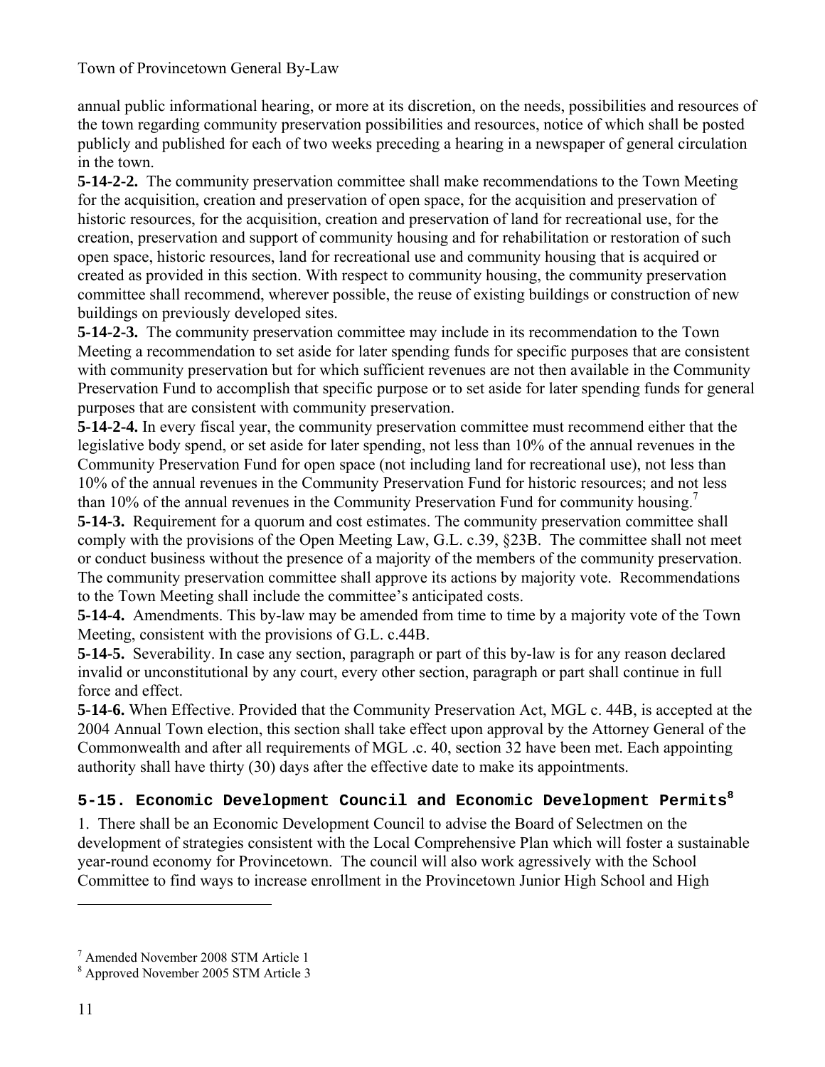annual public informational hearing, or more at its discretion, on the needs, possibilities and resources of the town regarding community preservation possibilities and resources, notice of which shall be posted publicly and published for each of two weeks preceding a hearing in a newspaper of general circulation in the town.

**5-14-2-2.** The community preservation committee shall make recommendations to the Town Meeting for the acquisition, creation and preservation of open space, for the acquisition and preservation of historic resources, for the acquisition, creation and preservation of land for recreational use, for the creation, preservation and support of community housing and for rehabilitation or restoration of such open space, historic resources, land for recreational use and community housing that is acquired or created as provided in this section. With respect to community housing, the community preservation committee shall recommend, wherever possible, the reuse of existing buildings or construction of new buildings on previously developed sites.

**5-14-2-3.** The community preservation committee may include in its recommendation to the Town Meeting a recommendation to set aside for later spending funds for specific purposes that are consistent with community preservation but for which sufficient revenues are not then available in the Community Preservation Fund to accomplish that specific purpose or to set aside for later spending funds for general purposes that are consistent with community preservation.

**5-14-2-4.** In every fiscal year, the community preservation committee must recommend either that the legislative body spend, or set aside for later spending, not less than 10% of the annual revenues in the Community Preservation Fund for open space (not including land for recreational use), not less than 10% of the annual revenues in the Community Preservation Fund for historic resources; and not less than 10% of the annual revenues in the Community Preservation Fund for community housing.[7]

**5-14-3.** Requirement for a quorum and cost estimates. The community preservation committee shall comply with the provisions of the Open Meeting Law, G.L. c.39, §23B. The committee shall not meet or conduct business without the presence of a majority of the members of the community preservation. The community preservation committee shall approve its actions by majority vote. Recommendations to the Town Meeting shall include the committee's anticipated costs.

**5-14-4.** Amendments. This by-law may be amended from time to time by a majority vote of the Town Meeting, consistent with the provisions of G.L. c.44B.

**5-14-5.** Severability. In case any section, paragraph or part of this by-law is for any reason declared invalid or unconstitutional by any court, every other section, paragraph or part shall continue in full force and effect.

**5-14-6.** When Effective. Provided that the Community Preservation Act, MGL c. 44B, is accepted at the 2004 Annual Town election, this section shall take effect upon approval by the Attorney General of the Commonwealth and after all requirements of MGL .c. 40, section 32 have been met. Each appointing authority shall have thirty (30) days after the effective date to make its appointments.

## 5-15. Economic Development Council and Economic Development Permits[8]

1. There shall be an Economic Development Council to advise the Board of Selectmen on the development of strategies consistent with the Local Comprehensive Plan which will foster a sustainable year-round economy for Provincetown. The council will also work agressively with the School Committee to find ways to increase enrollment in the Provincetown Junior High School and High

---

[7] Amended November 2008 STM Article 1

[8] Approved November 2005 STM Article 3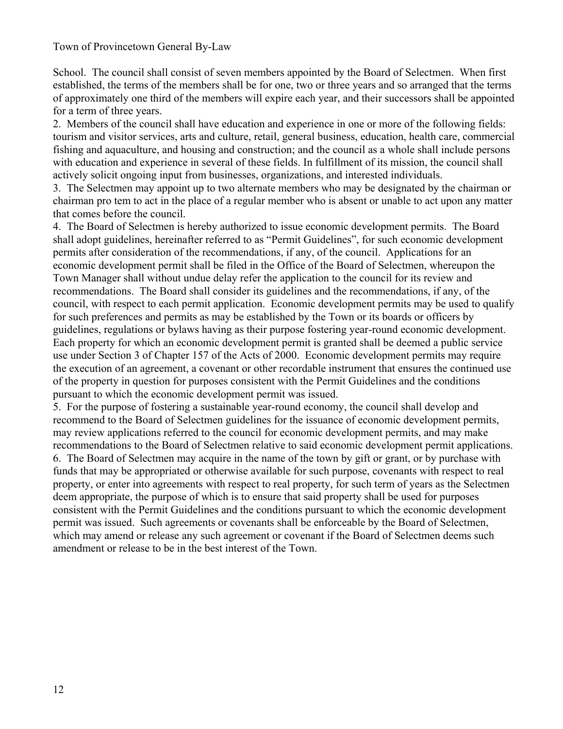School. The council shall consist of seven members appointed by the Board of Selectmen. When first established, the terms of the members shall be for one, two or three years and so arranged that the terms of approximately one third of the members will expire each year, and their successors shall be appointed for a term of three years.

2. Members of the council shall have education and experience in one or more of the following fields: tourism and visitor services, arts and culture, retail, general business, education, health care, commercial fishing and aquaculture, and housing and construction; and the council as a whole shall include persons with education and experience in several of these fields. In fulfillment of its mission, the council shall actively solicit ongoing input from businesses, organizations, and interested individuals.

3. The Selectmen may appoint up to two alternate members who may be designated by the chairman or chairman pro tem to act in the place of a regular member who is absent or unable to act upon any matter that comes before the council.

4. The Board of Selectmen is hereby authorized to issue economic development permits. The Board shall adopt guidelines, hereinafter referred to as "Permit Guidelines", for such economic development permits after consideration of the recommendations, if any, of the council. Applications for an economic development permit shall be filed in the Office of the Board of Selectmen, whereupon the Town Manager shall without undue delay refer the application to the council for its review and recommendations. The Board shall consider its guidelines and the recommendations, if any, of the council, with respect to each permit application. Economic development permits may be used to qualify for such preferences and permits as may be established by the Town or its boards or officers by guidelines, regulations or bylaws having as their purpose fostering year-round economic development. Each property for which an economic development permit is granted shall be deemed a public service use under Section 3 of Chapter 157 of the Acts of 2000. Economic development permits may require the execution of an agreement, a covenant or other recordable instrument that ensures the continued use of the property in question for purposes consistent with the Permit Guidelines and the conditions pursuant to which the economic development permit was issued.

5. For the purpose of fostering a sustainable year-round economy, the council shall develop and recommend to the Board of Selectmen guidelines for the issuance of economic development permits, may review applications referred to the council for economic development permits, and may make recommendations to the Board of Selectmen relative to said economic development permit applications.

6. The Board of Selectmen may acquire in the name of the town by gift or grant, or by purchase with funds that may be appropriated or otherwise available for such purpose, covenants with respect to real property, or enter into agreements with respect to real property, for such term of years as the Selectmen deem appropriate, the purpose of which is to ensure that said property shall be used for purposes consistent with the Permit Guidelines and the conditions pursuant to which the economic development permit was issued. Such agreements or covenants shall be enforceable by the Board of Selectmen, which may amend or release any such agreement or covenant if the Board of Selectmen deems such amendment or release to be in the best interest of the Town.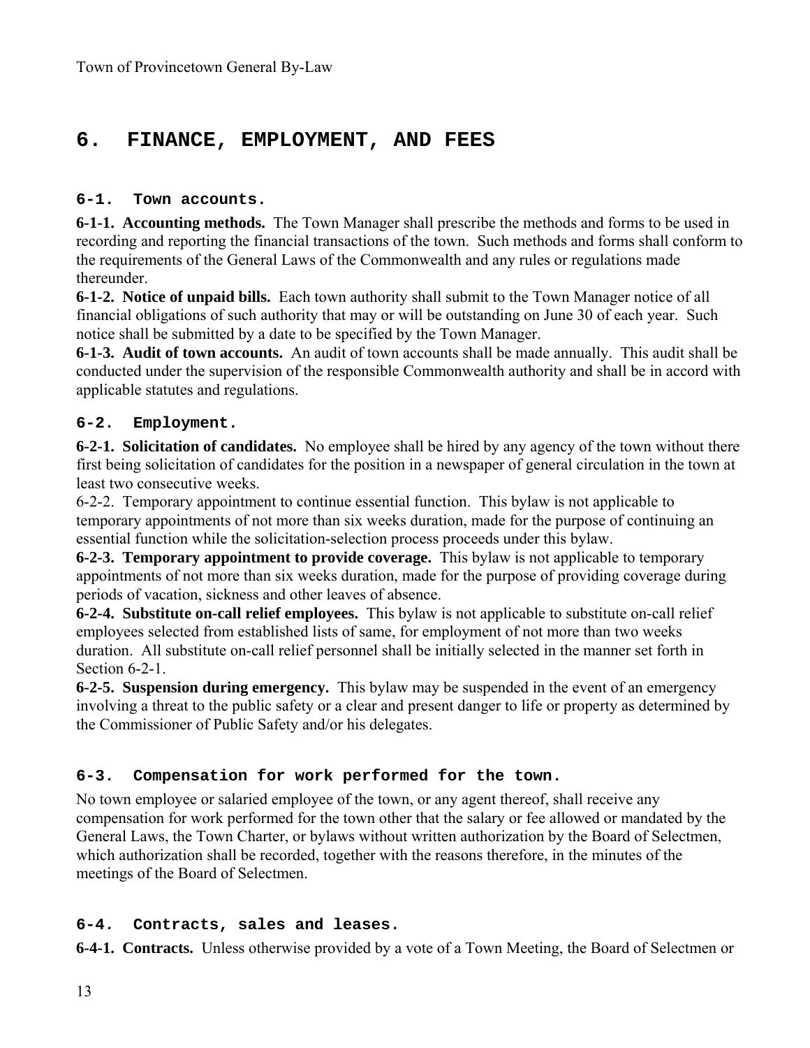# 6. FINANCE, EMPLOYMENT, AND FEES

### 6-1. Town accounts.

**6-1-1. Accounting methods.** The Town Manager shall prescribe the methods and forms to be used in recording and reporting the financial transactions of the town. Such methods and forms shall conform to the requirements of the General Laws of the Commonwealth and any rules or regulations made thereunder.

**6-1-2. Notice of unpaid bills.** Each town authority shall submit to the Town Manager notice of all financial obligations of such authority that may or will be outstanding on June 30 of each year. Such notice shall be submitted by a date to be specified by the Town Manager.

**6-1-3. Audit of town accounts.** An audit of town accounts shall be made annually. This audit shall be conducted under the supervision of the responsible Commonwealth authority and shall be in accord with applicable statutes and regulations.

### 6-2. Employment.

**6-2-1. Solicitation of candidates.** No employee shall be hired by any agency of the town without there first being solicitation of candidates for the position in a newspaper of general circulation in the town at least two consecutive weeks.

6-2-2. Temporary appointment to continue essential function. This bylaw is not applicable to temporary appointments of not more than six weeks duration, made for the purpose of continuing an essential function while the solicitation-selection process proceeds under this bylaw.

**6-2-3. Temporary appointment to provide coverage.** This bylaw is not applicable to temporary appointments of not more than six weeks duration, made for the purpose of providing coverage during periods of vacation, sickness and other leaves of absence.

**6-2-4. Substitute on-call relief employees.** This bylaw is not applicable to substitute on-call relief employees selected from established lists of same, for employment of not more than two weeks duration. All substitute on-call relief personnel shall be initially selected in the manner set forth in Section 6-2-1.

**6-2-5. Suspension during emergency.** This bylaw may be suspended in the event of an emergency involving a threat to the public safety or a clear and present danger to life or property as determined by the Commissioner of Public Safety and/or his delegates.

### 6-3. Compensation for work performed for the town.

No town employee or salaried employee of the town, or any agent thereof, shall receive any compensation for work performed for the town other that the salary or fee allowed or mandated by the General Laws, the Town Charter, or bylaws without written authorization by the Board of Selectmen, which authorization shall be recorded, together with the reasons therefore, in the minutes of the meetings of the Board of Selectmen.

### 6-4. Contracts, sales and leases.

**6-4-1. Contracts.** Unless otherwise provided by a vote of a Town Meeting, the Board of Selectmen or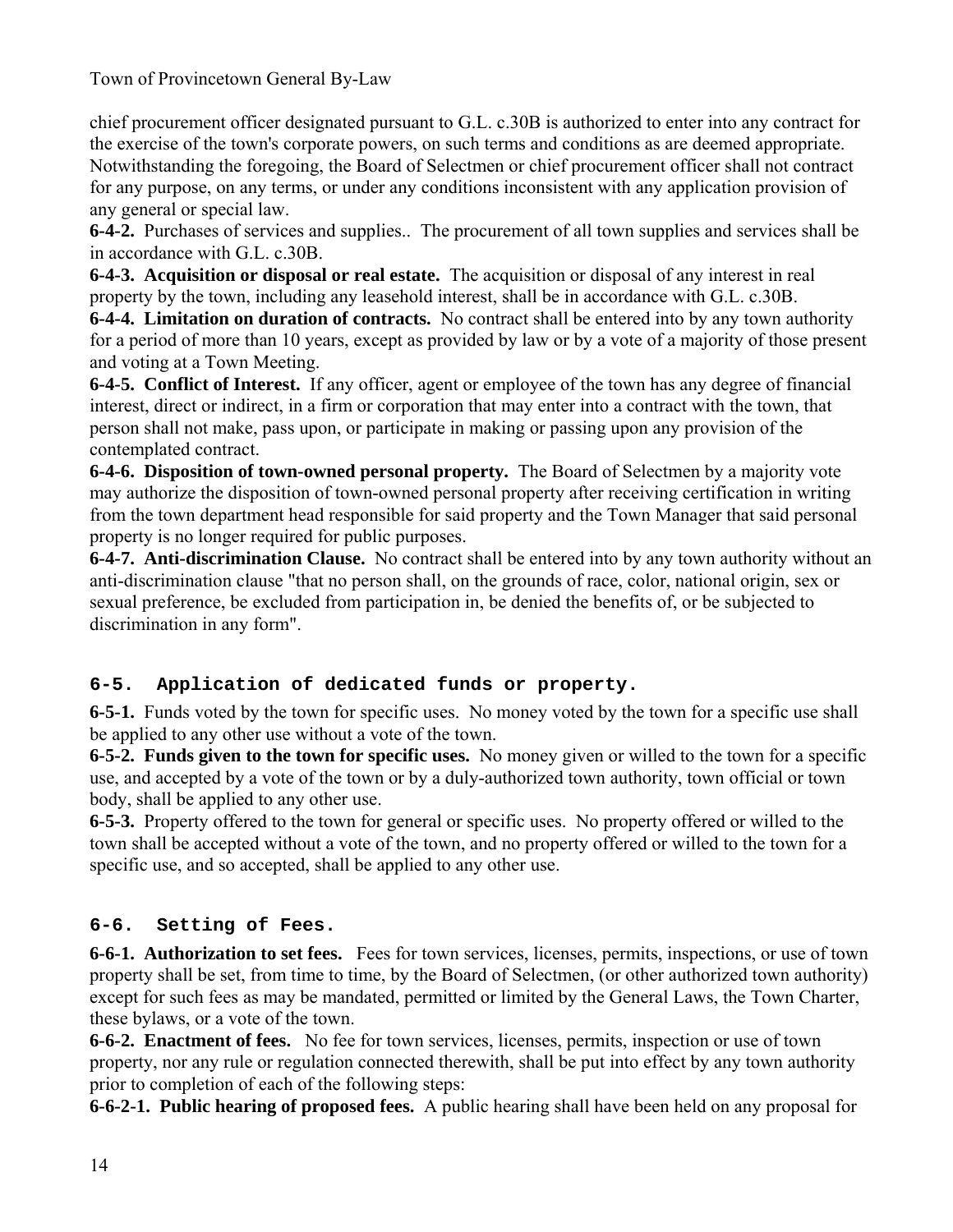chief procurement officer designated pursuant to G.L. c.30B is authorized to enter into any contract for the exercise of the town's corporate powers, on such terms and conditions as are deemed appropriate. Notwithstanding the foregoing, the Board of Selectmen or chief procurement officer shall not contract for any purpose, on any terms, or under any conditions inconsistent with any application provision of any general or special law.

**6-4-2.** Purchases of services and supplies.. The procurement of all town supplies and services shall be in accordance with G.L. c.30B.

**6-4-3. Acquisition or disposal or real estate.** The acquisition or disposal of any interest in real property by the town, including any leasehold interest, shall be in accordance with G.L. c.30B.

**6-4-4. Limitation on duration of contracts.** No contract shall be entered into by any town authority for a period of more than 10 years, except as provided by law or by a vote of a majority of those present and voting at a Town Meeting.

**6-4-5. Conflict of Interest.** If any officer, agent or employee of the town has any degree of financial interest, direct or indirect, in a firm or corporation that may enter into a contract with the town, that person shall not make, pass upon, or participate in making or passing upon any provision of the contemplated contract.

**6-4-6. Disposition of town-owned personal property.** The Board of Selectmen by a majority vote may authorize the disposition of town-owned personal property after receiving certification in writing from the town department head responsible for said property and the Town Manager that said personal property is no longer required for public purposes.

**6-4-7. Anti-discrimination Clause.** No contract shall be entered into by any town authority without an anti-discrimination clause "that no person shall, on the grounds of race, color, national origin, sex or sexual preference, be excluded from participation in, be denied the benefits of, or be subjected to discrimination in any form".

## 6-5. Application of dedicated funds or property.

**6-5-1.** Funds voted by the town for specific uses. No money voted by the town for a specific use shall be applied to any other use without a vote of the town.

**6-5-2. Funds given to the town for specific uses.** No money given or willed to the town for a specific use, and accepted by a vote of the town or by a duly-authorized town authority, town official or town body, shall be applied to any other use.

**6-5-3.** Property offered to the town for general or specific uses. No property offered or willed to the town shall be accepted without a vote of the town, and no property offered or willed to the town for a specific use, and so accepted, shall be applied to any other use.

## 6-6. Setting of Fees.

**6-6-1. Authorization to set fees.** Fees for town services, licenses, permits, inspections, or use of town property shall be set, from time to time, by the Board of Selectmen, (or other authorized town authority) except for such fees as may be mandated, permitted or limited by the General Laws, the Town Charter, these bylaws, or a vote of the town.

**6-6-2. Enactment of fees.** No fee for town services, licenses, permits, inspection or use of town property, nor any rule or regulation connected therewith, shall be put into effect by any town authority prior to completion of each of the following steps:

**6-6-2-1. Public hearing of proposed fees.** A public hearing shall have been held on any proposal for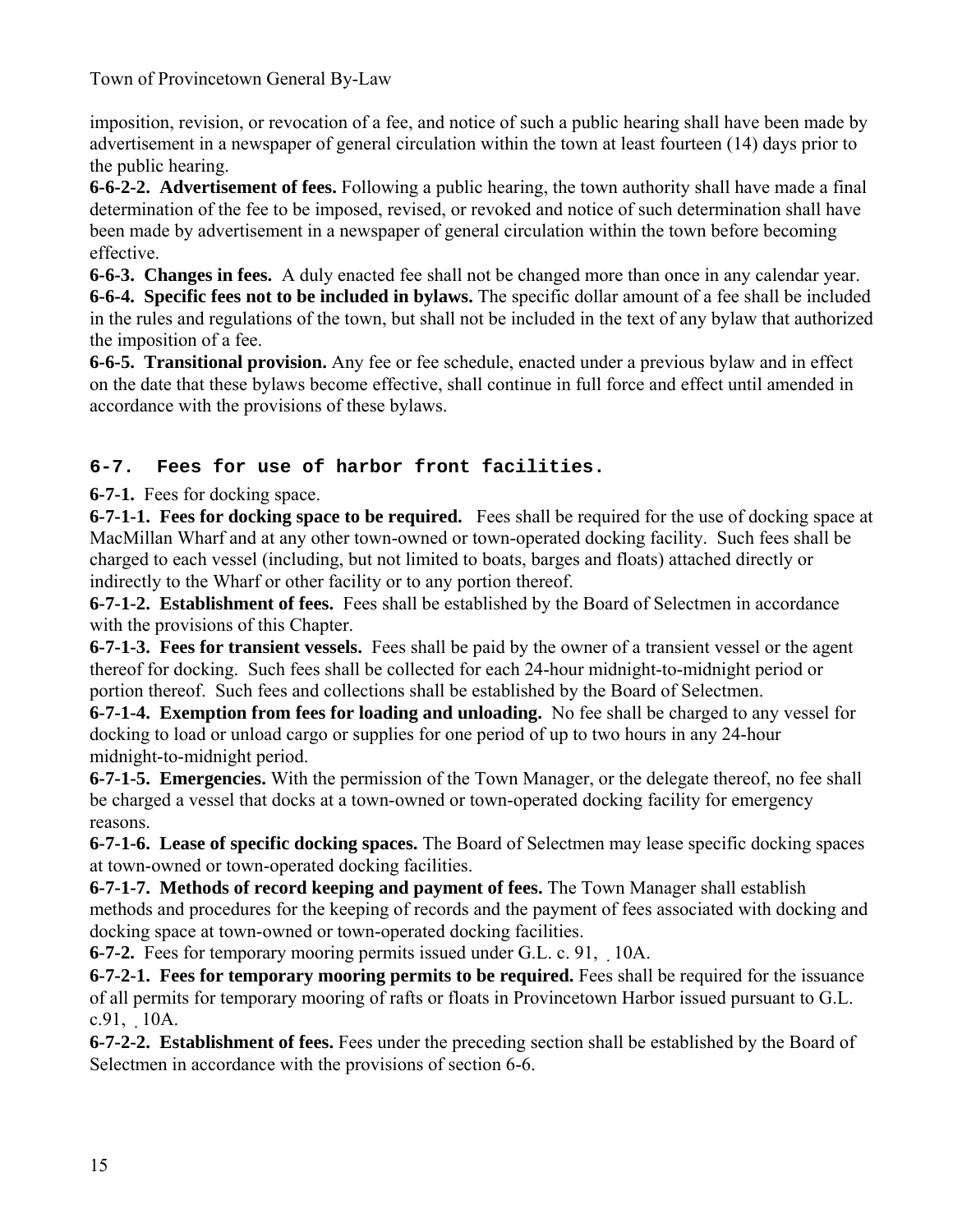imposition, revision, or revocation of a fee, and notice of such a public hearing shall have been made by advertisement in a newspaper of general circulation within the town at least fourteen (14) days prior to the public hearing.

**6-6-2-2. Advertisement of fees.** Following a public hearing, the town authority shall have made a final determination of the fee to be imposed, revised, or revoked and notice of such determination shall have been made by advertisement in a newspaper of general circulation within the town before becoming effective.

**6-6-3. Changes in fees.** A duly enacted fee shall not be changed more than once in any calendar year.

**6-6-4. Specific fees not to be included in bylaws.** The specific dollar amount of a fee shall be included in the rules and regulations of the town, but shall not be included in the text of any bylaw that authorized the imposition of a fee.

**6-6-5. Transitional provision.** Any fee or fee schedule, enacted under a previous bylaw and in effect on the date that these bylaws become effective, shall continue in full force and effect until amended in accordance with the provisions of these bylaws.

## 6-7. Fees for use of harbor front facilities.

**6-7-1.** Fees for docking space.

**6-7-1-1. Fees for docking space to be required.** Fees shall be required for the use of docking space at MacMillan Wharf and at any other town-owned or town-operated docking facility. Such fees shall be charged to each vessel (including, but not limited to boats, barges and floats) attached directly or indirectly to the Wharf or other facility or to any portion thereof.

**6-7-1-2. Establishment of fees.** Fees shall be established by the Board of Selectmen in accordance with the provisions of this Chapter.

**6-7-1-3. Fees for transient vessels.** Fees shall be paid by the owner of a transient vessel or the agent thereof for docking. Such fees shall be collected for each 24-hour midnight-to-midnight period or portion thereof. Such fees and collections shall be established by the Board of Selectmen.

**6-7-1-4. Exemption from fees for loading and unloading.** No fee shall be charged to any vessel for docking to load or unload cargo or supplies for one period of up to two hours in any 24-hour midnight-to-midnight period.

**6-7-1-5. Emergencies.** With the permission of the Town Manager, or the delegate thereof, no fee shall be charged a vessel that docks at a town-owned or town-operated docking facility for emergency reasons.

**6-7-1-6. Lease of specific docking spaces.** The Board of Selectmen may lease specific docking spaces at town-owned or town-operated docking facilities.

**6-7-1-7. Methods of record keeping and payment of fees.** The Town Manager shall establish methods and procedures for the keeping of records and the payment of fees associated with docking and docking space at town-owned or town-operated docking facilities.

**6-7-2.** Fees for temporary mooring permits issued under G.L. c. 91, § 10A.

**6-7-2-1. Fees for temporary mooring permits to be required.** Fees shall be required for the issuance of all permits for temporary mooring of rafts or floats in Provincetown Harbor issued pursuant to G.L. c.91, § 10A.

**6-7-2-2. Establishment of fees.** Fees under the preceding section shall be established by the Board of Selectmen in accordance with the provisions of section 6-6.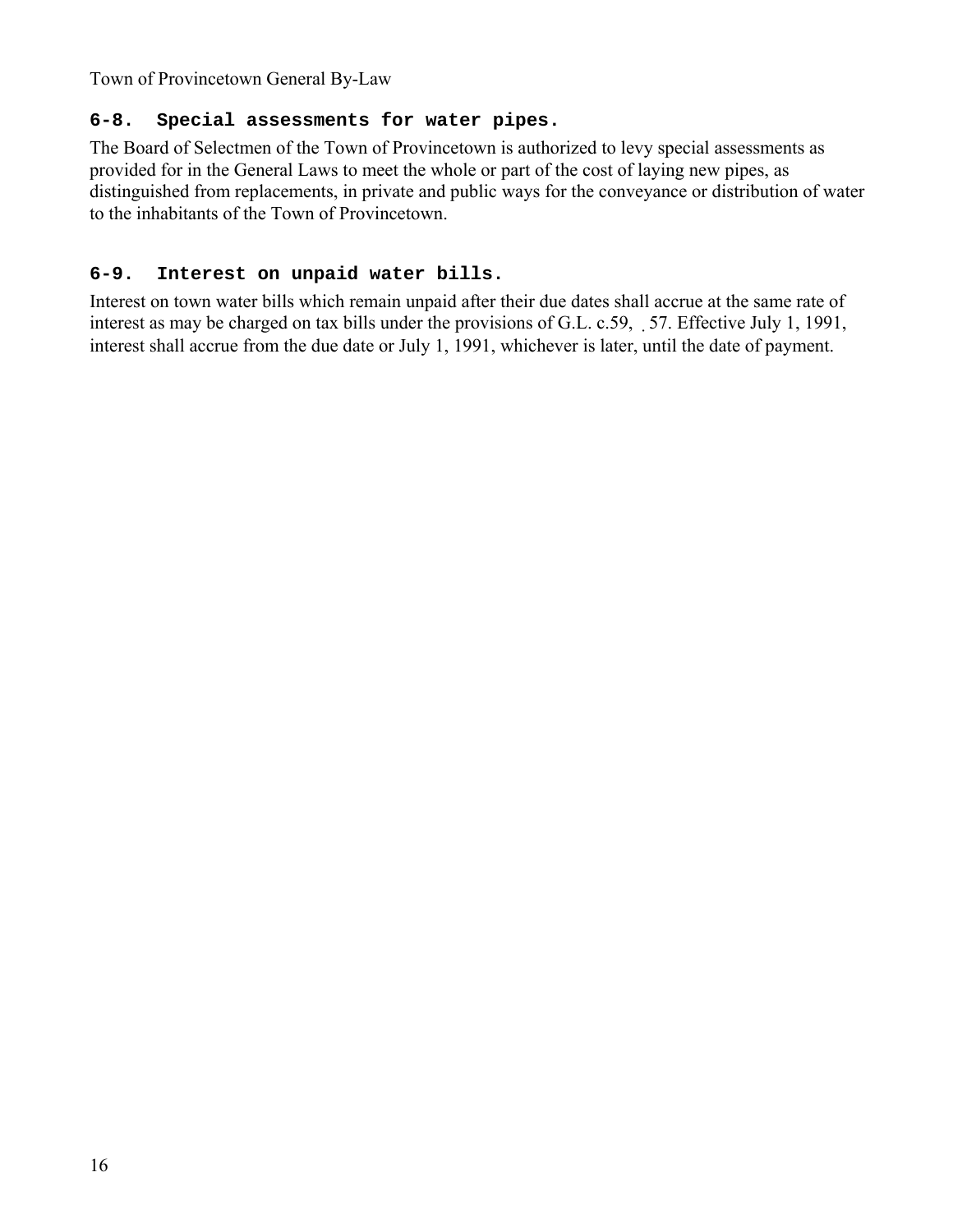## 6-8. Special assessments for water pipes.

The Board of Selectmen of the Town of Provincetown is authorized to levy special assessments as provided for in the General Laws to meet the whole or part of the cost of laying new pipes, as distinguished from replacements, in private and public ways for the conveyance or distribution of water to the inhabitants of the Town of Provincetown.

## 6-9. Interest on unpaid water bills.

Interest on town water bills which remain unpaid after their due dates shall accrue at the same rate of interest as may be charged on tax bills under the provisions of G.L. c.59, ̦57. Effective July 1, 1991, interest shall accrue from the due date or July 1, 1991, whichever is later, until the date of payment.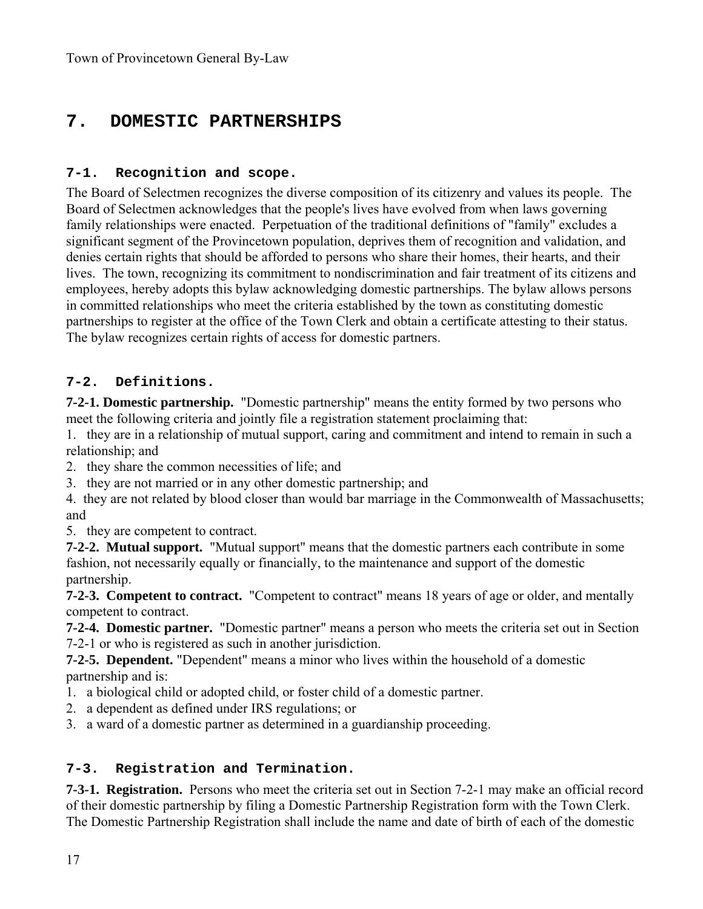# 7. DOMESTIC PARTNERSHIPS

### 7-1. Recognition and scope.

The Board of Selectmen recognizes the diverse composition of its citizenry and values its people. The Board of Selectmen acknowledges that the people's lives have evolved from when laws governing family relationships were enacted. Perpetuation of the traditional definitions of "family" excludes a significant segment of the Provincetown population, deprives them of recognition and validation, and denies certain rights that should be afforded to persons who share their homes, their hearts, and their lives. The town, recognizing its commitment to nondiscrimination and fair treatment of its citizens and employees, hereby adopts this bylaw acknowledging domestic partnerships. The bylaw allows persons in committed relationships who meet the criteria established by the town as constituting domestic partnerships to register at the office of the Town Clerk and obtain a certificate attesting to their status. The bylaw recognizes certain rights of access for domestic partners.

### 7-2. Definitions.

**7-2-1. Domestic partnership.** "Domestic partnership" means the entity formed by two persons who meet the following criteria and jointly file a registration statement proclaiming that:

1. they are in a relationship of mutual support, caring and commitment and intend to remain in such a relationship; and
2. they share the common necessities of life; and
3. they are not married or in any other domestic partnership; and
4. they are not related by blood closer than would bar marriage in the Commonwealth of Massachusetts; and
5. they are competent to contract.

**7-2-2. Mutual support.** "Mutual support" means that the domestic partners each contribute in some fashion, not necessarily equally or financially, to the maintenance and support of the domestic partnership.

**7-2-3. Competent to contract.** "Competent to contract" means 18 years of age or older, and mentally competent to contract.

**7-2-4. Domestic partner.** "Domestic partner" means a person who meets the criteria set out in Section 7-2-1 or who is registered as such in another jurisdiction.

**7-2-5. Dependent.** "Dependent" means a minor who lives within the household of a domestic partnership and is:

1. a biological child or adopted child, or foster child of a domestic partner.
2. a dependent as defined under IRS regulations; or
3. a ward of a domestic partner as determined in a guardianship proceeding.

### 7-3. Registration and Termination.

**7-3-1. Registration.** Persons who meet the criteria set out in Section 7-2-1 may make an official record of their domestic partnership by filing a Domestic Partnership Registration form with the Town Clerk. The Domestic Partnership Registration shall include the name and date of birth of each of the domestic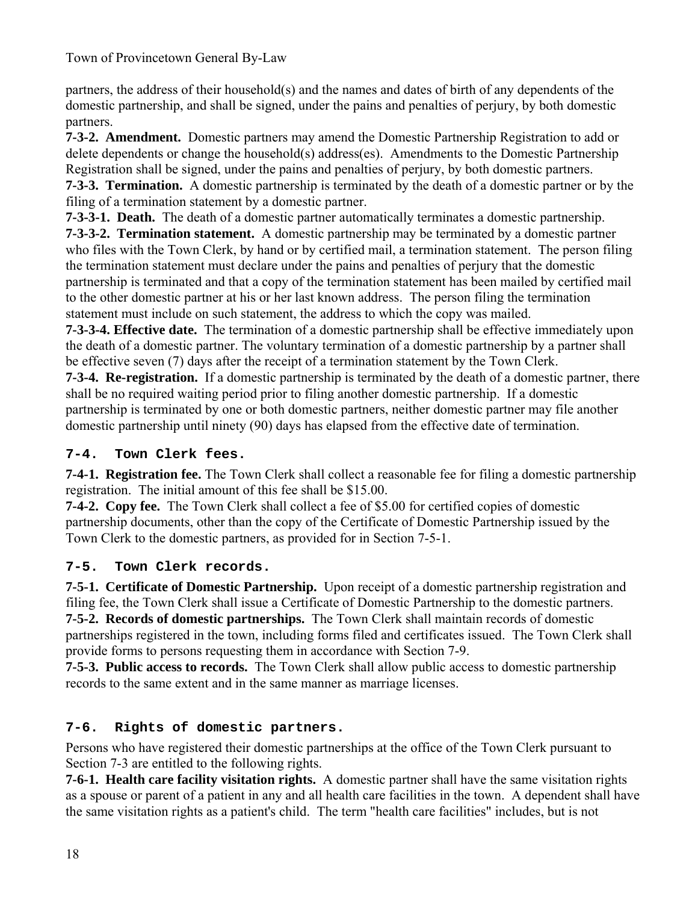partners, the address of their household(s) and the names and dates of birth of any dependents of the domestic partnership, and shall be signed, under the pains and penalties of perjury, by both domestic partners.

**7-3-2. Amendment.** Domestic partners may amend the Domestic Partnership Registration to add or delete dependents or change the household(s) address(es). Amendments to the Domestic Partnership Registration shall be signed, under the pains and penalties of perjury, by both domestic partners.

**7-3-3. Termination.** A domestic partnership is terminated by the death of a domestic partner or by the filing of a termination statement by a domestic partner.

**7-3-3-1. Death.** The death of a domestic partner automatically terminates a domestic partnership.

**7-3-3-2. Termination statement.** A domestic partnership may be terminated by a domestic partner who files with the Town Clerk, by hand or by certified mail, a termination statement. The person filing the termination statement must declare under the pains and penalties of perjury that the domestic partnership is terminated and that a copy of the termination statement has been mailed by certified mail to the other domestic partner at his or her last known address. The person filing the termination statement must include on such statement, the address to which the copy was mailed.

**7-3-3-4. Effective date.** The termination of a domestic partnership shall be effective immediately upon the death of a domestic partner. The voluntary termination of a domestic partnership by a partner shall be effective seven (7) days after the receipt of a termination statement by the Town Clerk.

**7-3-4. Re-registration.** If a domestic partnership is terminated by the death of a domestic partner, there shall be no required waiting period prior to filing another domestic partnership. If a domestic partnership is terminated by one or both domestic partners, neither domestic partner may file another domestic partnership until ninety (90) days has elapsed from the effective date of termination.

### 7-4. Town Clerk fees.

**7-4-1. Registration fee.** The Town Clerk shall collect a reasonable fee for filing a domestic partnership registration. The initial amount of this fee shall be $15.00.

**7-4-2. Copy fee.** The Town Clerk shall collect a fee of $5.00 for certified copies of domestic partnership documents, other than the copy of the Certificate of Domestic Partnership issued by the Town Clerk to the domestic partners, as provided for in Section 7-5-1.

### 7-5. Town Clerk records.

**7-5-1. Certificate of Domestic Partnership.** Upon receipt of a domestic partnership registration and filing fee, the Town Clerk shall issue a Certificate of Domestic Partnership to the domestic partners.

**7-5-2. Records of domestic partnerships.** The Town Clerk shall maintain records of domestic partnerships registered in the town, including forms filed and certificates issued. The Town Clerk shall provide forms to persons requesting them in accordance with Section 7-9.

**7-5-3. Public access to records.** The Town Clerk shall allow public access to domestic partnership records to the same extent and in the same manner as marriage licenses.

### 7-6. Rights of domestic partners.

Persons who have registered their domestic partnerships at the office of the Town Clerk pursuant to Section 7-3 are entitled to the following rights.

**7-6-1. Health care facility visitation rights.** A domestic partner shall have the same visitation rights as a spouse or parent of a patient in any and all health care facilities in the town. A dependent shall have the same visitation rights as a patient's child. The term "health care facilities" includes, but is not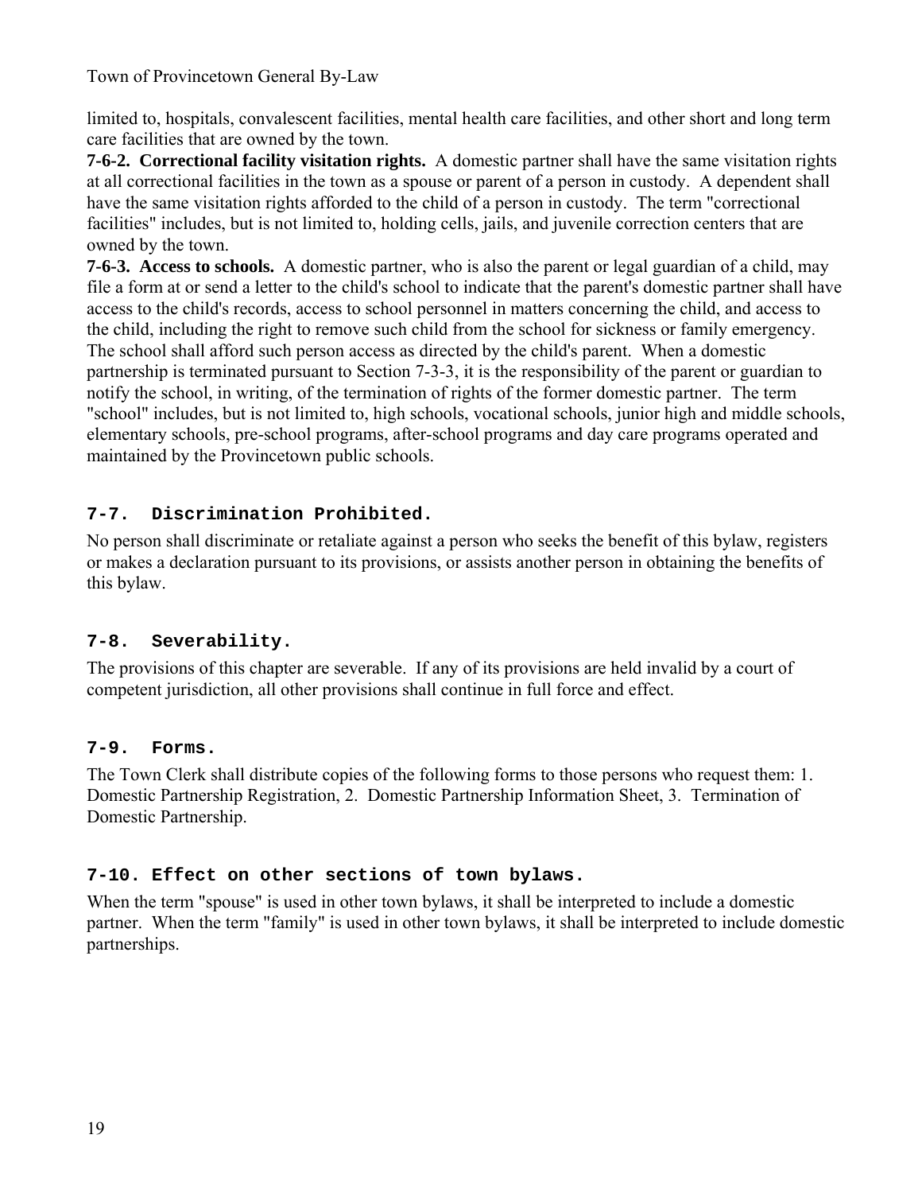limited to, hospitals, convalescent facilities, mental health care facilities, and other short and long term care facilities that are owned by the town.

**7-6-2. Correctional facility visitation rights.** A domestic partner shall have the same visitation rights at all correctional facilities in the town as a spouse or parent of a person in custody. A dependent shall have the same visitation rights afforded to the child of a person in custody. The term "correctional facilities" includes, but is not limited to, holding cells, jails, and juvenile correction centers that are owned by the town.

**7-6-3. Access to schools.** A domestic partner, who is also the parent or legal guardian of a child, may file a form at or send a letter to the child's school to indicate that the parent's domestic partner shall have access to the child's records, access to school personnel in matters concerning the child, and access to the child, including the right to remove such child from the school for sickness or family emergency. The school shall afford such person access as directed by the child's parent. When a domestic partnership is terminated pursuant to Section 7-3-3, it is the responsibility of the parent or guardian to notify the school, in writing, of the termination of rights of the former domestic partner. The term "school" includes, but is not limited to, high schools, vocational schools, junior high and middle schools, elementary schools, pre-school programs, after-school programs and day care programs operated and maintained by the Provincetown public schools.

### 7-7. Discrimination Prohibited.

No person shall discriminate or retaliate against a person who seeks the benefit of this bylaw, registers or makes a declaration pursuant to its provisions, or assists another person in obtaining the benefits of this bylaw.

### 7-8. Severability.

The provisions of this chapter are severable. If any of its provisions are held invalid by a court of competent jurisdiction, all other provisions shall continue in full force and effect.

### 7-9. Forms.

The Town Clerk shall distribute copies of the following forms to those persons who request them: 1. Domestic Partnership Registration, 2. Domestic Partnership Information Sheet, 3. Termination of Domestic Partnership.

### 7-10. Effect on other sections of town bylaws.

When the term "spouse" is used in other town bylaws, it shall be interpreted to include a domestic partner. When the term "family" is used in other town bylaws, it shall be interpreted to include domestic partnerships.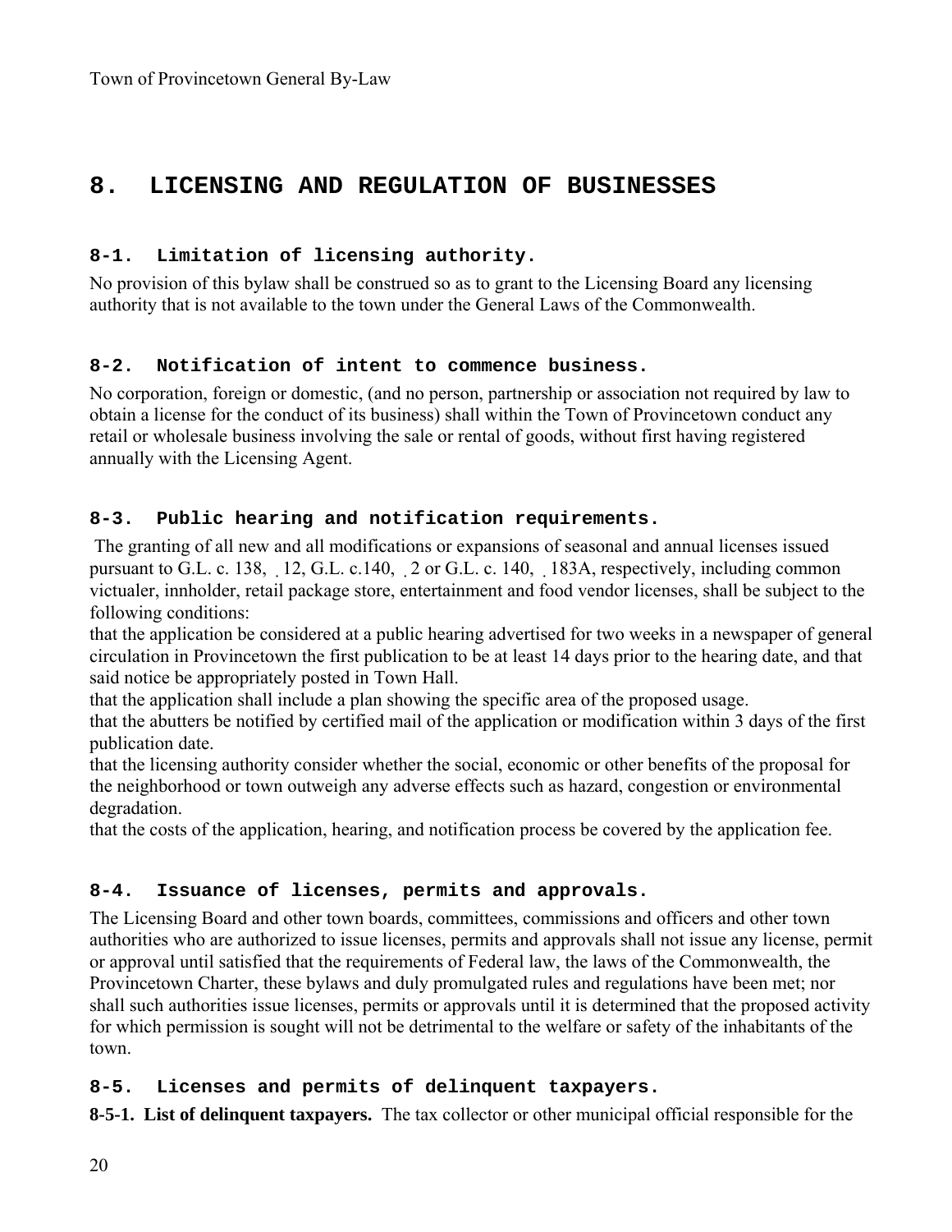# 8. LICENSING AND REGULATION OF BUSINESSES

### 8-1. Limitation of licensing authority.

No provision of this bylaw shall be construed so as to grant to the Licensing Board any licensing authority that is not available to the town under the General Laws of the Commonwealth.

### 8-2. Notification of intent to commence business.

No corporation, foreign or domestic, (and no person, partnership or association not required by law to obtain a license for the conduct of its business) shall within the Town of Provincetown conduct any retail or wholesale business involving the sale or rental of goods, without first having registered annually with the Licensing Agent.

### 8-3. Public hearing and notification requirements.

The granting of all new and all modifications or expansions of seasonal and annual licenses issued pursuant to G.L. c. 138, ̣ 12, G.L. c.140, ̣ 2 or G.L. c. 140, ̣ 183A, respectively, including common victualer, innholder, retail package store, entertainment and food vendor licenses, shall be subject to the following conditions:

that the application be considered at a public hearing advertised for two weeks in a newspaper of general circulation in Provincetown the first publication to be at least 14 days prior to the hearing date, and that said notice be appropriately posted in Town Hall.

that the application shall include a plan showing the specific area of the proposed usage.

that the abutters be notified by certified mail of the application or modification within 3 days of the first publication date.

that the licensing authority consider whether the social, economic or other benefits of the proposal for the neighborhood or town outweigh any adverse effects such as hazard, congestion or environmental degradation.

that the costs of the application, hearing, and notification process be covered by the application fee.

### 8-4. Issuance of licenses, permits and approvals.

The Licensing Board and other town boards, committees, commissions and officers and other town authorities who are authorized to issue licenses, permits and approvals shall not issue any license, permit or approval until satisfied that the requirements of Federal law, the laws of the Commonwealth, the Provincetown Charter, these bylaws and duly promulgated rules and regulations have been met; nor shall such authorities issue licenses, permits or approvals until it is determined that the proposed activity for which permission is sought will not be detrimental to the welfare or safety of the inhabitants of the town.

### 8-5. Licenses and permits of delinquent taxpayers.

**8-5-1. List of delinquent taxpayers.** The tax collector or other municipal official responsible for the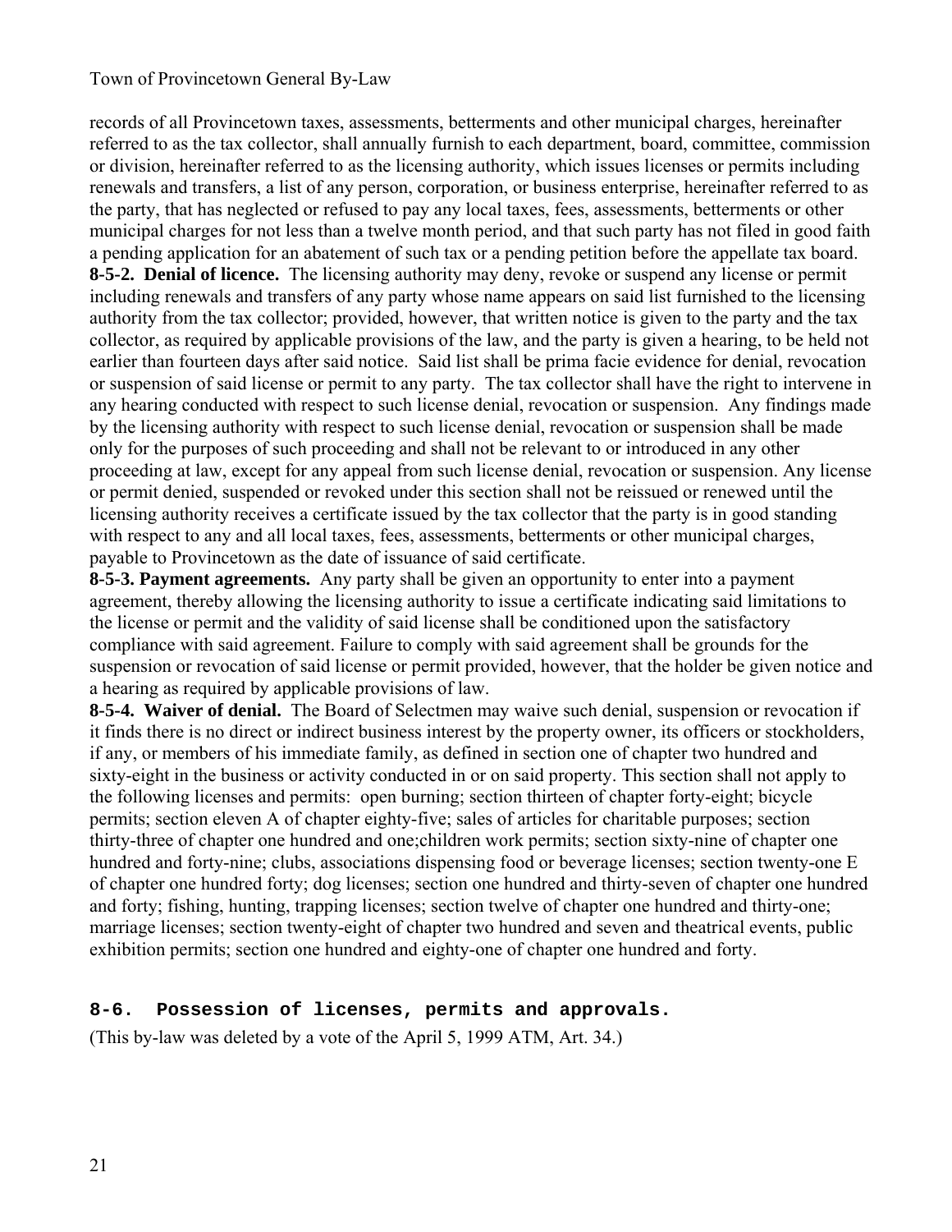records of all Provincetown taxes, assessments, betterments and other municipal charges, hereinafter referred to as the tax collector, shall annually furnish to each department, board, committee, commission or division, hereinafter referred to as the licensing authority, which issues licenses or permits including renewals and transfers, a list of any person, corporation, or business enterprise, hereinafter referred to as the party, that has neglected or refused to pay any local taxes, fees, assessments, betterments or other municipal charges for not less than a twelve month period, and that such party has not filed in good faith a pending application for an abatement of such tax or a pending petition before the appellate tax board.

**8-5-2. Denial of licence.** The licensing authority may deny, revoke or suspend any license or permit including renewals and transfers of any party whose name appears on said list furnished to the licensing authority from the tax collector; provided, however, that written notice is given to the party and the tax collector, as required by applicable provisions of the law, and the party is given a hearing, to be held not earlier than fourteen days after said notice. Said list shall be prima facie evidence for denial, revocation or suspension of said license or permit to any party. The tax collector shall have the right to intervene in any hearing conducted with respect to such license denial, revocation or suspension. Any findings made by the licensing authority with respect to such license denial, revocation or suspension shall be made only for the purposes of such proceeding and shall not be relevant to or introduced in any other proceeding at law, except for any appeal from such license denial, revocation or suspension. Any license or permit denied, suspended or revoked under this section shall not be reissued or renewed until the licensing authority receives a certificate issued by the tax collector that the party is in good standing with respect to any and all local taxes, fees, assessments, betterments or other municipal charges, payable to Provincetown as the date of issuance of said certificate.

**8-5-3. Payment agreements.** Any party shall be given an opportunity to enter into a payment agreement, thereby allowing the licensing authority to issue a certificate indicating said limitations to the license or permit and the validity of said license shall be conditioned upon the satisfactory compliance with said agreement. Failure to comply with said agreement shall be grounds for the suspension or revocation of said license or permit provided, however, that the holder be given notice and a hearing as required by applicable provisions of law.

**8-5-4. Waiver of denial.** The Board of Selectmen may waive such denial, suspension or revocation if it finds there is no direct or indirect business interest by the property owner, its officers or stockholders, if any, or members of his immediate family, as defined in section one of chapter two hundred and sixty-eight in the business or activity conducted in or on said property. This section shall not apply to the following licenses and permits: open burning; section thirteen of chapter forty-eight; bicycle permits; section eleven A of chapter eighty-five; sales of articles for charitable purposes; section thirty-three of chapter one hundred and one;children work permits; section sixty-nine of chapter one hundred and forty-nine; clubs, associations dispensing food or beverage licenses; section twenty-one E of chapter one hundred forty; dog licenses; section one hundred and thirty-seven of chapter one hundred and forty; fishing, hunting, trapping licenses; section twelve of chapter one hundred and thirty-one; marriage licenses; section twenty-eight of chapter two hundred and seven and theatrical events, public exhibition permits; section one hundred and eighty-one of chapter one hundred and forty.

## 8-6. Possession of licenses, permits and approvals.

(This by-law was deleted by a vote of the April 5, 1999 ATM, Art. 34.)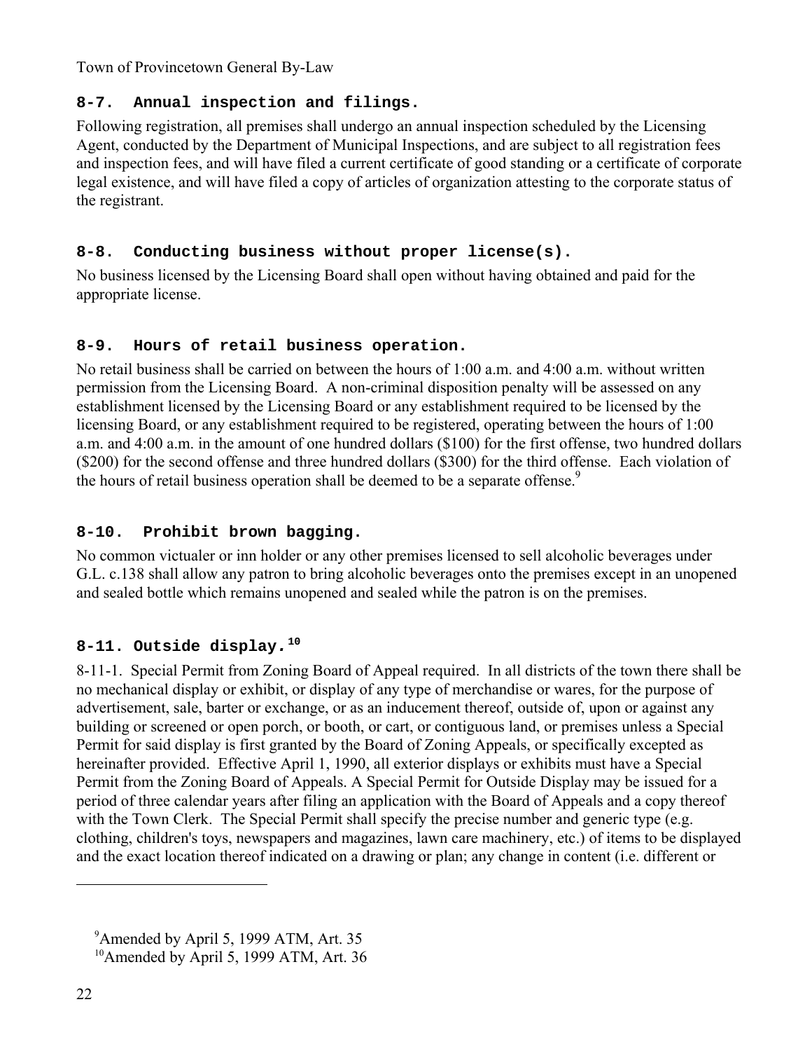## 8-7. Annual inspection and filings.

Following registration, all premises shall undergo an annual inspection scheduled by the Licensing Agent, conducted by the Department of Municipal Inspections, and are subject to all registration fees and inspection fees, and will have filed a current certificate of good standing or a certificate of corporate legal existence, and will have filed a copy of articles of organization attesting to the corporate status of the registrant.

## 8-8. Conducting business without proper license(s).

No business licensed by the Licensing Board shall open without having obtained and paid for the appropriate license.

## 8-9. Hours of retail business operation.

No retail business shall be carried on between the hours of 1:00 a.m. and 4:00 a.m. without written permission from the Licensing Board. A non-criminal disposition penalty will be assessed on any establishment licensed by the Licensing Board or any establishment required to be licensed by the licensing Board, or any establishment required to be registered, operating between the hours of 1:00 a.m. and 4:00 a.m. in the amount of one hundred dollars ($100) for the first offense, two hundred dollars ($200) for the second offense and three hundred dollars ($300) for the third offense. Each violation of the hours of retail business operation shall be deemed to be a separate offense.[9]

## 8-10. Prohibit brown bagging.

No common victualer or inn holder or any other premises licensed to sell alcoholic beverages under G.L. c.138 shall allow any patron to bring alcoholic beverages onto the premises except in an unopened and sealed bottle which remains unopened and sealed while the patron is on the premises.

## 8-11. Outside display.[10]

8-11-1. Special Permit from Zoning Board of Appeal required. In all districts of the town there shall be no mechanical display or exhibit, or display of any type of merchandise or wares, for the purpose of advertisement, sale, barter or exchange, or as an inducement thereof, outside of, upon or against any building or screened or open porch, or booth, or cart, or contiguous land, or premises unless a Special Permit for said display is first granted by the Board of Zoning Appeals, or specifically excepted as hereinafter provided. Effective April 1, 1990, all exterior displays or exhibits must have a Special Permit from the Zoning Board of Appeals. A Special Permit for Outside Display may be issued for a period of three calendar years after filing an application with the Board of Appeals and a copy thereof with the Town Clerk. The Special Permit shall specify the precise number and generic type (e.g. clothing, children's toys, newspapers and magazines, lawn care machinery, etc.) of items to be displayed and the exact location thereof indicated on a drawing or plan; any change in content (i.e. different or

---

[9] Amended by April 5, 1999 ATM, Art. 35

[10] Amended by April 5, 1999 ATM, Art. 36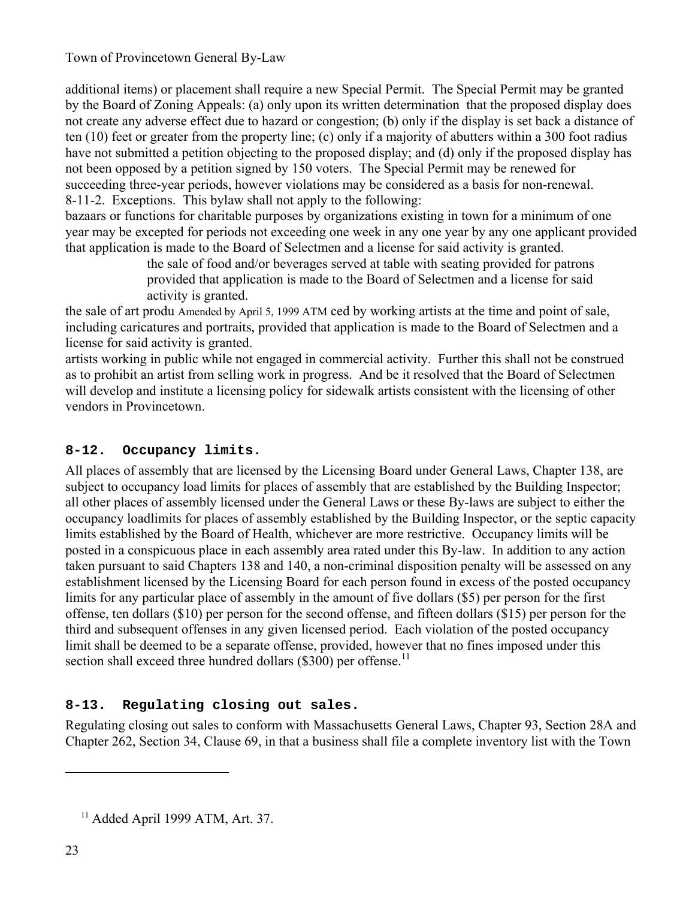additional items) or placement shall require a new Special Permit. The Special Permit may be granted by the Board of Zoning Appeals: (a) only upon its written determination that the proposed display does not create any adverse effect due to hazard or congestion; (b) only if the display is set back a distance of ten (10) feet or greater from the property line; (c) only if a majority of abutters within a 300 foot radius have not submitted a petition objecting to the proposed display; and (d) only if the proposed display has not been opposed by a petition signed by 150 voters. The Special Permit may be renewed for succeeding three-year periods, however violations may be considered as a basis for non-renewal.

8-11-2. Exceptions. This bylaw shall not apply to the following:

bazaars or functions for charitable purposes by organizations existing in town for a minimum of one year may be excepted for periods not exceeding one week in any one year by any one applicant provided that application is made to the Board of Selectmen and a license for said activity is granted.

the sale of food and/or beverages served at table with seating provided for patrons provided that application is made to the Board of Selectmen and a license for said activity is granted.

the sale of art produ Amended by April 5, 1999 ATM ced by working artists at the time and point of sale, including caricatures and portraits, provided that application is made to the Board of Selectmen and a license for said activity is granted.

artists working in public while not engaged in commercial activity. Further this shall not be construed as to prohibit an artist from selling work in progress. And be it resolved that the Board of Selectmen will develop and institute a licensing policy for sidewalk artists consistent with the licensing of other vendors in Provincetown.

## 8-12. Occupancy limits.

All places of assembly that are licensed by the Licensing Board under General Laws, Chapter 138, are subject to occupancy load limits for places of assembly that are established by the Building Inspector; all other places of assembly licensed under the General Laws or these By-laws are subject to either the occupancy loadlimits for places of assembly established by the Building Inspector, or the septic capacity limits established by the Board of Health, whichever are more restrictive. Occupancy limits will be posted in a conspicuous place in each assembly area rated under this By-law. In addition to any action taken pursuant to said Chapters 138 and 140, a non-criminal disposition penalty will be assessed on any establishment licensed by the Licensing Board for each person found in excess of the posted occupancy limits for any particular place of assembly in the amount of five dollars ($5) per person for the first offense, ten dollars ($10) per person for the second offense, and fifteen dollars ($15) per person for the third and subsequent offenses in any given licensed period. Each violation of the posted occupancy limit shall be deemed to be a separate offense, provided, however that no fines imposed under this section shall exceed three hundred dollars ($300) per offense.[11]

## 8-13. Regulating closing out sales.

Regulating closing out sales to conform with Massachusetts General Laws, Chapter 93, Section 28A and Chapter 262, Section 34, Clause 69, in that a business shall file a complete inventory list with the Town

---

[11] Added April 1999 ATM, Art. 37.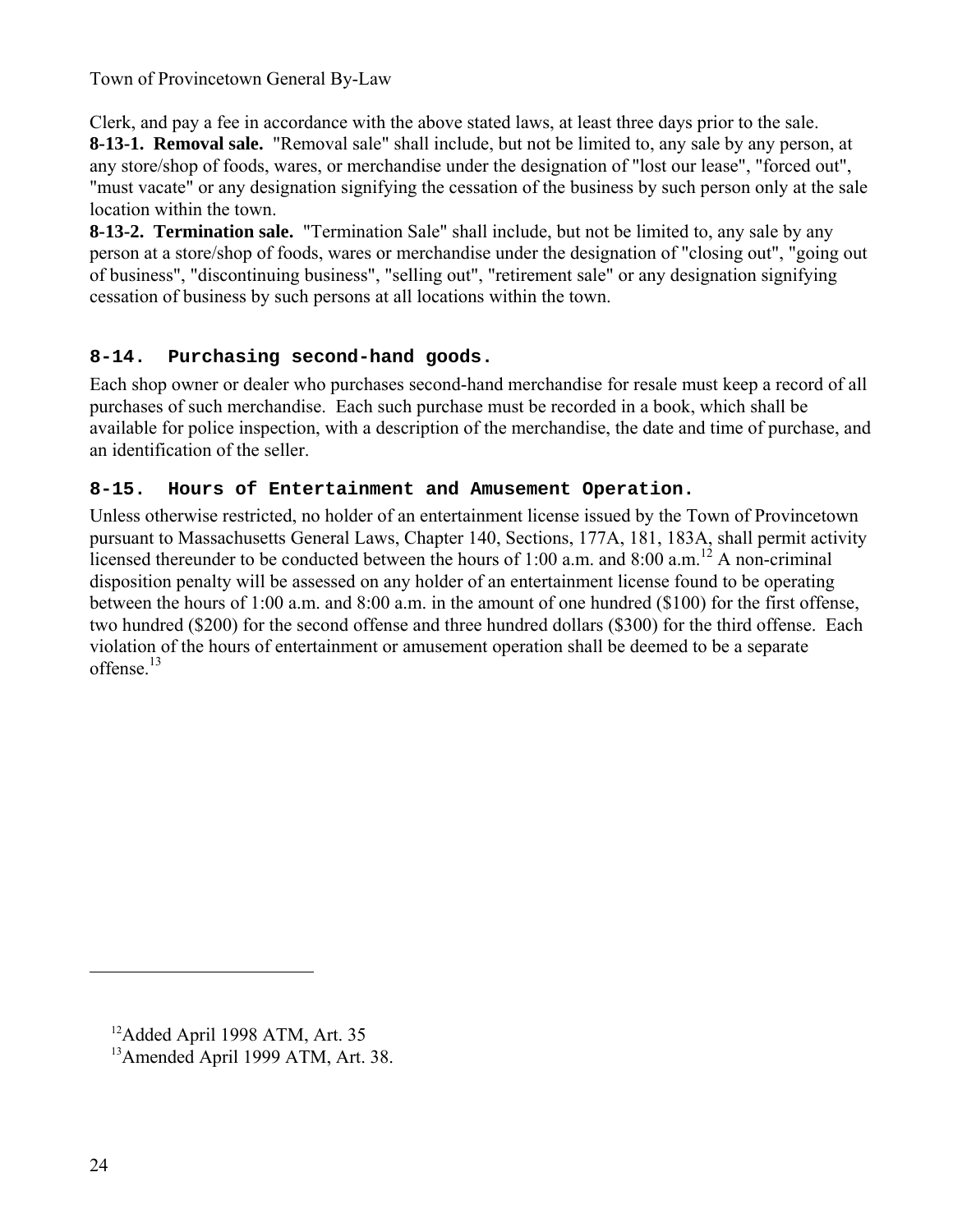Clerk, and pay a fee in accordance with the above stated laws, at least three days prior to the sale.

**8-13-1. Removal sale.** "Removal sale" shall include, but not be limited to, any sale by any person, at any store/shop of foods, wares, or merchandise under the designation of "lost our lease", "forced out", "must vacate" or any designation signifying the cessation of the business by such person only at the sale location within the town.

**8-13-2. Termination sale.** "Termination Sale" shall include, but not be limited to, any sale by any person at a store/shop of foods, wares or merchandise under the designation of "closing out", "going out of business", "discontinuing business", "selling out", "retirement sale" or any designation signifying cessation of business by such persons at all locations within the town.

### 8-14. Purchasing second-hand goods.

Each shop owner or dealer who purchases second-hand merchandise for resale must keep a record of all purchases of such merchandise. Each such purchase must be recorded in a book, which shall be available for police inspection, with a description of the merchandise, the date and time of purchase, and an identification of the seller.

### 8-15. Hours of Entertainment and Amusement Operation.

Unless otherwise restricted, no holder of an entertainment license issued by the Town of Provincetown pursuant to Massachusetts General Laws, Chapter 140, Sections, 177A, 181, 183A, shall permit activity licensed thereunder to be conducted between the hours of 1:00 a.m. and 8:00 a.m.[12] A non-criminal disposition penalty will be assessed on any holder of an entertainment license found to be operating between the hours of 1:00 a.m. and 8:00 a.m. in the amount of one hundred ($100) for the first offense, two hundred ($200) for the second offense and three hundred dollars ($300) for the third offense. Each violation of the hours of entertainment or amusement operation shall be deemed to be a separate offense.[13]

---

[12] Added April 1998 ATM, Art. 35

[13] Amended April 1999 ATM, Art. 38.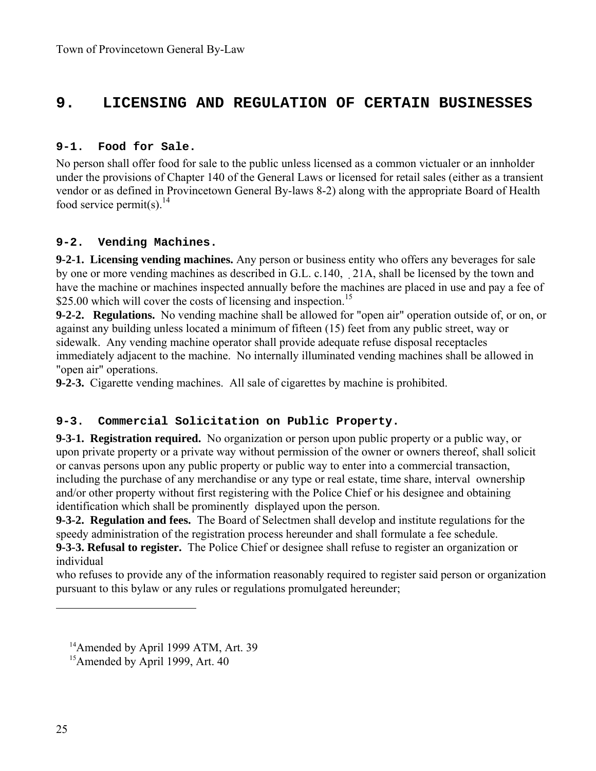# 9. LICENSING AND REGULATION OF CERTAIN BUSINESSES

## 9-1. Food for Sale.

No person shall offer food for sale to the public unless licensed as a common victualer or an innholder under the provisions of Chapter 140 of the General Laws or licensed for retail sales (either as a transient vendor or as defined in Provincetown General By-laws 8-2) along with the appropriate Board of Health food service permit(s).[14]

## 9-2. Vending Machines.

**9-2-1. Licensing vending machines.** Any person or business entity who offers any beverages for sale by one or more vending machines as described in G.L. c.140, ˛ 21A, shall be licensed by the town and have the machine or machines inspected annually before the machines are placed in use and pay a fee of $25.00 which will cover the costs of licensing and inspection.[15]

**9-2-2. Regulations.** No vending machine shall be allowed for "open air" operation outside of, or on, or against any building unless located a minimum of fifteen (15) feet from any public street, way or sidewalk. Any vending machine operator shall provide adequate refuse disposal receptacles immediately adjacent to the machine. No internally illuminated vending machines shall be allowed in "open air" operations.

**9-2-3.** Cigarette vending machines. All sale of cigarettes by machine is prohibited.

## 9-3. Commercial Solicitation on Public Property.

**9-3-1. Registration required.** No organization or person upon public property or a public way, or upon private property or a private way without permission of the owner or owners thereof, shall solicit or canvas persons upon any public property or public way to enter into a commercial transaction, including the purchase of any merchandise or any type or real estate, time share, interval ownership and/or other property without first registering with the Police Chief or his designee and obtaining identification which shall be prominently displayed upon the person.

**9-3-2. Regulation and fees.** The Board of Selectmen shall develop and institute regulations for the speedy administration of the registration process hereunder and shall formulate a fee schedule.

**9-3-3. Refusal to register.** The Police Chief or designee shall refuse to register an organization or individual
who refuses to provide any of the information reasonably required to register said person or organization pursuant to this bylaw or any rules or regulations promulgated hereunder;

---

[14]Amended by April 1999 ATM, Art. 39

[15]Amended by April 1999, Art. 40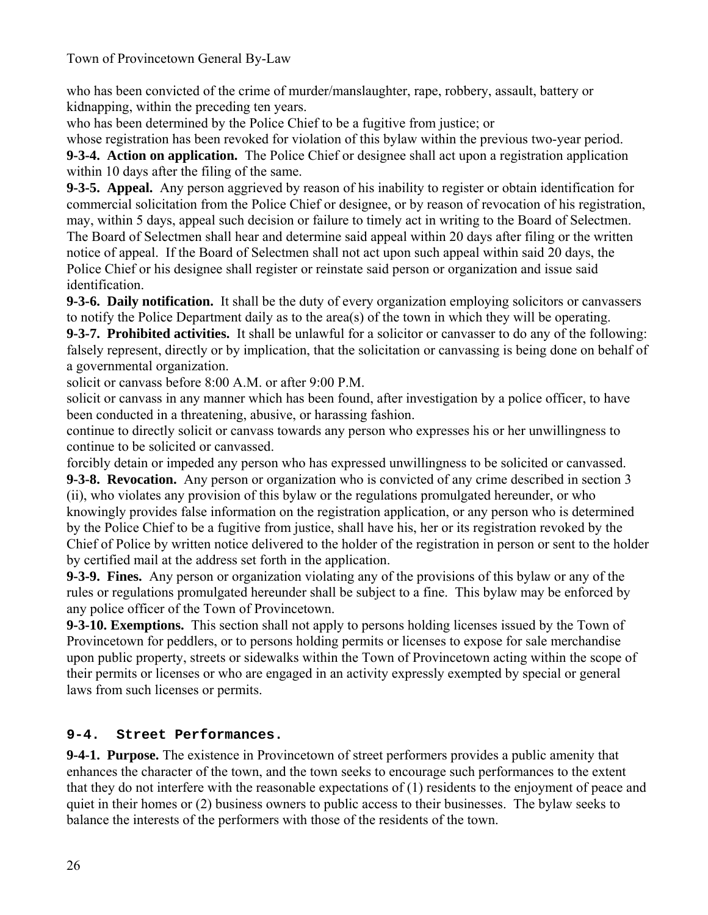who has been convicted of the crime of murder/manslaughter, rape, robbery, assault, battery or kidnapping, within the preceding ten years.

who has been determined by the Police Chief to be a fugitive from justice; or

whose registration has been revoked for violation of this bylaw within the previous two-year period.

**9-3-4. Action on application.** The Police Chief or designee shall act upon a registration application within 10 days after the filing of the same.

**9-3-5. Appeal.** Any person aggrieved by reason of his inability to register or obtain identification for commercial solicitation from the Police Chief or designee, or by reason of revocation of his registration, may, within 5 days, appeal such decision or failure to timely act in writing to the Board of Selectmen. The Board of Selectmen shall hear and determine said appeal within 20 days after filing or the written notice of appeal. If the Board of Selectmen shall not act upon such appeal within said 20 days, the Police Chief or his designee shall register or reinstate said person or organization and issue said identification.

**9-3-6. Daily notification.** It shall be the duty of every organization employing solicitors or canvassers to notify the Police Department daily as to the area(s) of the town in which they will be operating.

**9-3-7. Prohibited activities.** It shall be unlawful for a solicitor or canvasser to do any of the following: falsely represent, directly or by implication, that the solicitation or canvassing is being done on behalf of a governmental organization.

solicit or canvass before 8:00 A.M. or after 9:00 P.M.

solicit or canvass in any manner which has been found, after investigation by a police officer, to have been conducted in a threatening, abusive, or harassing fashion.

continue to directly solicit or canvass towards any person who expresses his or her unwillingness to continue to be solicited or canvassed.

forcibly detain or impeded any person who has expressed unwillingness to be solicited or canvassed.

**9-3-8. Revocation.** Any person or organization who is convicted of any crime described in section 3 (ii), who violates any provision of this bylaw or the regulations promulgated hereunder, or who knowingly provides false information on the registration application, or any person who is determined by the Police Chief to be a fugitive from justice, shall have his, her or its registration revoked by the Chief of Police by written notice delivered to the holder of the registration in person or sent to the holder by certified mail at the address set forth in the application.

**9-3-9. Fines.** Any person or organization violating any of the provisions of this bylaw or any of the rules or regulations promulgated hereunder shall be subject to a fine. This bylaw may be enforced by any police officer of the Town of Provincetown.

**9-3-10. Exemptions.** This section shall not apply to persons holding licenses issued by the Town of Provincetown for peddlers, or to persons holding permits or licenses to expose for sale merchandise upon public property, streets or sidewalks within the Town of Provincetown acting within the scope of their permits or licenses or who are engaged in an activity expressly exempted by special or general laws from such licenses or permits.

## 9-4. Street Performances.

**9-4-1. Purpose.** The existence in Provincetown of street performers provides a public amenity that enhances the character of the town, and the town seeks to encourage such performances to the extent that they do not interfere with the reasonable expectations of (1) residents to the enjoyment of peace and quiet in their homes or (2) business owners to public access to their businesses. The bylaw seeks to balance the interests of the performers with those of the residents of the town.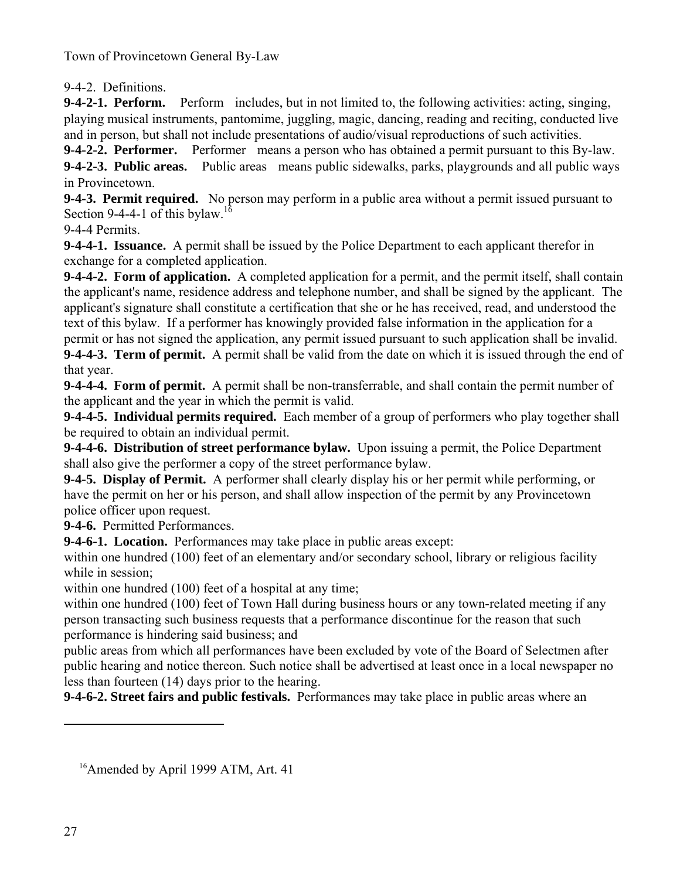9-4-2. Definitions.

**9-4-2-1. Perform.** Perform includes, but in not limited to, the following activities: acting, singing, playing musical instruments, pantomime, juggling, magic, dancing, reading and reciting, conducted live and in person, but shall not include presentations of audio/visual reproductions of such activities.

**9-4-2-2. Performer.** Performer means a person who has obtained a permit pursuant to this By-law.

**9-4-2-3. Public areas.** Public areas means public sidewalks, parks, playgrounds and all public ways in Provincetown.

**9-4-3. Permit required.** No person may perform in a public area without a permit issued pursuant to Section 9-4-4-1 of this bylaw.[16]

9-4-4 Permits.

**9-4-4-1. Issuance.** A permit shall be issued by the Police Department to each applicant therefor in exchange for a completed application.

**9-4-4-2. Form of application.** A completed application for a permit, and the permit itself, shall contain the applicant's name, residence address and telephone number, and shall be signed by the applicant. The applicant's signature shall constitute a certification that she or he has received, read, and understood the text of this bylaw. If a performer has knowingly provided false information in the application for a permit or has not signed the application, any permit issued pursuant to such application shall be invalid.

**9-4-4-3. Term of permit.** A permit shall be valid from the date on which it is issued through the end of that year.

**9-4-4-4. Form of permit.** A permit shall be non-transferrable, and shall contain the permit number of the applicant and the year in which the permit is valid.

**9-4-4-5. Individual permits required.** Each member of a group of performers who play together shall be required to obtain an individual permit.

**9-4-4-6. Distribution of street performance bylaw.** Upon issuing a permit, the Police Department shall also give the performer a copy of the street performance bylaw.

**9-4-5. Display of Permit.** A performer shall clearly display his or her permit while performing, or have the permit on her or his person, and shall allow inspection of the permit by any Provincetown police officer upon request.

**9-4-6.** Permitted Performances.

**9-4-6-1. Location.** Performances may take place in public areas except:

within one hundred (100) feet of an elementary and/or secondary school, library or religious facility while in session;

within one hundred (100) feet of a hospital at any time;

within one hundred (100) feet of Town Hall during business hours or any town-related meeting if any person transacting such business requests that a performance discontinue for the reason that such performance is hindering said business; and

public areas from which all performances have been excluded by vote of the Board of Selectmen after public hearing and notice thereon. Such notice shall be advertised at least once in a local newspaper no less than fourteen (14) days prior to the hearing.

**9-4-6-2. Street fairs and public festivals.** Performances may take place in public areas where an

---

[16] Amended by April 1999 ATM, Art. 41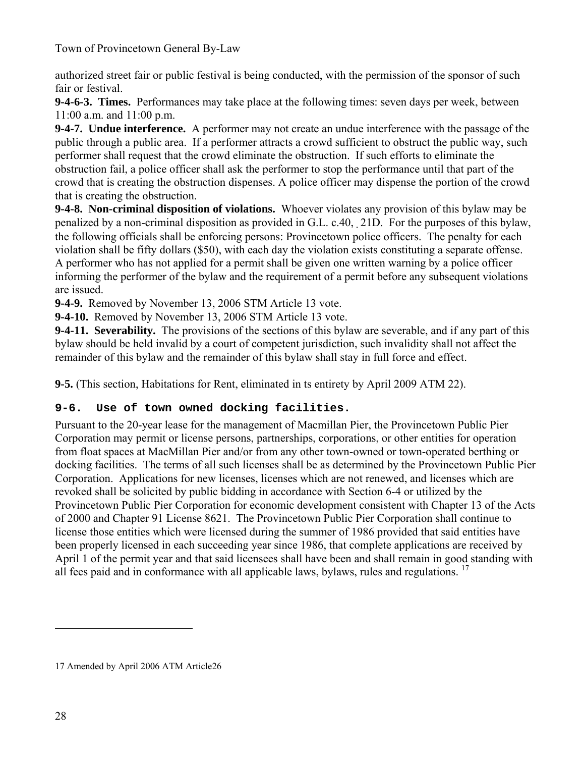authorized street fair or public festival is being conducted, with the permission of the sponsor of such fair or festival.

**9-4-6-3. Times.** Performances may take place at the following times: seven days per week, between 11:00 a.m. and 11:00 p.m.

**9-4-7. Undue interference.** A performer may not create an undue interference with the passage of the public through a public area. If a performer attracts a crowd sufficient to obstruct the public way, such performer shall request that the crowd eliminate the obstruction. If such efforts to eliminate the obstruction fail, a police officer shall ask the performer to stop the performance until that part of the crowd that is creating the obstruction dispenses. A police officer may dispense the portion of the crowd that is creating the obstruction.

**9-4-8. Non-criminal disposition of violations.** Whoever violates any provision of this bylaw may be penalized by a non-criminal disposition as provided in G.L. c.40, . 21D. For the purposes of this bylaw, the following officials shall be enforcing persons: Provincetown police officers. The penalty for each violation shall be fifty dollars ($50), with each day the violation exists constituting a separate offense. A performer who has not applied for a permit shall be given one written warning by a police officer informing the performer of the bylaw and the requirement of a permit before any subsequent violations are issued.

**9-4-9.** Removed by November 13, 2006 STM Article 13 vote.

**9-4-10.** Removed by November 13, 2006 STM Article 13 vote.

**9-4-11. Severability.** The provisions of the sections of this bylaw are severable, and if any part of this bylaw should be held invalid by a court of competent jurisdiction, such invalidity shall not affect the remainder of this bylaw and the remainder of this bylaw shall stay in full force and effect.

**9-5.** (This section, Habitations for Rent, eliminated in ts entirety by April 2009 ATM 22).

### 9-6. Use of town owned docking facilities.

Pursuant to the 20-year lease for the management of Macmillan Pier, the Provincetown Public Pier Corporation may permit or license persons, partnerships, corporations, or other entities for operation from float spaces at MacMillan Pier and/or from any other town-owned or town-operated berthing or docking facilities. The terms of all such licenses shall be as determined by the Provincetown Public Pier Corporation. Applications for new licenses, licenses which are not renewed, and licenses which are revoked shall be solicited by public bidding in accordance with Section 6-4 or utilized by the Provincetown Public Pier Corporation for economic development consistent with Chapter 13 of the Acts of 2000 and Chapter 91 License 8621. The Provincetown Public Pier Corporation shall continue to license those entities which were licensed during the summer of 1986 provided that said entities have been properly licensed in each succeeding year since 1986, that complete applications are received by April 1 of the permit year and that said licensees shall have been and shall remain in good standing with all fees paid and in conformance with all applicable laws, bylaws, rules and regulations. [17]

---

17 Amended by April 2006 ATM Article26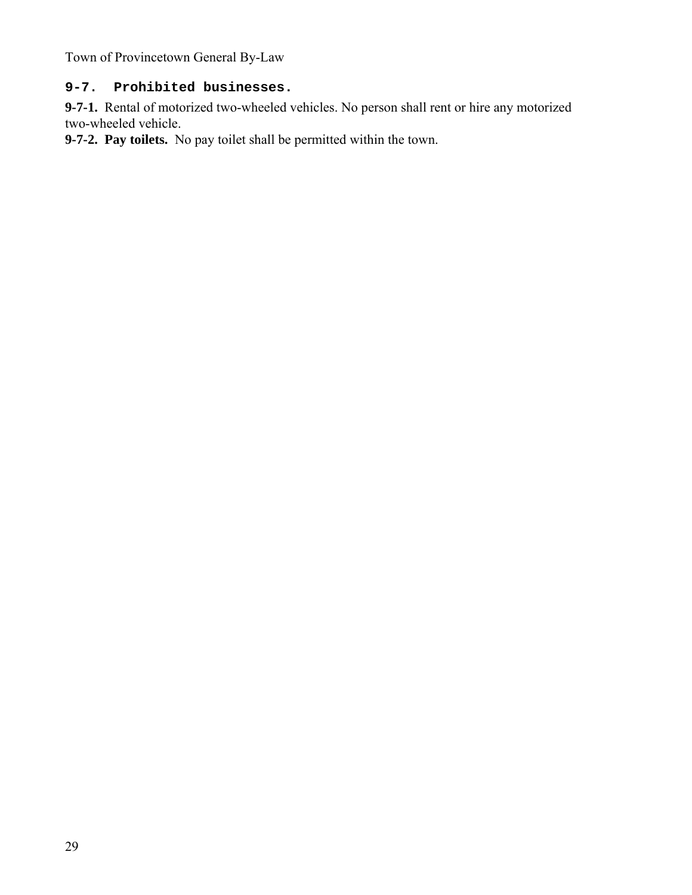## 9-7. Prohibited businesses.

**9-7-1.** Rental of motorized two-wheeled vehicles. No person shall rent or hire any motorized two-wheeled vehicle.

**9-7-2. Pay toilets.** No pay toilet shall be permitted within the town.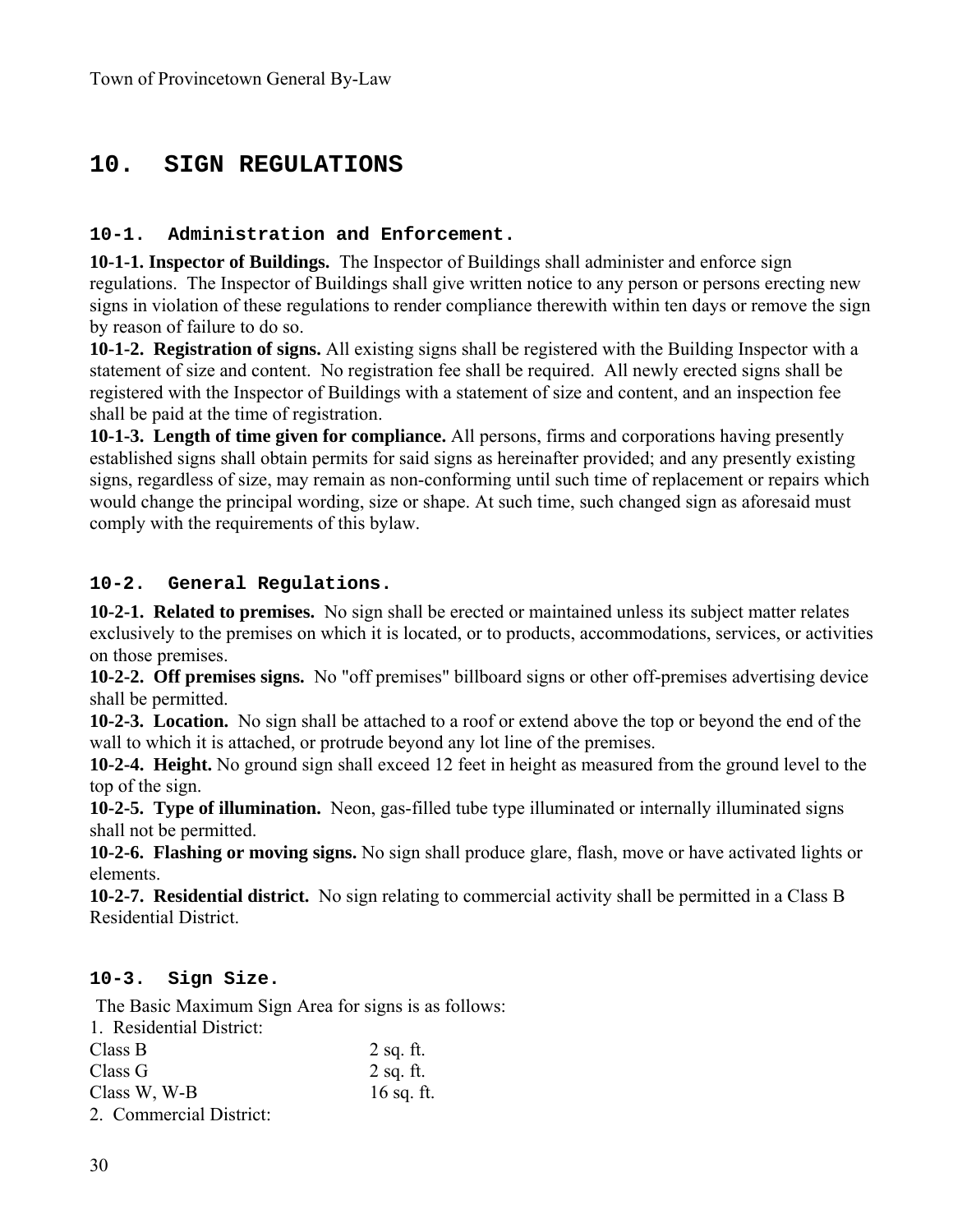# 10. SIGN REGULATIONS

## 10-1. Administration and Enforcement.

**10-1-1. Inspector of Buildings.** The Inspector of Buildings shall administer and enforce sign regulations. The Inspector of Buildings shall give written notice to any person or persons erecting new signs in violation of these regulations to render compliance therewith within ten days or remove the sign by reason of failure to do so.

**10-1-2. Registration of signs.** All existing signs shall be registered with the Building Inspector with a statement of size and content. No registration fee shall be required. All newly erected signs shall be registered with the Inspector of Buildings with a statement of size and content, and an inspection fee shall be paid at the time of registration.

**10-1-3. Length of time given for compliance.** All persons, firms and corporations having presently established signs shall obtain permits for said signs as hereinafter provided; and any presently existing signs, regardless of size, may remain as non-conforming until such time of replacement or repairs which would change the principal wording, size or shape. At such time, such changed sign as aforesaid must comply with the requirements of this bylaw.

## 10-2. General Regulations.

**10-2-1. Related to premises.** No sign shall be erected or maintained unless its subject matter relates exclusively to the premises on which it is located, or to products, accommodations, services, or activities on those premises.

**10-2-2. Off premises signs.** No "off premises" billboard signs or other off-premises advertising device shall be permitted.

**10-2-3. Location.** No sign shall be attached to a roof or extend above the top or beyond the end of the wall to which it is attached, or protrude beyond any lot line of the premises.

**10-2-4. Height.** No ground sign shall exceed 12 feet in height as measured from the ground level to the top of the sign.

**10-2-5. Type of illumination.** Neon, gas-filled tube type illuminated or internally illuminated signs shall not be permitted.

**10-2-6. Flashing or moving signs.** No sign shall produce glare, flash, move or have activated lights or elements.

**10-2-7. Residential district.** No sign relating to commercial activity shall be permitted in a Class B Residential District.

## 10-3. Sign Size.

The Basic Maximum Sign Area for signs is as follows:

1. Residential District:

| | |
|---|---|
| Class B | 2 sq. ft. |
| Class G | 2 sq. ft. |
| Class W, W-B | 16 sq. ft. |

2. Commercial District: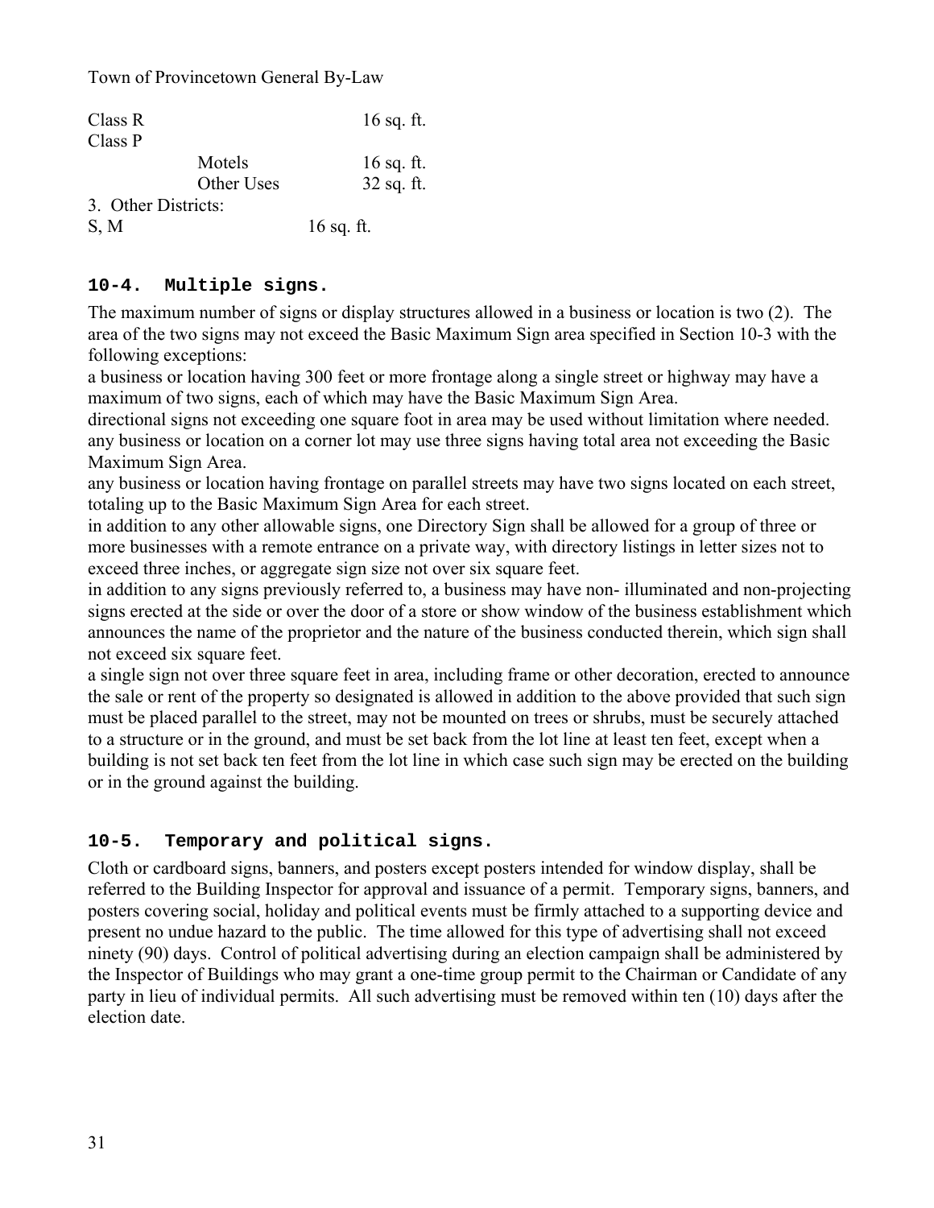| | | |
|---|---|---|
| Class R | | 16 sq. ft. |
| Class P | | |
| | Motels | 16 sq. ft. |
| | Other Uses | 32 sq. ft. |

3. Other Districts:

| | |
|---|---|
| S, M | 16 sq. ft. |

## 10-4. Multiple signs.

The maximum number of signs or display structures allowed in a business or location is two (2). The area of the two signs may not exceed the Basic Maximum Sign area specified in Section 10-3 with the following exceptions:

a business or location having 300 feet or more frontage along a single street or highway may have a maximum of two signs, each of which may have the Basic Maximum Sign Area.

directional signs not exceeding one square foot in area may be used without limitation where needed.

any business or location on a corner lot may use three signs having total area not exceeding the Basic Maximum Sign Area.

any business or location having frontage on parallel streets may have two signs located on each street, totaling up to the Basic Maximum Sign Area for each street.

in addition to any other allowable signs, one Directory Sign shall be allowed for a group of three or more businesses with a remote entrance on a private way, with directory listings in letter sizes not to exceed three inches, or aggregate sign size not over six square feet.

in addition to any signs previously referred to, a business may have non- illuminated and non-projecting signs erected at the side or over the door of a store or show window of the business establishment which announces the name of the proprietor and the nature of the business conducted therein, which sign shall not exceed six square feet.

a single sign not over three square feet in area, including frame or other decoration, erected to announce the sale or rent of the property so designated is allowed in addition to the above provided that such sign must be placed parallel to the street, may not be mounted on trees or shrubs, must be securely attached to a structure or in the ground, and must be set back from the lot line at least ten feet, except when a building is not set back ten feet from the lot line in which case such sign may be erected on the building or in the ground against the building.

## 10-5. Temporary and political signs.

Cloth or cardboard signs, banners, and posters except posters intended for window display, shall be referred to the Building Inspector for approval and issuance of a permit. Temporary signs, banners, and posters covering social, holiday and political events must be firmly attached to a supporting device and present no undue hazard to the public. The time allowed for this type of advertising shall not exceed ninety (90) days. Control of political advertising during an election campaign shall be administered by the Inspector of Buildings who may grant a one-time group permit to the Chairman or Candidate of any party in lieu of individual permits. All such advertising must be removed within ten (10) days after the election date.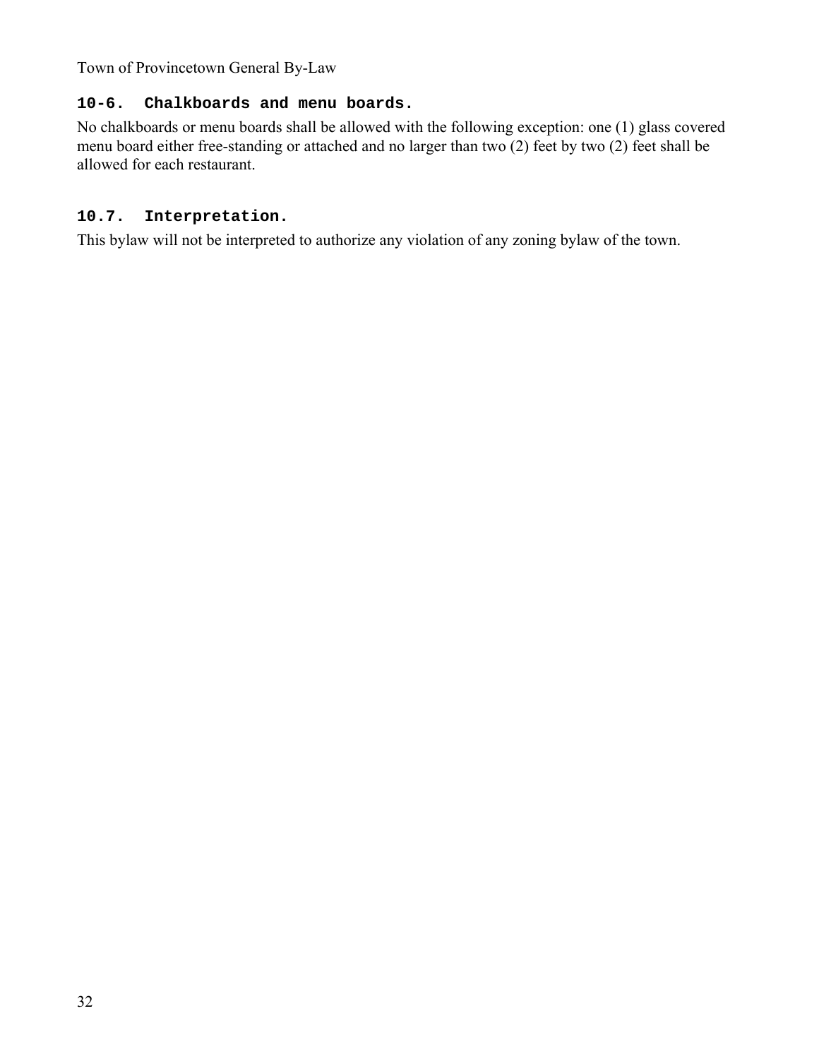### 10-6. Chalkboards and menu boards.

No chalkboards or menu boards shall be allowed with the following exception: one (1) glass covered menu board either free-standing or attached and no larger than two (2) feet by two (2) feet shall be allowed for each restaurant.

### 10.7. Interpretation.

This bylaw will not be interpreted to authorize any violation of any zoning bylaw of the town.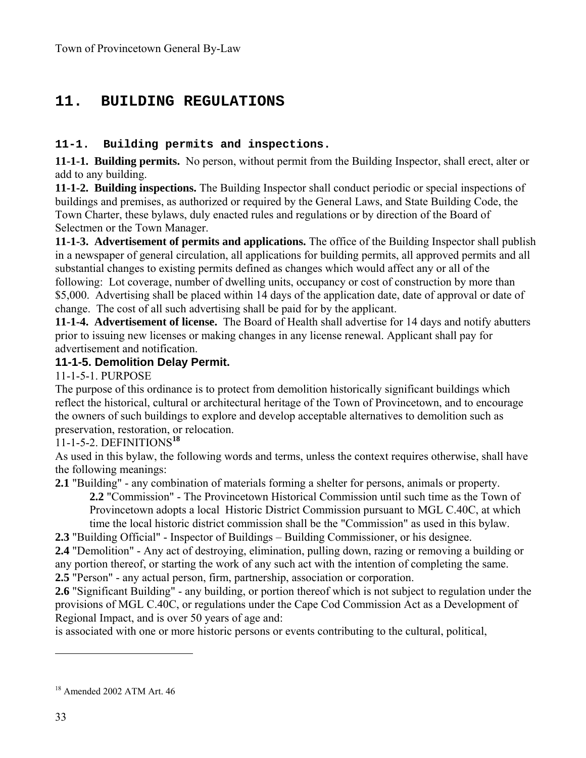# 11. BUILDING REGULATIONS

## 11-1. Building permits and inspections.

**11-1-1. Building permits.** No person, without permit from the Building Inspector, shall erect, alter or add to any building.

**11-1-2. Building inspections.** The Building Inspector shall conduct periodic or special inspections of buildings and premises, as authorized or required by the General Laws, and State Building Code, the Town Charter, these bylaws, duly enacted rules and regulations or by direction of the Board of Selectmen or the Town Manager.

**11-1-3. Advertisement of permits and applications.** The office of the Building Inspector shall publish in a newspaper of general circulation, all applications for building permits, all approved permits and all substantial changes to existing permits defined as changes which would affect any or all of the following: Lot coverage, number of dwelling units, occupancy or cost of construction by more than $5,000. Advertising shall be placed within 14 days of the application date, date of approval or date of change. The cost of all such advertising shall be paid for by the applicant.

**11-1-4. Advertisement of license.** The Board of Health shall advertise for 14 days and notify abutters prior to issuing new licenses or making changes in any license renewal. Applicant shall pay for advertisement and notification.

### 11-1-5. Demolition Delay Permit.

11-1-5-1. PURPOSE

The purpose of this ordinance is to protect from demolition historically significant buildings which reflect the historical, cultural or architectural heritage of the Town of Provincetown, and to encourage the owners of such buildings to explore and develop acceptable alternatives to demolition such as preservation, restoration, or relocation.

11-1-5-2. DEFINITIONS[18]

As used in this bylaw, the following words and terms, unless the context requires otherwise, shall have the following meanings:

**2.1** "Building" - any combination of materials forming a shelter for persons, animals or property.

**2.2** "Commission" - The Provincetown Historical Commission until such time as the Town of Provincetown adopts a local Historic District Commission pursuant to MGL C.40C, at which time the local historic district commission shall be the "Commission" as used in this bylaw.

**2.3** "Building Official" - Inspector of Buildings – Building Commissioner, or his designee.

**2.4** "Demolition" - Any act of destroying, elimination, pulling down, razing or removing a building or any portion thereof, or starting the work of any such act with the intention of completing the same.

**2.5** "Person" - any actual person, firm, partnership, association or corporation.

**2.6** "Significant Building" - any building, or portion thereof which is not subject to regulation under the provisions of MGL C.40C, or regulations under the Cape Cod Commission Act as a Development of Regional Impact, and is over 50 years of age and:

is associated with one or more historic persons or events contributing to the cultural, political,

---

[18] Amended 2002 ATM Art. 46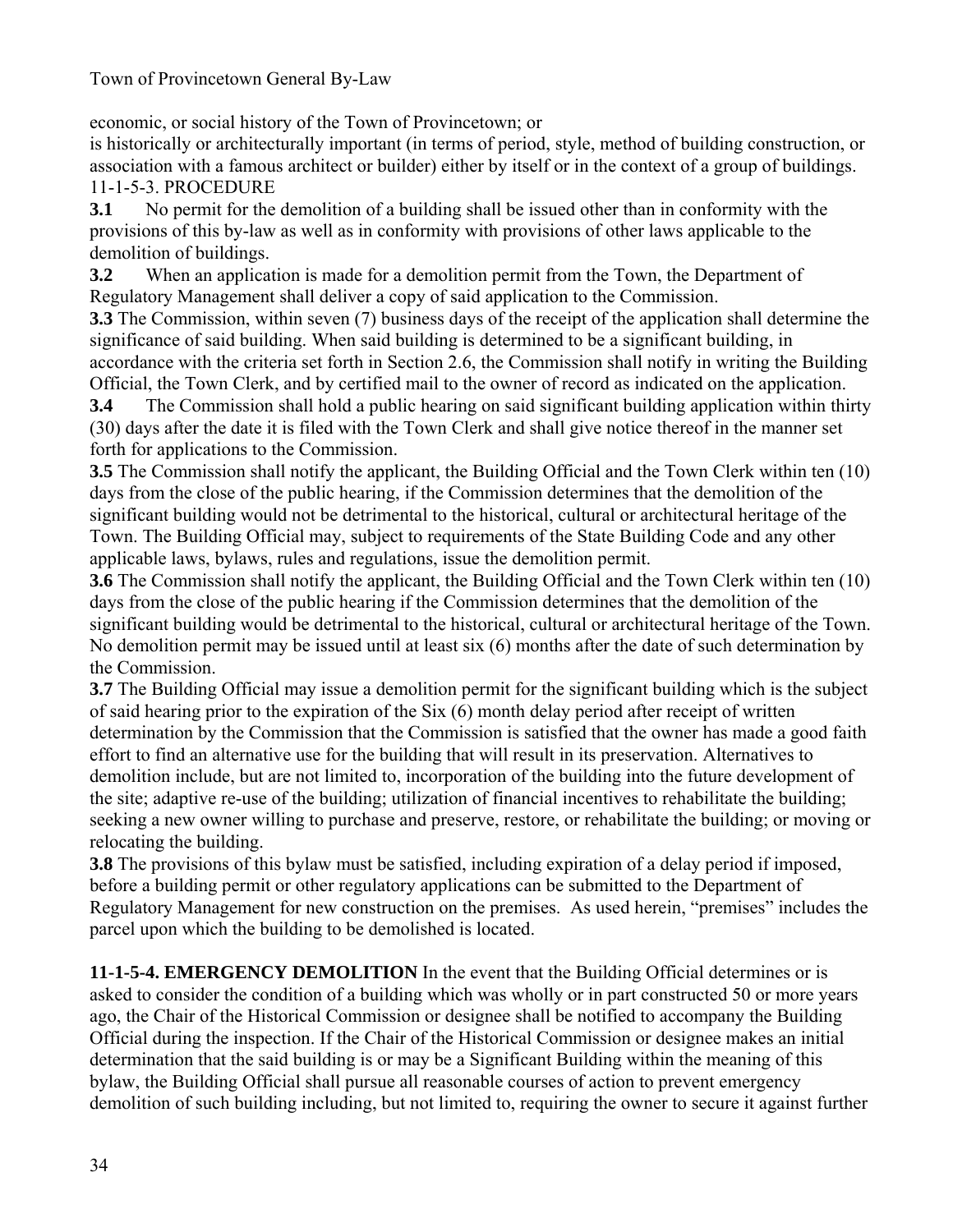economic, or social history of the Town of Provincetown; or

is historically or architecturally important (in terms of period, style, method of building construction, or association with a famous architect or builder) either by itself or in the context of a group of buildings.

11-1-5-3. PROCEDURE

**3.1** No permit for the demolition of a building shall be issued other than in conformity with the provisions of this by-law as well as in conformity with provisions of other laws applicable to the demolition of buildings.

**3.2** When an application is made for a demolition permit from the Town, the Department of Regulatory Management shall deliver a copy of said application to the Commission.

**3.3** The Commission, within seven (7) business days of the receipt of the application shall determine the significance of said building. When said building is determined to be a significant building, in accordance with the criteria set forth in Section 2.6, the Commission shall notify in writing the Building Official, the Town Clerk, and by certified mail to the owner of record as indicated on the application.

**3.4** The Commission shall hold a public hearing on said significant building application within thirty (30) days after the date it is filed with the Town Clerk and shall give notice thereof in the manner set forth for applications to the Commission.

**3.5** The Commission shall notify the applicant, the Building Official and the Town Clerk within ten (10) days from the close of the public hearing, if the Commission determines that the demolition of the significant building would not be detrimental to the historical, cultural or architectural heritage of the Town. The Building Official may, subject to requirements of the State Building Code and any other applicable laws, bylaws, rules and regulations, issue the demolition permit.

**3.6** The Commission shall notify the applicant, the Building Official and the Town Clerk within ten (10) days from the close of the public hearing if the Commission determines that the demolition of the significant building would be detrimental to the historical, cultural or architectural heritage of the Town. No demolition permit may be issued until at least six (6) months after the date of such determination by the Commission.

**3.7** The Building Official may issue a demolition permit for the significant building which is the subject of said hearing prior to the expiration of the Six (6) month delay period after receipt of written determination by the Commission that the Commission is satisfied that the owner has made a good faith effort to find an alternative use for the building that will result in its preservation. Alternatives to demolition include, but are not limited to, incorporation of the building into the future development of the site; adaptive re-use of the building; utilization of financial incentives to rehabilitate the building; seeking a new owner willing to purchase and preserve, restore, or rehabilitate the building; or moving or relocating the building.

**3.8** The provisions of this bylaw must be satisfied, including expiration of a delay period if imposed, before a building permit or other regulatory applications can be submitted to the Department of Regulatory Management for new construction on the premises. As used herein, "premises" includes the parcel upon which the building to be demolished is located.

**11-1-5-4. EMERGENCY DEMOLITION** In the event that the Building Official determines or is asked to consider the condition of a building which was wholly or in part constructed 50 or more years ago, the Chair of the Historical Commission or designee shall be notified to accompany the Building Official during the inspection. If the Chair of the Historical Commission or designee makes an initial determination that the said building is or may be a Significant Building within the meaning of this bylaw, the Building Official shall pursue all reasonable courses of action to prevent emergency demolition of such building including, but not limited to, requiring the owner to secure it against further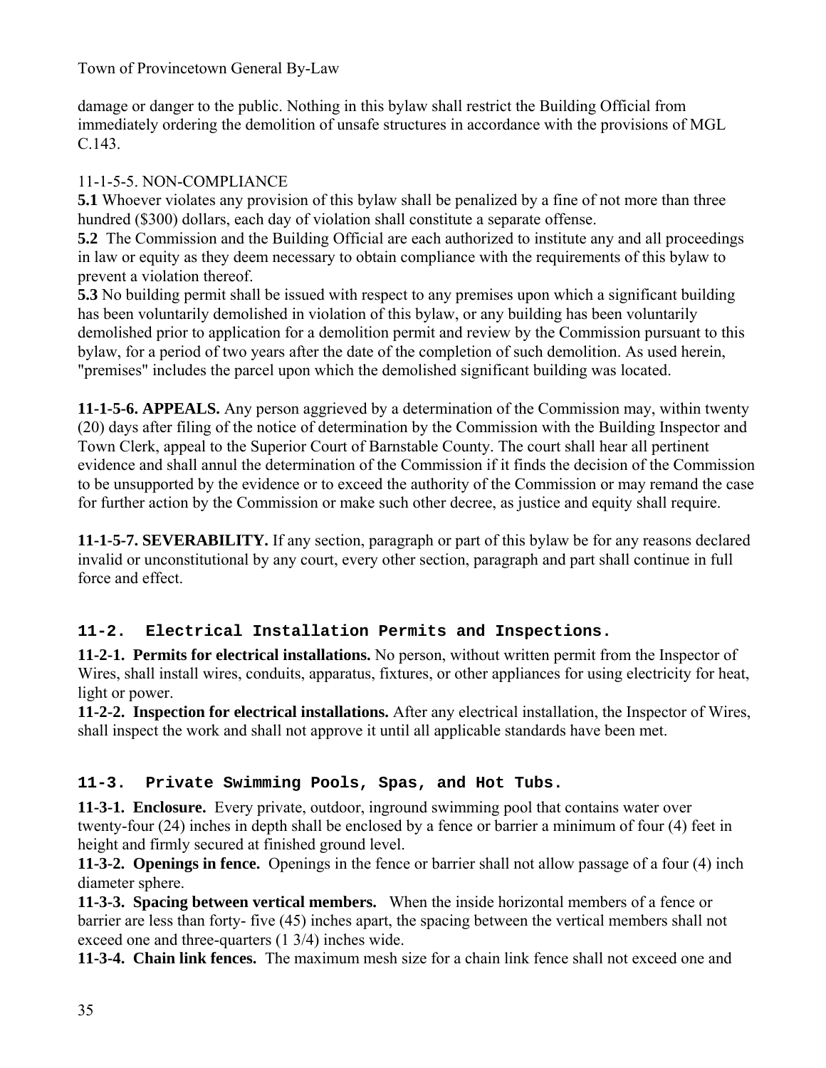damage or danger to the public. Nothing in this bylaw shall restrict the Building Official from immediately ordering the demolition of unsafe structures in accordance with the provisions of MGL C.143.

11-1-5-5. NON-COMPLIANCE

**5.1** Whoever violates any provision of this bylaw shall be penalized by a fine of not more than three hundred ($300) dollars, each day of violation shall constitute a separate offense.

**5.2** The Commission and the Building Official are each authorized to institute any and all proceedings in law or equity as they deem necessary to obtain compliance with the requirements of this bylaw to prevent a violation thereof.

**5.3** No building permit shall be issued with respect to any premises upon which a significant building has been voluntarily demolished in violation of this bylaw, or any building has been voluntarily demolished prior to application for a demolition permit and review by the Commission pursuant to this bylaw, for a period of two years after the date of the completion of such demolition. As used herein, "premises" includes the parcel upon which the demolished significant building was located.

**11-1-5-6. APPEALS.** Any person aggrieved by a determination of the Commission may, within twenty (20) days after filing of the notice of determination by the Commission with the Building Inspector and Town Clerk, appeal to the Superior Court of Barnstable County. The court shall hear all pertinent evidence and shall annul the determination of the Commission if it finds the decision of the Commission to be unsupported by the evidence or to exceed the authority of the Commission or may remand the case for further action by the Commission or make such other decree, as justice and equity shall require.

**11-1-5-7. SEVERABILITY.** If any section, paragraph or part of this bylaw be for any reasons declared invalid or unconstitutional by any court, every other section, paragraph and part shall continue in full force and effect.

## 11-2. Electrical Installation Permits and Inspections.

**11-2-1. Permits for electrical installations.** No person, without written permit from the Inspector of Wires, shall install wires, conduits, apparatus, fixtures, or other appliances for using electricity for heat, light or power.

**11-2-2. Inspection for electrical installations.** After any electrical installation, the Inspector of Wires, shall inspect the work and shall not approve it until all applicable standards have been met.

## 11-3. Private Swimming Pools, Spas, and Hot Tubs.

**11-3-1. Enclosure.** Every private, outdoor, inground swimming pool that contains water over twenty-four (24) inches in depth shall be enclosed by a fence or barrier a minimum of four (4) feet in height and firmly secured at finished ground level.

**11-3-2. Openings in fence.** Openings in the fence or barrier shall not allow passage of a four (4) inch diameter sphere.

**11-3-3. Spacing between vertical members.** When the inside horizontal members of a fence or barrier are less than forty- five (45) inches apart, the spacing between the vertical members shall not exceed one and three-quarters (1 3/4) inches wide.

**11-3-4. Chain link fences.** The maximum mesh size for a chain link fence shall not exceed one and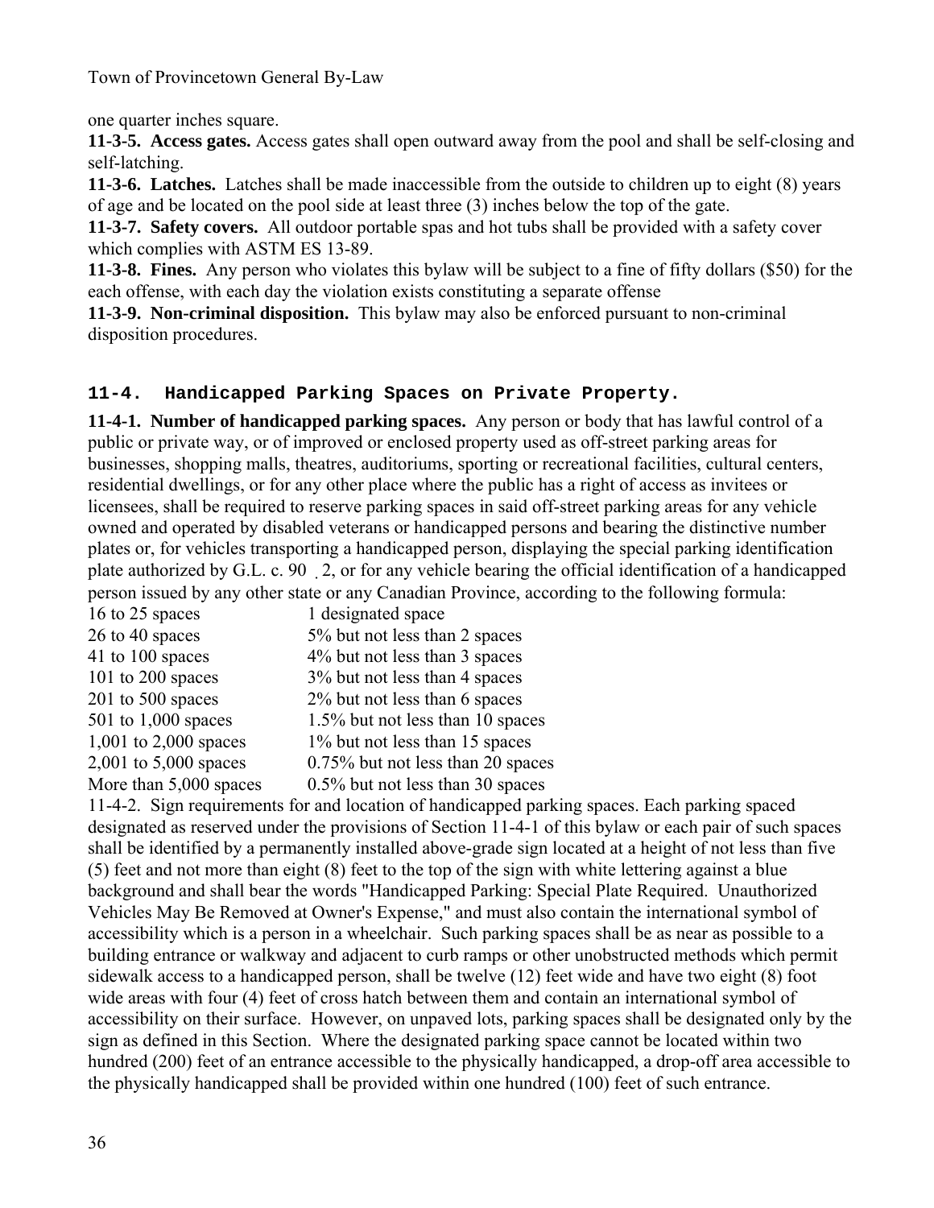one quarter inches square.

**11-3-5. Access gates.** Access gates shall open outward away from the pool and shall be self-closing and self-latching.

**11-3-6. Latches.** Latches shall be made inaccessible from the outside to children up to eight (8) years of age and be located on the pool side at least three (3) inches below the top of the gate.

**11-3-7. Safety covers.** All outdoor portable spas and hot tubs shall be provided with a safety cover which complies with ASTM ES 13-89.

**11-3-8. Fines.** Any person who violates this bylaw will be subject to a fine of fifty dollars ($50) for the each offense, with each day the violation exists constituting a separate offense

**11-3-9. Non-criminal disposition.** This bylaw may also be enforced pursuant to non-criminal disposition procedures.

## 11-4. Handicapped Parking Spaces on Private Property.

**11-4-1. Number of handicapped parking spaces.** Any person or body that has lawful control of a public or private way, or of improved or enclosed property used as off-street parking areas for businesses, shopping malls, theatres, auditoriums, sporting or recreational facilities, cultural centers, residential dwellings, or for any other place where the public has a right of access as invitees or licensees, shall be required to reserve parking spaces in said off-street parking areas for any vehicle owned and operated by disabled veterans or handicapped persons and bearing the distinctive number plates or, for vehicles transporting a handicapped person, displaying the special parking identification plate authorized by G.L. c. 90 . 2, or for any vehicle bearing the official identification of a handicapped person issued by any other state or any Canadian Province, according to the following formula:

| | |
|---|---|
| 16 to 25 spaces | 1 designated space |
| 26 to 40 spaces | 5% but not less than 2 spaces |
| 41 to 100 spaces | 4% but not less than 3 spaces |
| 101 to 200 spaces | 3% but not less than 4 spaces |
| 201 to 500 spaces | 2% but not less than 6 spaces |
| 501 to 1,000 spaces | 1.5% but not less than 10 spaces |
| 1,001 to 2,000 spaces | 1% but not less than 15 spaces |
| 2,001 to 5,000 spaces | 0.75% but not less than 20 spaces |
| More than 5,000 spaces | 0.5% but not less than 30 spaces |

11-4-2. Sign requirements for and location of handicapped parking spaces. Each parking spaced designated as reserved under the provisions of Section 11-4-1 of this bylaw or each pair of such spaces shall be identified by a permanently installed above-grade sign located at a height of not less than five (5) feet and not more than eight (8) feet to the top of the sign with white lettering against a blue background and shall bear the words "Handicapped Parking: Special Plate Required. Unauthorized Vehicles May Be Removed at Owner's Expense," and must also contain the international symbol of accessibility which is a person in a wheelchair. Such parking spaces shall be as near as possible to a building entrance or walkway and adjacent to curb ramps or other unobstructed methods which permit sidewalk access to a handicapped person, shall be twelve (12) feet wide and have two eight (8) foot wide areas with four (4) feet of cross hatch between them and contain an international symbol of accessibility on their surface. However, on unpaved lots, parking spaces shall be designated only by the sign as defined in this Section. Where the designated parking space cannot be located within two hundred (200) feet of an entrance accessible to the physically handicapped, a drop-off area accessible to the physically handicapped shall be provided within one hundred (100) feet of such entrance.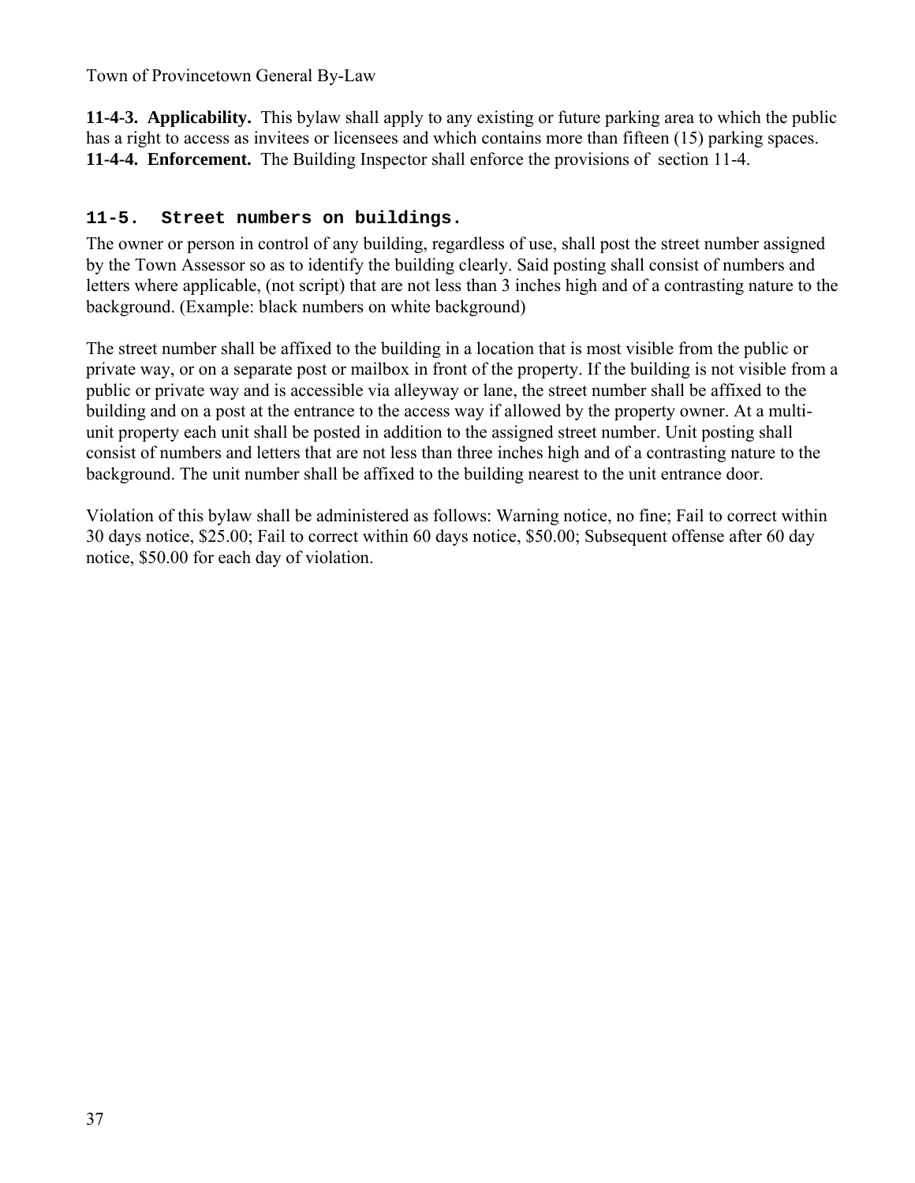**11-4-3. Applicability.** This bylaw shall apply to any existing or future parking area to which the public has a right to access as invitees or licensees and which contains more than fifteen (15) parking spaces.
**11-4-4. Enforcement.** The Building Inspector shall enforce the provisions of section 11-4.

### 11-5. Street numbers on buildings.

The owner or person in control of any building, regardless of use, shall post the street number assigned by the Town Assessor so as to identify the building clearly. Said posting shall consist of numbers and letters where applicable, (not script) that are not less than 3 inches high and of a contrasting nature to the background. (Example: black numbers on white background)

The street number shall be affixed to the building in a location that is most visible from the public or private way, or on a separate post or mailbox in front of the property. If the building is not visible from a public or private way and is accessible via alleyway or lane, the street number shall be affixed to the building and on a post at the entrance to the access way if allowed by the property owner. At a multi-unit property each unit shall be posted in addition to the assigned street number. Unit posting shall consist of numbers and letters that are not less than three inches high and of a contrasting nature to the background. The unit number shall be affixed to the building nearest to the unit entrance door.

Violation of this bylaw shall be administered as follows: Warning notice, no fine; Fail to correct within 30 days notice, $25.00; Fail to correct within 60 days notice, $50.00; Subsequent offense after 60 day notice, $50.00 for each day of violation.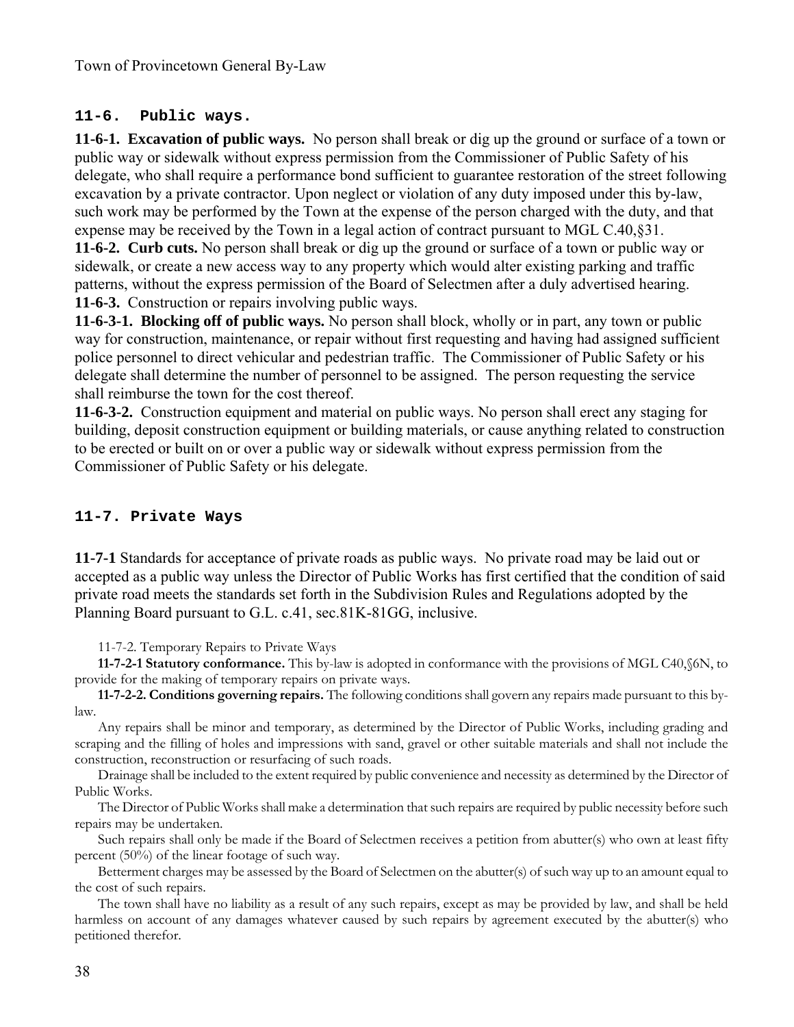## 11-6. Public ways.

**11-6-1. Excavation of public ways.** No person shall break or dig up the ground or surface of a town or public way or sidewalk without express permission from the Commissioner of Public Safety of his delegate, who shall require a performance bond sufficient to guarantee restoration of the street following excavation by a private contractor. Upon neglect or violation of any duty imposed under this by-law, such work may be performed by the Town at the expense of the person charged with the duty, and that expense may be received by the Town in a legal action of contract pursuant to MGL C.40,§31.

**11-6-2. Curb cuts.** No person shall break or dig up the ground or surface of a town or public way or sidewalk, or create a new access way to any property which would alter existing parking and traffic patterns, without the express permission of the Board of Selectmen after a duly advertised hearing.

**11-6-3.** Construction or repairs involving public ways.

**11-6-3-1. Blocking off of public ways.** No person shall block, wholly or in part, any town or public way for construction, maintenance, or repair without first requesting and having had assigned sufficient police personnel to direct vehicular and pedestrian traffic. The Commissioner of Public Safety or his delegate shall determine the number of personnel to be assigned. The person requesting the service shall reimburse the town for the cost thereof.

**11-6-3-2.** Construction equipment and material on public ways. No person shall erect any staging for building, deposit construction equipment or building materials, or cause anything related to construction to be erected or built on or over a public way or sidewalk without express permission from the Commissioner of Public Safety or his delegate.

## 11-7. Private Ways

**11-7-1** Standards for acceptance of private roads as public ways. No private road may be laid out or accepted as a public way unless the Director of Public Works has first certified that the condition of said private road meets the standards set forth in the Subdivision Rules and Regulations adopted by the Planning Board pursuant to G.L. c.41, sec.81K-81GG, inclusive.

11-7-2. Temporary Repairs to Private Ways

**11-7-2-1 Statutory conformance.** This by-law is adopted in conformance with the provisions of MGL C40,§6N, to provide for the making of temporary repairs on private ways.

**11-7-2-2. Conditions governing repairs.** The following conditions shall govern any repairs made pursuant to this by-law.

Any repairs shall be minor and temporary, as determined by the Director of Public Works, including grading and scraping and the filling of holes and impressions with sand, gravel or other suitable materials and shall not include the construction, reconstruction or resurfacing of such roads.

Drainage shall be included to the extent required by public convenience and necessity as determined by the Director of Public Works.

The Director of Public Works shall make a determination that such repairs are required by public necessity before such repairs may be undertaken.

Such repairs shall only be made if the Board of Selectmen receives a petition from abutter(s) who own at least fifty percent (50%) of the linear footage of such way.

Betterment charges may be assessed by the Board of Selectmen on the abutter(s) of such way up to an amount equal to the cost of such repairs.

The town shall have no liability as a result of any such repairs, except as may be provided by law, and shall be held harmless on account of any damages whatever caused by such repairs by agreement executed by the abutter(s) who petitioned therefor.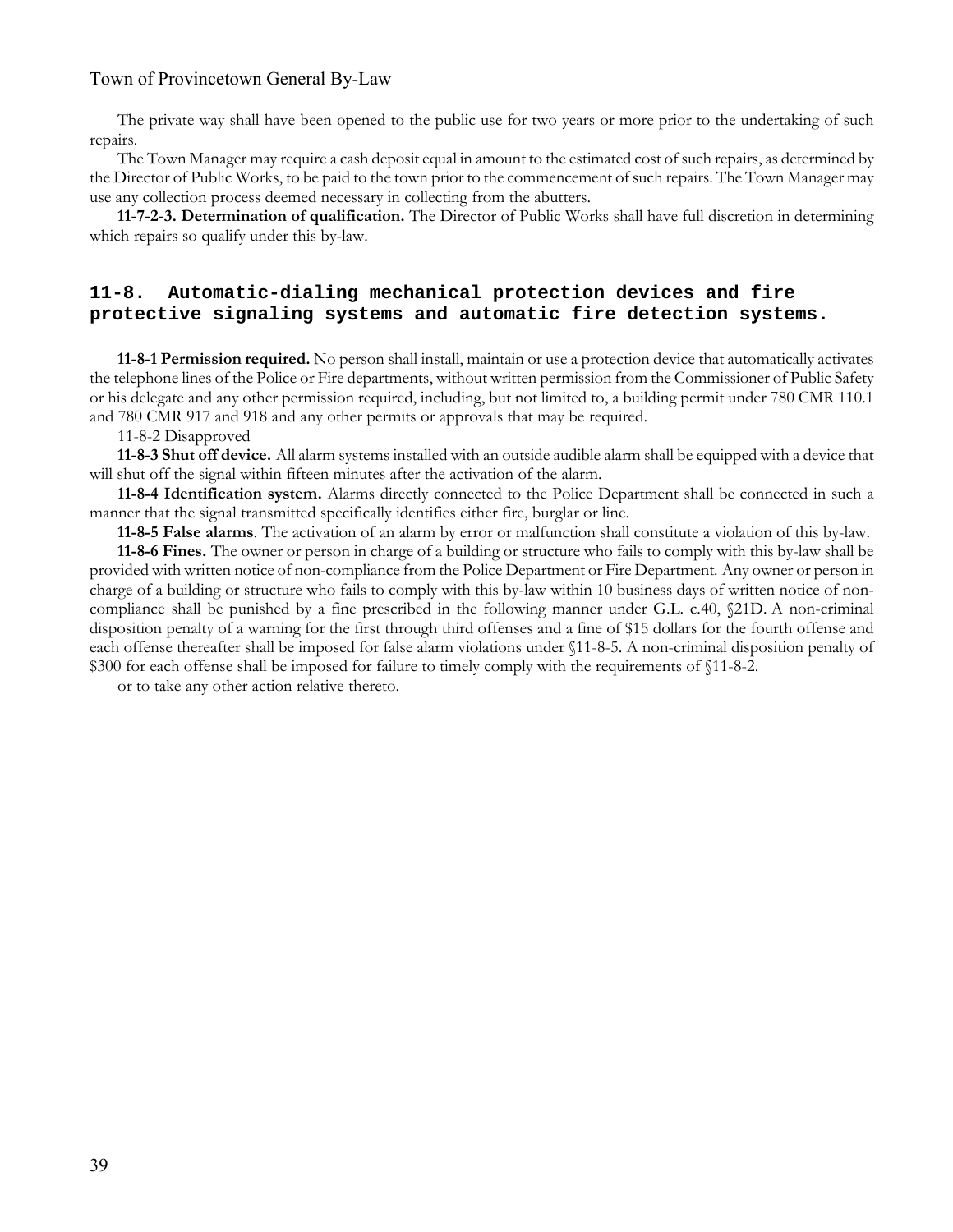The private way shall have been opened to the public use for two years or more prior to the undertaking of such repairs.

The Town Manager may require a cash deposit equal in amount to the estimated cost of such repairs, as determined by the Director of Public Works, to be paid to the town prior to the commencement of such repairs. The Town Manager may use any collection process deemed necessary in collecting from the abutters.

**11-7-2-3. Determination of qualification.** The Director of Public Works shall have full discretion in determining which repairs so qualify under this by-law.

## 11-8. Automatic-dialing mechanical protection devices and fire protective signaling systems and automatic fire detection systems.

**11-8-1 Permission required.** No person shall install, maintain or use a protection device that automatically activates the telephone lines of the Police or Fire departments, without written permission from the Commissioner of Public Safety or his delegate and any other permission required, including, but not limited to, a building permit under 780 CMR 110.1 and 780 CMR 917 and 918 and any other permits or approvals that may be required.

11-8-2 Disapproved

**11-8-3 Shut off device.** All alarm systems installed with an outside audible alarm shall be equipped with a device that will shut off the signal within fifteen minutes after the activation of the alarm.

**11-8-4 Identification system.** Alarms directly connected to the Police Department shall be connected in such a manner that the signal transmitted specifically identifies either fire, burglar or line.

**11-8-5 False alarms**. The activation of an alarm by error or malfunction shall constitute a violation of this by-law.

**11-8-6 Fines.** The owner or person in charge of a building or structure who fails to comply with this by-law shall be provided with written notice of non-compliance from the Police Department or Fire Department. Any owner or person in charge of a building or structure who fails to comply with this by-law within 10 business days of written notice of non-compliance shall be punished by a fine prescribed in the following manner under G.L. c.40, §21D. A non-criminal disposition penalty of a warning for the first through third offenses and a fine of $15 dollars for the fourth offense and each offense thereafter shall be imposed for false alarm violations under §11-8-5. A non-criminal disposition penalty of $300 for each offense shall be imposed for failure to timely comply with the requirements of §11-8-2.

or to take any other action relative thereto.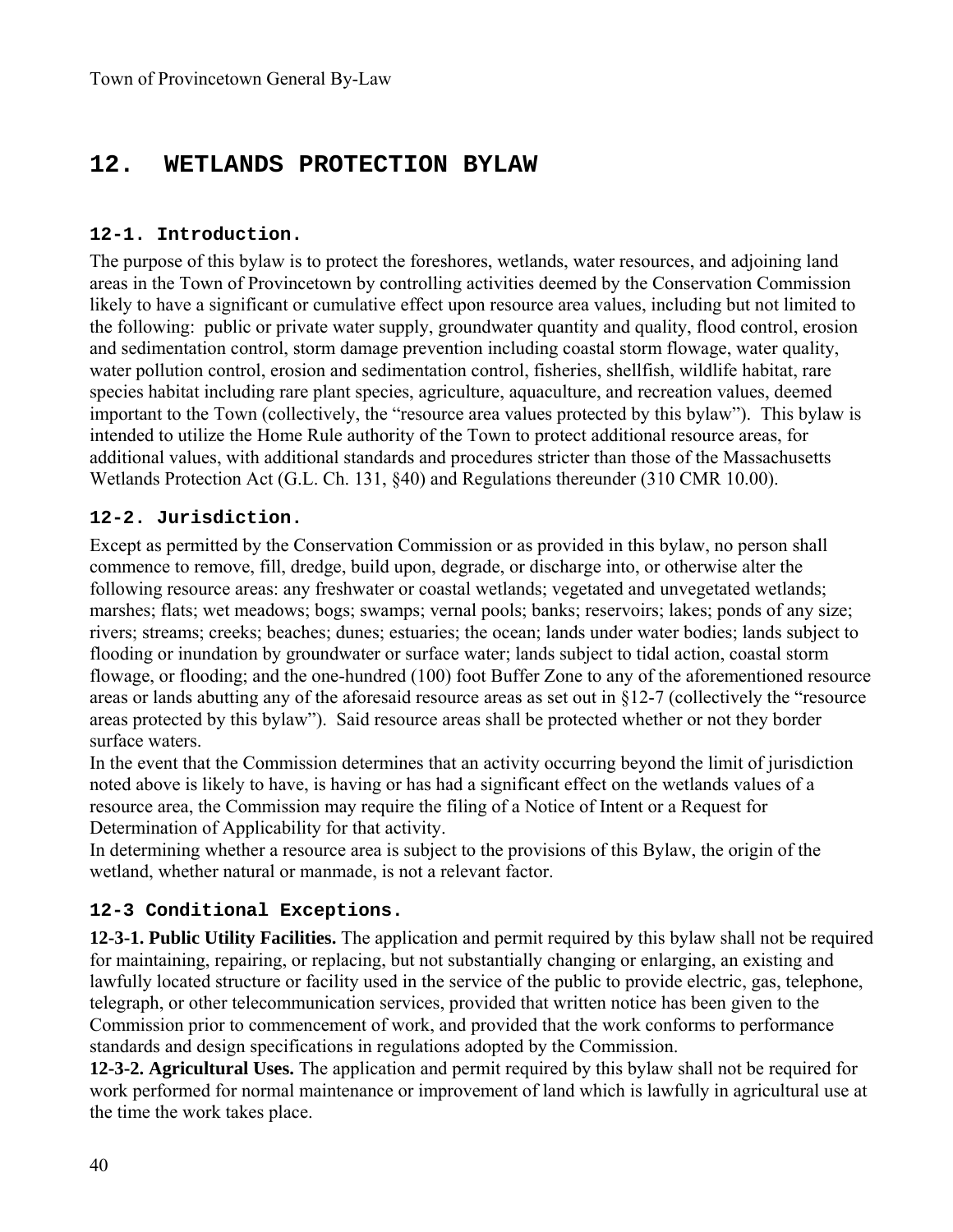# 12. WETLANDS PROTECTION BYLAW

### 12-1. Introduction.

The purpose of this bylaw is to protect the foreshores, wetlands, water resources, and adjoining land areas in the Town of Provincetown by controlling activities deemed by the Conservation Commission likely to have a significant or cumulative effect upon resource area values, including but not limited to the following: public or private water supply, groundwater quantity and quality, flood control, erosion and sedimentation control, storm damage prevention including coastal storm flowage, water quality, water pollution control, erosion and sedimentation control, fisheries, shellfish, wildlife habitat, rare species habitat including rare plant species, agriculture, aquaculture, and recreation values, deemed important to the Town (collectively, the "resource area values protected by this bylaw"). This bylaw is intended to utilize the Home Rule authority of the Town to protect additional resource areas, for additional values, with additional standards and procedures stricter than those of the Massachusetts Wetlands Protection Act (G.L. Ch. 131, §40) and Regulations thereunder (310 CMR 10.00).

### 12-2. Jurisdiction.

Except as permitted by the Conservation Commission or as provided in this bylaw, no person shall commence to remove, fill, dredge, build upon, degrade, or discharge into, or otherwise alter the following resource areas: any freshwater or coastal wetlands; vegetated and unvegetated wetlands; marshes; flats; wet meadows; bogs; swamps; vernal pools; banks; reservoirs; lakes; ponds of any size; rivers; streams; creeks; beaches; dunes; estuaries; the ocean; lands under water bodies; lands subject to flooding or inundation by groundwater or surface water; lands subject to tidal action, coastal storm flowage, or flooding; and the one-hundred (100) foot Buffer Zone to any of the aforementioned resource areas or lands abutting any of the aforesaid resource areas as set out in §12-7 (collectively the "resource areas protected by this bylaw"). Said resource areas shall be protected whether or not they border surface waters.

In the event that the Commission determines that an activity occurring beyond the limit of jurisdiction noted above is likely to have, is having or has had a significant effect on the wetlands values of a resource area, the Commission may require the filing of a Notice of Intent or a Request for Determination of Applicability for that activity.

In determining whether a resource area is subject to the provisions of this Bylaw, the origin of the wetland, whether natural or manmade, is not a relevant factor.

### 12-3 Conditional Exceptions.

**12-3-1. Public Utility Facilities.** The application and permit required by this bylaw shall not be required for maintaining, repairing, or replacing, but not substantially changing or enlarging, an existing and lawfully located structure or facility used in the service of the public to provide electric, gas, telephone, telegraph, or other telecommunication services, provided that written notice has been given to the Commission prior to commencement of work, and provided that the work conforms to performance standards and design specifications in regulations adopted by the Commission.

**12-3-2. Agricultural Uses.** The application and permit required by this bylaw shall not be required for work performed for normal maintenance or improvement of land which is lawfully in agricultural use at the time the work takes place.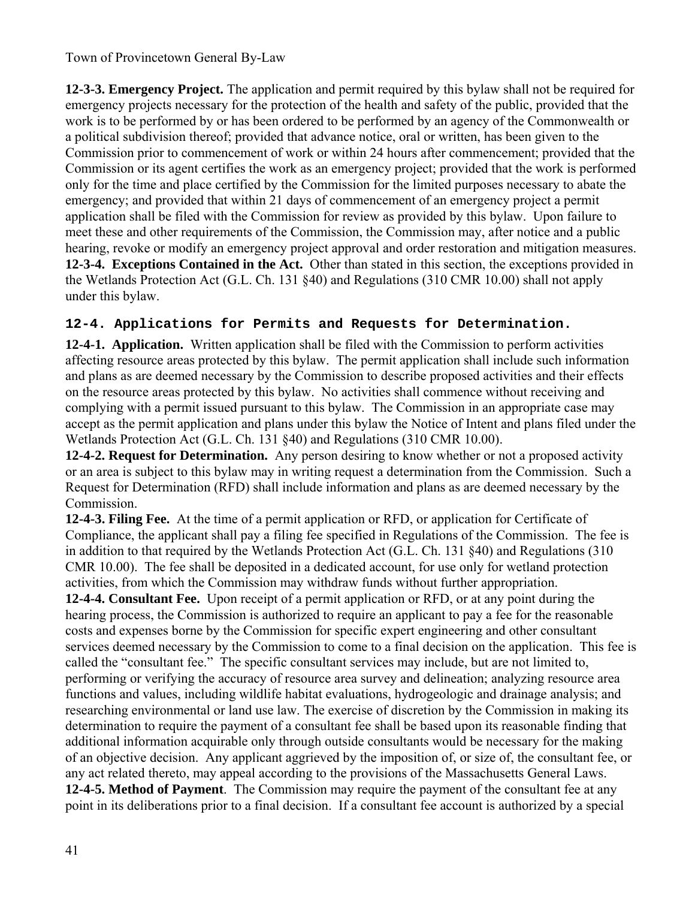**12-3-3. Emergency Project.** The application and permit required by this bylaw shall not be required for emergency projects necessary for the protection of the health and safety of the public, provided that the work is to be performed by or has been ordered to be performed by an agency of the Commonwealth or a political subdivision thereof; provided that advance notice, oral or written, has been given to the Commission prior to commencement of work or within 24 hours after commencement; provided that the Commission or its agent certifies the work as an emergency project; provided that the work is performed only for the time and place certified by the Commission for the limited purposes necessary to abate the emergency; and provided that within 21 days of commencement of an emergency project a permit application shall be filed with the Commission for review as provided by this bylaw. Upon failure to meet these and other requirements of the Commission, the Commission may, after notice and a public hearing, revoke or modify an emergency project approval and order restoration and mitigation measures.

**12-3-4. Exceptions Contained in the Act.** Other than stated in this section, the exceptions provided in the Wetlands Protection Act (G.L. Ch. 131 §40) and Regulations (310 CMR 10.00) shall not apply under this bylaw.

### 12-4. Applications for Permits and Requests for Determination.

**12-4-1. Application.** Written application shall be filed with the Commission to perform activities affecting resource areas protected by this bylaw. The permit application shall include such information and plans as are deemed necessary by the Commission to describe proposed activities and their effects on the resource areas protected by this bylaw. No activities shall commence without receiving and complying with a permit issued pursuant to this bylaw. The Commission in an appropriate case may accept as the permit application and plans under this bylaw the Notice of Intent and plans filed under the Wetlands Protection Act (G.L. Ch. 131 §40) and Regulations (310 CMR 10.00).

**12-4-2. Request for Determination.** Any person desiring to know whether or not a proposed activity or an area is subject to this bylaw may in writing request a determination from the Commission. Such a Request for Determination (RFD) shall include information and plans as are deemed necessary by the Commission.

**12-4-3. Filing Fee.** At the time of a permit application or RFD, or application for Certificate of Compliance, the applicant shall pay a filing fee specified in Regulations of the Commission. The fee is in addition to that required by the Wetlands Protection Act (G.L. Ch. 131 §40) and Regulations (310 CMR 10.00). The fee shall be deposited in a dedicated account, for use only for wetland protection activities, from which the Commission may withdraw funds without further appropriation.

**12-4-4. Consultant Fee.** Upon receipt of a permit application or RFD, or at any point during the hearing process, the Commission is authorized to require an applicant to pay a fee for the reasonable costs and expenses borne by the Commission for specific expert engineering and other consultant services deemed necessary by the Commission to come to a final decision on the application. This fee is called the "consultant fee." The specific consultant services may include, but are not limited to, performing or verifying the accuracy of resource area survey and delineation; analyzing resource area functions and values, including wildlife habitat evaluations, hydrogeologic and drainage analysis; and researching environmental or land use law. The exercise of discretion by the Commission in making its determination to require the payment of a consultant fee shall be based upon its reasonable finding that additional information acquirable only through outside consultants would be necessary for the making of an objective decision. Any applicant aggrieved by the imposition of, or size of, the consultant fee, or any act related thereto, may appeal according to the provisions of the Massachusetts General Laws.

**12-4-5. Method of Payment**. The Commission may require the payment of the consultant fee at any point in its deliberations prior to a final decision. If a consultant fee account is authorized by a special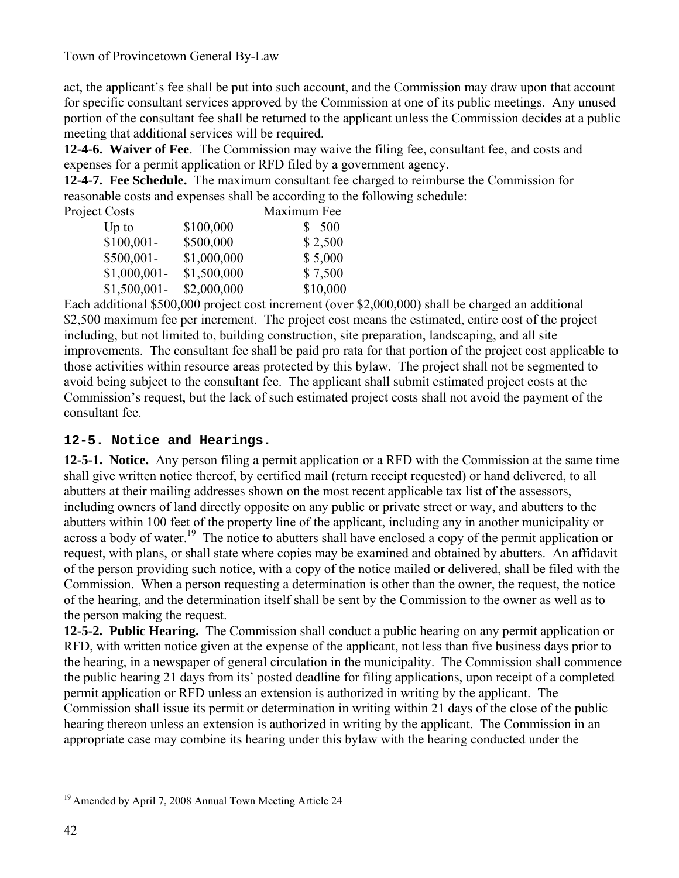act, the applicant's fee shall be put into such account, and the Commission may draw upon that account for specific consultant services approved by the Commission at one of its public meetings. Any unused portion of the consultant fee shall be returned to the applicant unless the Commission decides at a public meeting that additional services will be required.

**12-4-6. Waiver of Fee**. The Commission may waive the filing fee, consultant fee, and costs and expenses for a permit application or RFD filed by a government agency.

**12-4-7. Fee Schedule.** The maximum consultant fee charged to reimburse the Commission for reasonable costs and expenses shall be according to the following schedule:

| Project Costs | | Maximum Fee |
|---|---|---|
| Up to | $100,000 | $ 500 |
| $100,001- | $500,000 | $ 2,500 |
| $500,001- | $1,000,000 | $ 5,000 |
| $1,000,001- | $1,500,000 | $ 7,500 |
| $1,500,001- | $2,000,000 | $10,000 |

Each additional $500,000 project cost increment (over $2,000,000) shall be charged an additional $2,500 maximum fee per increment. The project cost means the estimated, entire cost of the project including, but not limited to, building construction, site preparation, landscaping, and all site improvements. The consultant fee shall be paid pro rata for that portion of the project cost applicable to those activities within resource areas protected by this bylaw. The project shall not be segmented to avoid being subject to the consultant fee. The applicant shall submit estimated project costs at the Commission's request, but the lack of such estimated project costs shall not avoid the payment of the consultant fee.

## 12-5. Notice and Hearings.

**12-5-1. Notice.** Any person filing a permit application or a RFD with the Commission at the same time shall give written notice thereof, by certified mail (return receipt requested) or hand delivered, to all abutters at their mailing addresses shown on the most recent applicable tax list of the assessors, including owners of land directly opposite on any public or private street or way, and abutters to the abutters within 100 feet of the property line of the applicant, including any in another municipality or across a body of water.[19] The notice to abutters shall have enclosed a copy of the permit application or request, with plans, or shall state where copies may be examined and obtained by abutters. An affidavit of the person providing such notice, with a copy of the notice mailed or delivered, shall be filed with the Commission. When a person requesting a determination is other than the owner, the request, the notice of the hearing, and the determination itself shall be sent by the Commission to the owner as well as to the person making the request.

**12-5-2. Public Hearing.** The Commission shall conduct a public hearing on any permit application or RFD, with written notice given at the expense of the applicant, not less than five business days prior to the hearing, in a newspaper of general circulation in the municipality. The Commission shall commence the public hearing 21 days from its' posted deadline for filing applications, upon receipt of a completed permit application or RFD unless an extension is authorized in writing by the applicant. The Commission shall issue its permit or determination in writing within 21 days of the close of the public hearing thereon unless an extension is authorized in writing by the applicant. The Commission in an appropriate case may combine its hearing under this bylaw with the hearing conducted under the

[19] Amended by April 7, 2008 Annual Town Meeting Article 24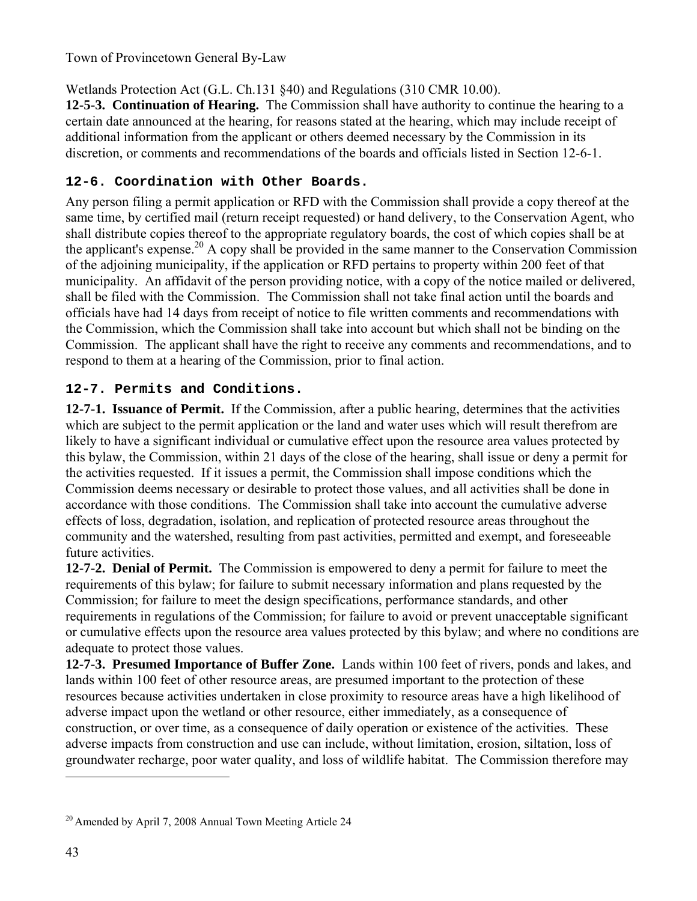Wetlands Protection Act (G.L. Ch.131 §40) and Regulations (310 CMR 10.00).

**12-5-3. Continuation of Hearing.** The Commission shall have authority to continue the hearing to a certain date announced at the hearing, for reasons stated at the hearing, which may include receipt of additional information from the applicant or others deemed necessary by the Commission in its discretion, or comments and recommendations of the boards and officials listed in Section 12-6-1.

### 12-6. Coordination with Other Boards.

Any person filing a permit application or RFD with the Commission shall provide a copy thereof at the same time, by certified mail (return receipt requested) or hand delivery, to the Conservation Agent, who shall distribute copies thereof to the appropriate regulatory boards, the cost of which copies shall be at the applicant's expense.[20] A copy shall be provided in the same manner to the Conservation Commission of the adjoining municipality, if the application or RFD pertains to property within 200 feet of that municipality. An affidavit of the person providing notice, with a copy of the notice mailed or delivered, shall be filed with the Commission. The Commission shall not take final action until the boards and officials have had 14 days from receipt of notice to file written comments and recommendations with the Commission, which the Commission shall take into account but which shall not be binding on the Commission. The applicant shall have the right to receive any comments and recommendations, and to respond to them at a hearing of the Commission, prior to final action.

### 12-7. Permits and Conditions.

**12-7-1. Issuance of Permit.** If the Commission, after a public hearing, determines that the activities which are subject to the permit application or the land and water uses which will result therefrom are likely to have a significant individual or cumulative effect upon the resource area values protected by this bylaw, the Commission, within 21 days of the close of the hearing, shall issue or deny a permit for the activities requested. If it issues a permit, the Commission shall impose conditions which the Commission deems necessary or desirable to protect those values, and all activities shall be done in accordance with those conditions. The Commission shall take into account the cumulative adverse effects of loss, degradation, isolation, and replication of protected resource areas throughout the community and the watershed, resulting from past activities, permitted and exempt, and foreseeable future activities.

**12-7-2. Denial of Permit.** The Commission is empowered to deny a permit for failure to meet the requirements of this bylaw; for failure to submit necessary information and plans requested by the Commission; for failure to meet the design specifications, performance standards, and other requirements in regulations of the Commission; for failure to avoid or prevent unacceptable significant or cumulative effects upon the resource area values protected by this bylaw; and where no conditions are adequate to protect those values.

**12-7-3. Presumed Importance of Buffer Zone.** Lands within 100 feet of rivers, ponds and lakes, and lands within 100 feet of other resource areas, are presumed important to the protection of these resources because activities undertaken in close proximity to resource areas have a high likelihood of adverse impact upon the wetland or other resource, either immediately, as a consequence of construction, or over time, as a consequence of daily operation or existence of the activities. These adverse impacts from construction and use can include, without limitation, erosion, siltation, loss of groundwater recharge, poor water quality, and loss of wildlife habitat. The Commission therefore may

---

[20] Amended by April 7, 2008 Annual Town Meeting Article 24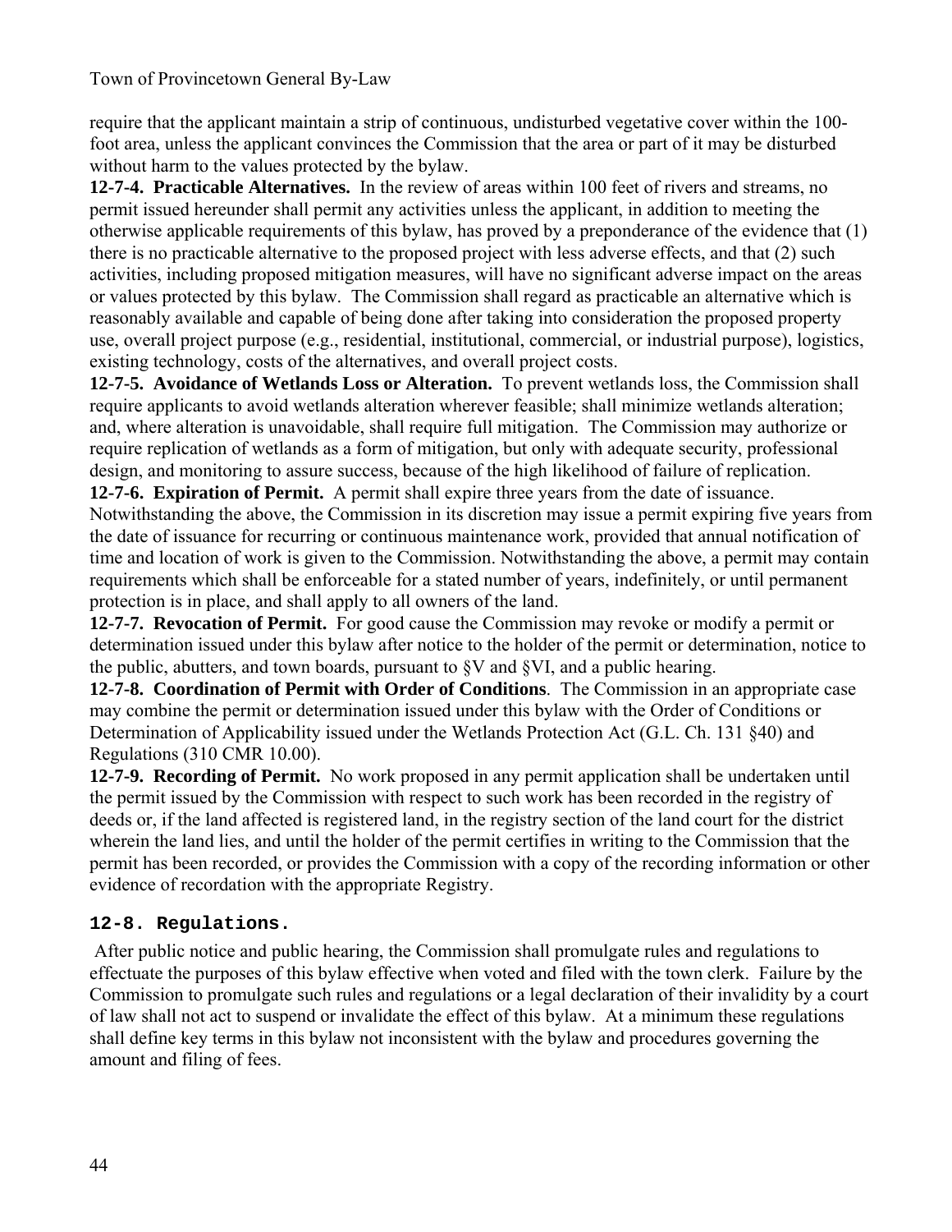require that the applicant maintain a strip of continuous, undisturbed vegetative cover within the 100-foot area, unless the applicant convinces the Commission that the area or part of it may be disturbed without harm to the values protected by the bylaw.

**12-7-4. Practicable Alternatives.** In the review of areas within 100 feet of rivers and streams, no permit issued hereunder shall permit any activities unless the applicant, in addition to meeting the otherwise applicable requirements of this bylaw, has proved by a preponderance of the evidence that (1) there is no practicable alternative to the proposed project with less adverse effects, and that (2) such activities, including proposed mitigation measures, will have no significant adverse impact on the areas or values protected by this bylaw. The Commission shall regard as practicable an alternative which is reasonably available and capable of being done after taking into consideration the proposed property use, overall project purpose (e.g., residential, institutional, commercial, or industrial purpose), logistics, existing technology, costs of the alternatives, and overall project costs.

**12-7-5. Avoidance of Wetlands Loss or Alteration.** To prevent wetlands loss, the Commission shall require applicants to avoid wetlands alteration wherever feasible; shall minimize wetlands alteration; and, where alteration is unavoidable, shall require full mitigation. The Commission may authorize or require replication of wetlands as a form of mitigation, but only with adequate security, professional design, and monitoring to assure success, because of the high likelihood of failure of replication.

**12-7-6. Expiration of Permit.** A permit shall expire three years from the date of issuance. Notwithstanding the above, the Commission in its discretion may issue a permit expiring five years from the date of issuance for recurring or continuous maintenance work, provided that annual notification of time and location of work is given to the Commission. Notwithstanding the above, a permit may contain requirements which shall be enforceable for a stated number of years, indefinitely, or until permanent protection is in place, and shall apply to all owners of the land.

**12-7-7. Revocation of Permit.** For good cause the Commission may revoke or modify a permit or determination issued under this bylaw after notice to the holder of the permit or determination, notice to the public, abutters, and town boards, pursuant to §V and §VI, and a public hearing.

**12-7-8. Coordination of Permit with Order of Conditions**. The Commission in an appropriate case may combine the permit or determination issued under this bylaw with the Order of Conditions or Determination of Applicability issued under the Wetlands Protection Act (G.L. Ch. 131 §40) and Regulations (310 CMR 10.00).

**12-7-9. Recording of Permit.** No work proposed in any permit application shall be undertaken until the permit issued by the Commission with respect to such work has been recorded in the registry of deeds or, if the land affected is registered land, in the registry section of the land court for the district wherein the land lies, and until the holder of the permit certifies in writing to the Commission that the permit has been recorded, or provides the Commission with a copy of the recording information or other evidence of recordation with the appropriate Registry.

## 12-8. Regulations.

After public notice and public hearing, the Commission shall promulgate rules and regulations to effectuate the purposes of this bylaw effective when voted and filed with the town clerk. Failure by the Commission to promulgate such rules and regulations or a legal declaration of their invalidity by a court of law shall not act to suspend or invalidate the effect of this bylaw. At a minimum these regulations shall define key terms in this bylaw not inconsistent with the bylaw and procedures governing the amount and filing of fees.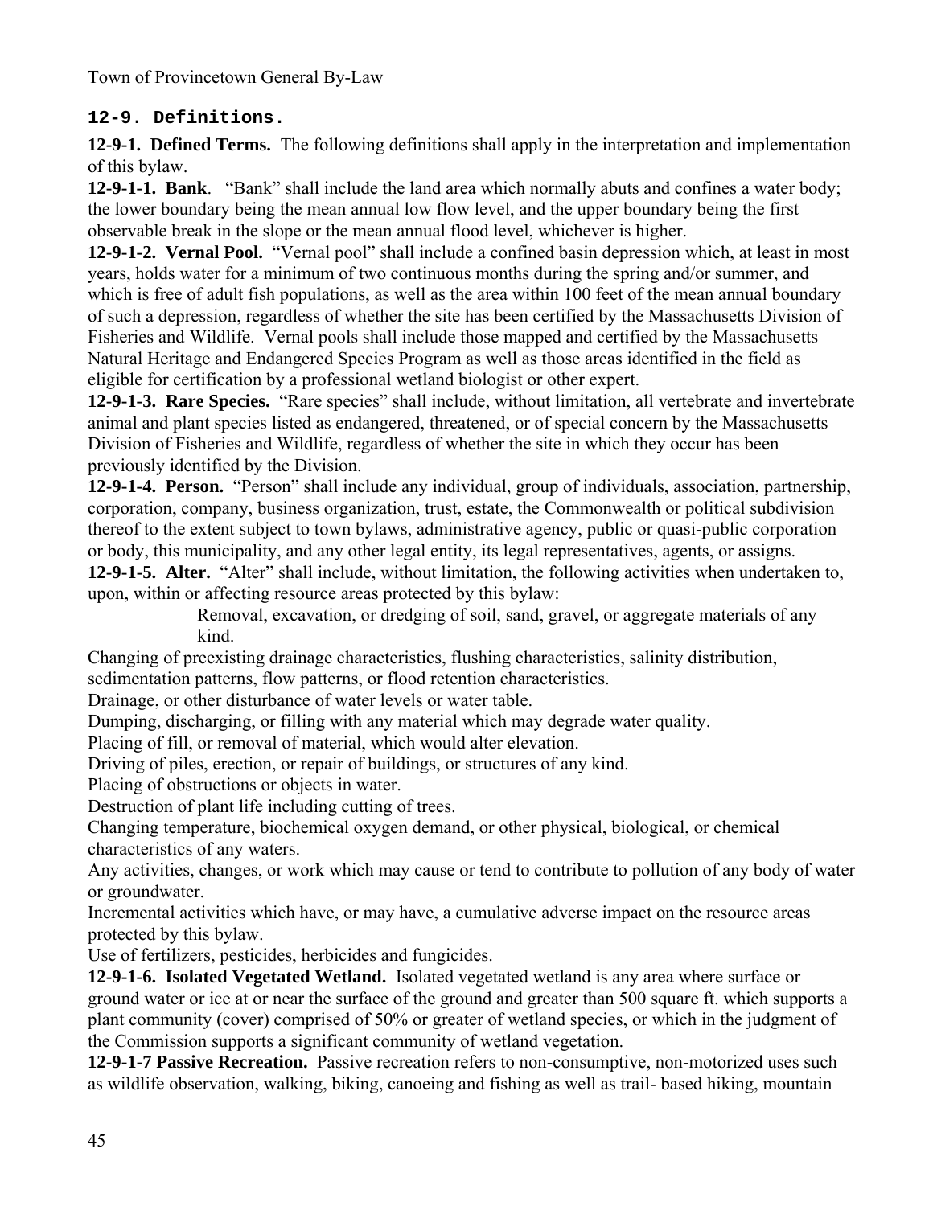## 12-9. Definitions.

**12-9-1. Defined Terms.** The following definitions shall apply in the interpretation and implementation of this bylaw.

**12-9-1-1. Bank**. "Bank" shall include the land area which normally abuts and confines a water body; the lower boundary being the mean annual low flow level, and the upper boundary being the first observable break in the slope or the mean annual flood level, whichever is higher.

**12-9-1-2. Vernal Pool.** "Vernal pool" shall include a confined basin depression which, at least in most years, holds water for a minimum of two continuous months during the spring and/or summer, and which is free of adult fish populations, as well as the area within 100 feet of the mean annual boundary of such a depression, regardless of whether the site has been certified by the Massachusetts Division of Fisheries and Wildlife. Vernal pools shall include those mapped and certified by the Massachusetts Natural Heritage and Endangered Species Program as well as those areas identified in the field as eligible for certification by a professional wetland biologist or other expert.

**12-9-1-3. Rare Species.** "Rare species" shall include, without limitation, all vertebrate and invertebrate animal and plant species listed as endangered, threatened, or of special concern by the Massachusetts Division of Fisheries and Wildlife, regardless of whether the site in which they occur has been previously identified by the Division.

**12-9-1-4. Person.** "Person" shall include any individual, group of individuals, association, partnership, corporation, company, business organization, trust, estate, the Commonwealth or political subdivision thereof to the extent subject to town bylaws, administrative agency, public or quasi-public corporation or body, this municipality, and any other legal entity, its legal representatives, agents, or assigns.

**12-9-1-5. Alter.** "Alter" shall include, without limitation, the following activities when undertaken to, upon, within or affecting resource areas protected by this bylaw:

Removal, excavation, or dredging of soil, sand, gravel, or aggregate materials of any kind.

Changing of preexisting drainage characteristics, flushing characteristics, salinity distribution, sedimentation patterns, flow patterns, or flood retention characteristics.

Drainage, or other disturbance of water levels or water table.

Dumping, discharging, or filling with any material which may degrade water quality.

Placing of fill, or removal of material, which would alter elevation.

Driving of piles, erection, or repair of buildings, or structures of any kind.

Placing of obstructions or objects in water.

Destruction of plant life including cutting of trees.

Changing temperature, biochemical oxygen demand, or other physical, biological, or chemical characteristics of any waters.

Any activities, changes, or work which may cause or tend to contribute to pollution of any body of water or groundwater.

Incremental activities which have, or may have, a cumulative adverse impact on the resource areas protected by this bylaw.

Use of fertilizers, pesticides, herbicides and fungicides.

**12-9-1-6. Isolated Vegetated Wetland.** Isolated vegetated wetland is any area where surface or ground water or ice at or near the surface of the ground and greater than 500 square ft. which supports a plant community (cover) comprised of 50% or greater of wetland species, or which in the judgment of the Commission supports a significant community of wetland vegetation.

**12-9-1-7 Passive Recreation.** Passive recreation refers to non-consumptive, non-motorized uses such as wildlife observation, walking, biking, canoeing and fishing as well as trail- based hiking, mountain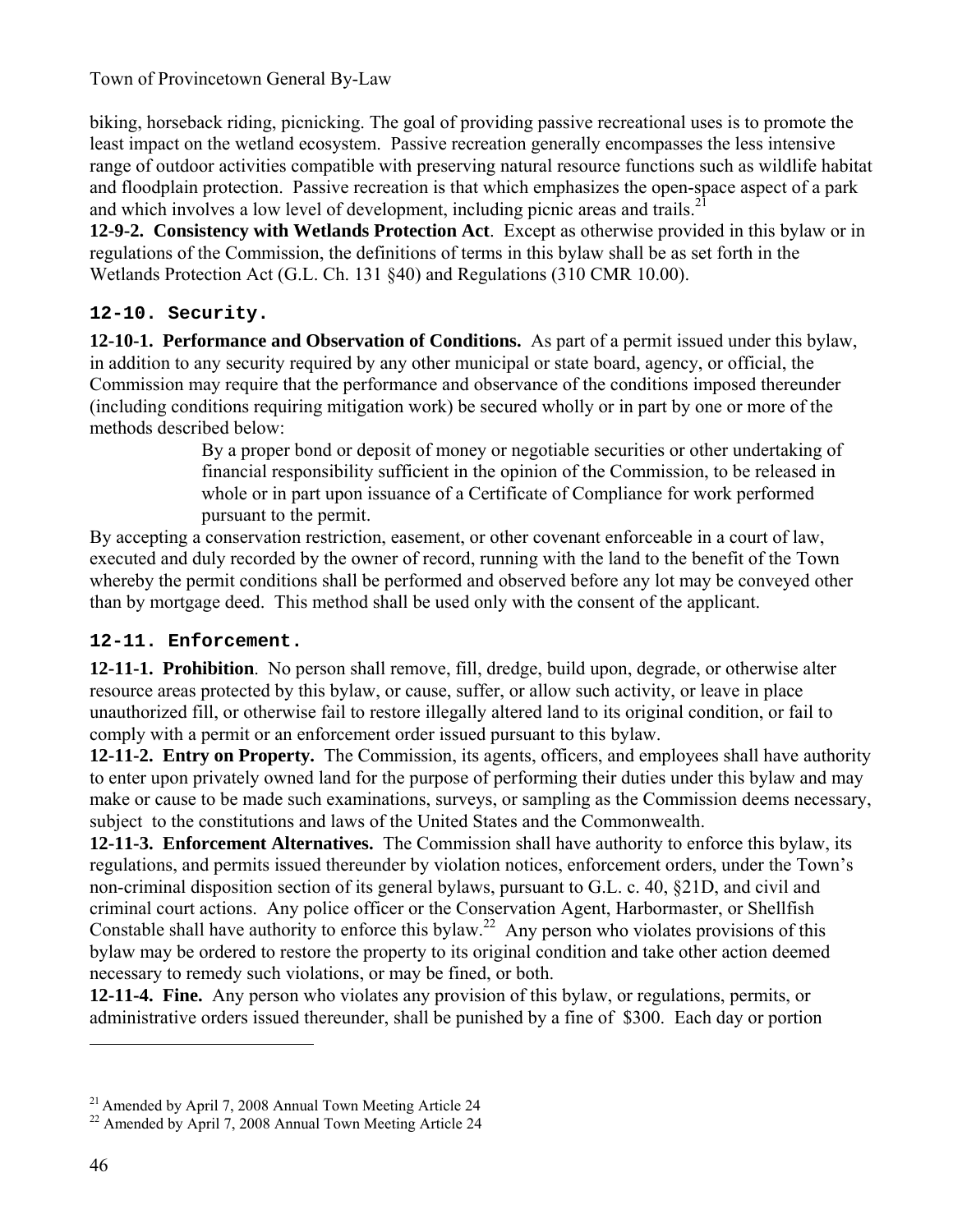biking, horseback riding, picnicking. The goal of providing passive recreational uses is to promote the least impact on the wetland ecosystem. Passive recreation generally encompasses the less intensive range of outdoor activities compatible with preserving natural resource functions such as wildlife habitat and floodplain protection. Passive recreation is that which emphasizes the open-space aspect of a park and which involves a low level of development, including picnic areas and trails.[21]

**12-9-2. Consistency with Wetlands Protection Act**. Except as otherwise provided in this bylaw or in regulations of the Commission, the definitions of terms in this bylaw shall be as set forth in the Wetlands Protection Act (G.L. Ch. 131 §40) and Regulations (310 CMR 10.00).

### 12-10. Security.

**12-10-1. Performance and Observation of Conditions.** As part of a permit issued under this bylaw, in addition to any security required by any other municipal or state board, agency, or official, the Commission may require that the performance and observance of the conditions imposed thereunder (including conditions requiring mitigation work) be secured wholly or in part by one or more of the methods described below:

> By a proper bond or deposit of money or negotiable securities or other undertaking of financial responsibility sufficient in the opinion of the Commission, to be released in whole or in part upon issuance of a Certificate of Compliance for work performed pursuant to the permit.

By accepting a conservation restriction, easement, or other covenant enforceable in a court of law, executed and duly recorded by the owner of record, running with the land to the benefit of the Town whereby the permit conditions shall be performed and observed before any lot may be conveyed other than by mortgage deed. This method shall be used only with the consent of the applicant.

### 12-11. Enforcement.

**12-11-1. Prohibition**. No person shall remove, fill, dredge, build upon, degrade, or otherwise alter resource areas protected by this bylaw, or cause, suffer, or allow such activity, or leave in place unauthorized fill, or otherwise fail to restore illegally altered land to its original condition, or fail to comply with a permit or an enforcement order issued pursuant to this bylaw.

**12-11-2. Entry on Property.** The Commission, its agents, officers, and employees shall have authority to enter upon privately owned land for the purpose of performing their duties under this bylaw and may make or cause to be made such examinations, surveys, or sampling as the Commission deems necessary, subject to the constitutions and laws of the United States and the Commonwealth.

**12-11-3. Enforcement Alternatives.** The Commission shall have authority to enforce this bylaw, its regulations, and permits issued thereunder by violation notices, enforcement orders, under the Town's non-criminal disposition section of its general bylaws, pursuant to G.L. c. 40, §21D, and civil and criminal court actions. Any police officer or the Conservation Agent, Harbormaster, or Shellfish Constable shall have authority to enforce this bylaw.[22] Any person who violates provisions of this bylaw may be ordered to restore the property to its original condition and take other action deemed necessary to remedy such violations, or may be fined, or both.

**12-11-4. Fine.** Any person who violates any provision of this bylaw, or regulations, permits, or administrative orders issued thereunder, shall be punished by a fine of $300. Each day or portion

---

[21] Amended by April 7, 2008 Annual Town Meeting Article 24

[22] Amended by April 7, 2008 Annual Town Meeting Article 24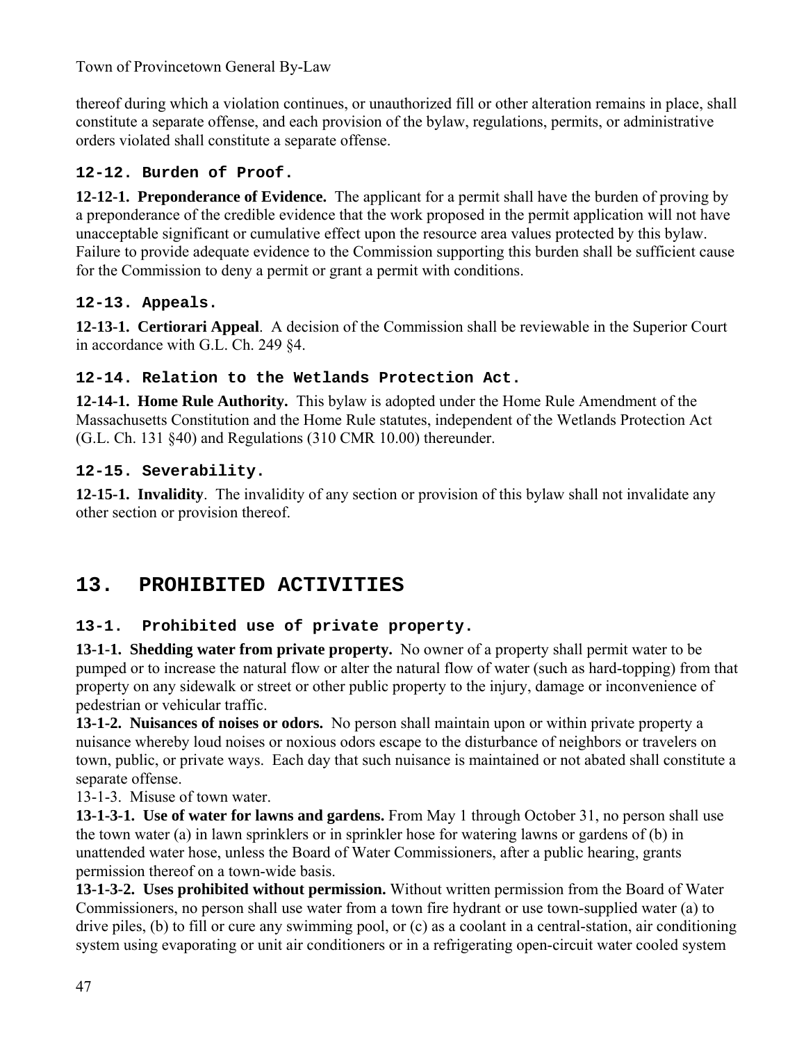thereof during which a violation continues, or unauthorized fill or other alteration remains in place, shall constitute a separate offense, and each provision of the bylaw, regulations, permits, or administrative orders violated shall constitute a separate offense.

### 12-12. Burden of Proof.

**12-12-1. Preponderance of Evidence.** The applicant for a permit shall have the burden of proving by a preponderance of the credible evidence that the work proposed in the permit application will not have unacceptable significant or cumulative effect upon the resource area values protected by this bylaw. Failure to provide adequate evidence to the Commission supporting this burden shall be sufficient cause for the Commission to deny a permit or grant a permit with conditions.

### 12-13. Appeals.

**12-13-1. Certiorari Appeal**. A decision of the Commission shall be reviewable in the Superior Court in accordance with G.L. Ch. 249 §4.

### 12-14. Relation to the Wetlands Protection Act.

**12-14-1. Home Rule Authority.** This bylaw is adopted under the Home Rule Amendment of the Massachusetts Constitution and the Home Rule statutes, independent of the Wetlands Protection Act (G.L. Ch. 131 §40) and Regulations (310 CMR 10.00) thereunder.

### 12-15. Severability.

**12-15-1. Invalidity**. The invalidity of any section or provision of this bylaw shall not invalidate any other section or provision thereof.

## 13. PROHIBITED ACTIVITIES

### 13-1. Prohibited use of private property.

**13-1-1. Shedding water from private property.** No owner of a property shall permit water to be pumped or to increase the natural flow or alter the natural flow of water (such as hard-topping) from that property on any sidewalk or street or other public property to the injury, damage or inconvenience of pedestrian or vehicular traffic.

**13-1-2. Nuisances of noises or odors.** No person shall maintain upon or within private property a nuisance whereby loud noises or noxious odors escape to the disturbance of neighbors or travelers on town, public, or private ways. Each day that such nuisance is maintained or not abated shall constitute a separate offense.

13-1-3. Misuse of town water.

**13-1-3-1. Use of water for lawns and gardens.** From May 1 through October 31, no person shall use the town water (a) in lawn sprinklers or in sprinkler hose for watering lawns or gardens of (b) in unattended water hose, unless the Board of Water Commissioners, after a public hearing, grants permission thereof on a town-wide basis.

**13-1-3-2. Uses prohibited without permission.** Without written permission from the Board of Water Commissioners, no person shall use water from a town fire hydrant or use town-supplied water (a) to drive piles, (b) to fill or cure any swimming pool, or (c) as a coolant in a central-station, air conditioning system using evaporating or unit air conditioners or in a refrigerating open-circuit water cooled system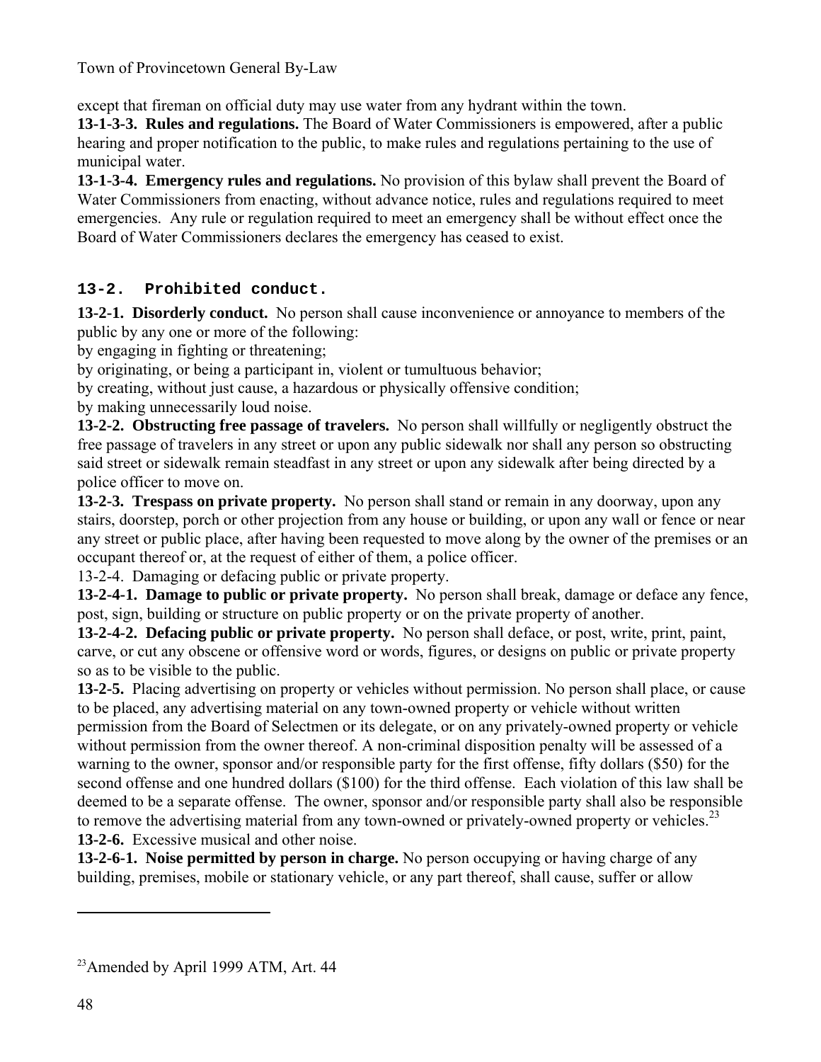except that fireman on official duty may use water from any hydrant within the town.

**13-1-3-3. Rules and regulations.** The Board of Water Commissioners is empowered, after a public hearing and proper notification to the public, to make rules and regulations pertaining to the use of municipal water.

**13-1-3-4. Emergency rules and regulations.** No provision of this bylaw shall prevent the Board of Water Commissioners from enacting, without advance notice, rules and regulations required to meet emergencies. Any rule or regulation required to meet an emergency shall be without effect once the Board of Water Commissioners declares the emergency has ceased to exist.

## 13-2. Prohibited conduct.

**13-2-1. Disorderly conduct.** No person shall cause inconvenience or annoyance to members of the public by any one or more of the following:

by engaging in fighting or threatening;

by originating, or being a participant in, violent or tumultuous behavior;

by creating, without just cause, a hazardous or physically offensive condition;

by making unnecessarily loud noise.

**13-2-2. Obstructing free passage of travelers.** No person shall willfully or negligently obstruct the free passage of travelers in any street or upon any public sidewalk nor shall any person so obstructing said street or sidewalk remain steadfast in any street or upon any sidewalk after being directed by a police officer to move on.

**13-2-3. Trespass on private property.** No person shall stand or remain in any doorway, upon any stairs, doorstep, porch or other projection from any house or building, or upon any wall or fence or near any street or public place, after having been requested to move along by the owner of the premises or an occupant thereof or, at the request of either of them, a police officer.

13-2-4. Damaging or defacing public or private property.

**13-2-4-1. Damage to public or private property.** No person shall break, damage or deface any fence, post, sign, building or structure on public property or on the private property of another.

**13-2-4-2. Defacing public or private property.** No person shall deface, or post, write, print, paint, carve, or cut any obscene or offensive word or words, figures, or designs on public or private property so as to be visible to the public.

**13-2-5.** Placing advertising on property or vehicles without permission. No person shall place, or cause to be placed, any advertising material on any town-owned property or vehicle without written permission from the Board of Selectmen or its delegate, or on any privately-owned property or vehicle without permission from the owner thereof. A non-criminal disposition penalty will be assessed of a warning to the owner, sponsor and/or responsible party for the first offense, fifty dollars ($50) for the second offense and one hundred dollars ($100) for the third offense. Each violation of this law shall be deemed to be a separate offense. The owner, sponsor and/or responsible party shall also be responsible to remove the advertising material from any town-owned or privately-owned property or vehicles.[23]

**13-2-6.** Excessive musical and other noise.

**13-2-6-1. Noise permitted by person in charge.** No person occupying or having charge of any building, premises, mobile or stationary vehicle, or any part thereof, shall cause, suffer or allow

[23] Amended by April 1999 ATM, Art. 44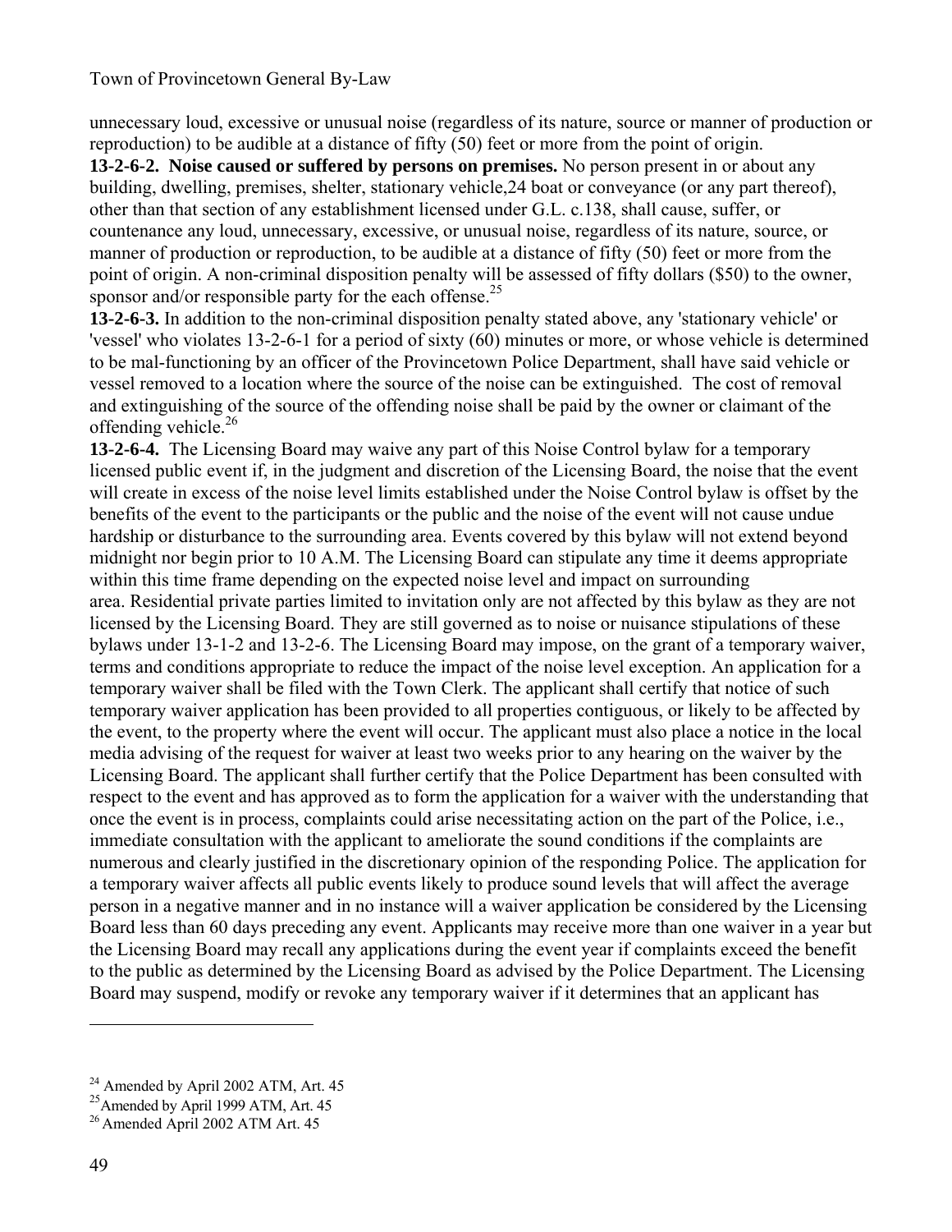unnecessary loud, excessive or unusual noise (regardless of its nature, source or manner of production or reproduction) to be audible at a distance of fifty (50) feet or more from the point of origin.

**13-2-6-2. Noise caused or suffered by persons on premises.** No person present in or about any building, dwelling, premises, shelter, stationary vehicle,24 boat or conveyance (or any part thereof), other than that section of any establishment licensed under G.L. c.138, shall cause, suffer, or countenance any loud, unnecessary, excessive, or unusual noise, regardless of its nature, source, or manner of production or reproduction, to be audible at a distance of fifty (50) feet or more from the point of origin. A non-criminal disposition penalty will be assessed of fifty dollars ($50) to the owner, sponsor and/or responsible party for the each offense.[25]

**13-2-6-3.** In addition to the non-criminal disposition penalty stated above, any 'stationary vehicle' or 'vessel' who violates 13-2-6-1 for a period of sixty (60) minutes or more, or whose vehicle is determined to be mal-functioning by an officer of the Provincetown Police Department, shall have said vehicle or vessel removed to a location where the source of the noise can be extinguished. The cost of removal and extinguishing of the source of the offending noise shall be paid by the owner or claimant of the offending vehicle.[26]

**13-2-6-4.** The Licensing Board may waive any part of this Noise Control bylaw for a temporary licensed public event if, in the judgment and discretion of the Licensing Board, the noise that the event will create in excess of the noise level limits established under the Noise Control bylaw is offset by the benefits of the event to the participants or the public and the noise of the event will not cause undue hardship or disturbance to the surrounding area. Events covered by this bylaw will not extend beyond midnight nor begin prior to 10 A.M. The Licensing Board can stipulate any time it deems appropriate within this time frame depending on the expected noise level and impact on surrounding area. Residential private parties limited to invitation only are not affected by this bylaw as they are not licensed by the Licensing Board. They are still governed as to noise or nuisance stipulations of these bylaws under 13-1-2 and 13-2-6. The Licensing Board may impose, on the grant of a temporary waiver, terms and conditions appropriate to reduce the impact of the noise level exception. An application for a temporary waiver shall be filed with the Town Clerk. The applicant shall certify that notice of such temporary waiver application has been provided to all properties contiguous, or likely to be affected by the event, to the property where the event will occur. The applicant must also place a notice in the local media advising of the request for waiver at least two weeks prior to any hearing on the waiver by the Licensing Board. The applicant shall further certify that the Police Department has been consulted with respect to the event and has approved as to form the application for a waiver with the understanding that once the event is in process, complaints could arise necessitating action on the part of the Police, i.e., immediate consultation with the applicant to ameliorate the sound conditions if the complaints are numerous and clearly justified in the discretionary opinion of the responding Police. The application for a temporary waiver affects all public events likely to produce sound levels that will affect the average person in a negative manner and in no instance will a waiver application be considered by the Licensing Board less than 60 days preceding any event. Applicants may receive more than one waiver in a year but the Licensing Board may recall any applications during the event year if complaints exceed the benefit to the public as determined by the Licensing Board as advised by the Police Department. The Licensing Board may suspend, modify or revoke any temporary waiver if it determines that an applicant has

---

[24] Amended by April 2002 ATM, Art. 45

[25] Amended by April 1999 ATM, Art. 45

[26] Amended April 2002 ATM Art. 45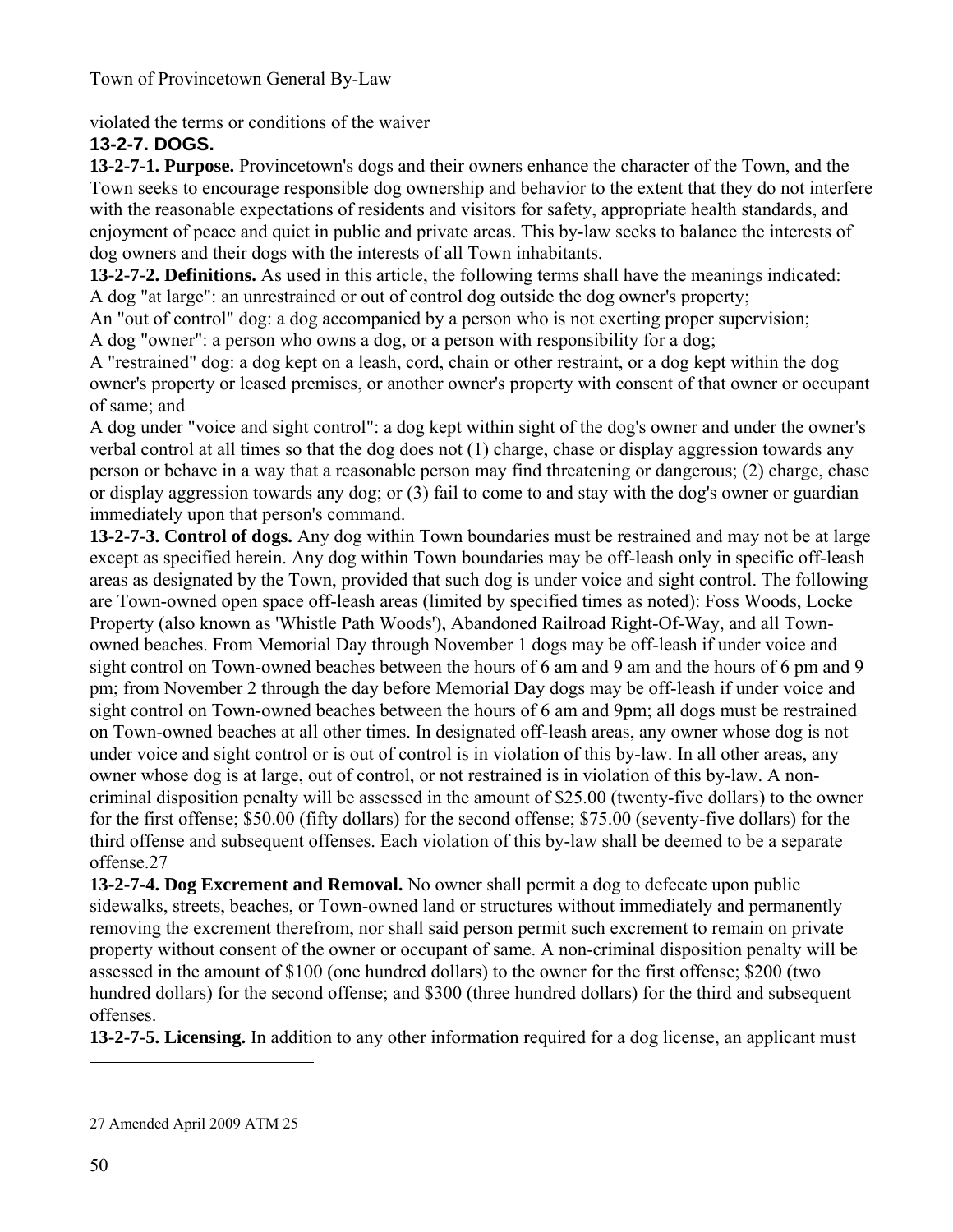violated the terms or conditions of the waiver

### 13-2-7. DOGS.

**13-2-7-1. Purpose.** Provincetown's dogs and their owners enhance the character of the Town, and the Town seeks to encourage responsible dog ownership and behavior to the extent that they do not interfere with the reasonable expectations of residents and visitors for safety, appropriate health standards, and enjoyment of peace and quiet in public and private areas. This by-law seeks to balance the interests of dog owners and their dogs with the interests of all Town inhabitants.

**13-2-7-2. Definitions.** As used in this article, the following terms shall have the meanings indicated:

A dog "at large": an unrestrained or out of control dog outside the dog owner's property;

An "out of control" dog: a dog accompanied by a person who is not exerting proper supervision;

A dog "owner": a person who owns a dog, or a person with responsibility for a dog;

A "restrained" dog: a dog kept on a leash, cord, chain or other restraint, or a dog kept within the dog owner's property or leased premises, or another owner's property with consent of that owner or occupant of same; and

A dog under "voice and sight control": a dog kept within sight of the dog's owner and under the owner's verbal control at all times so that the dog does not (1) charge, chase or display aggression towards any person or behave in a way that a reasonable person may find threatening or dangerous; (2) charge, chase or display aggression towards any dog; or (3) fail to come to and stay with the dog's owner or guardian immediately upon that person's command.

**13-2-7-3. Control of dogs.** Any dog within Town boundaries must be restrained and may not be at large except as specified herein. Any dog within Town boundaries may be off-leash only in specific off-leash areas as designated by the Town, provided that such dog is under voice and sight control. The following are Town-owned open space off-leash areas (limited by specified times as noted): Foss Woods, Locke Property (also known as 'Whistle Path Woods'), Abandoned Railroad Right-Of-Way, and all Town-owned beaches. From Memorial Day through November 1 dogs may be off-leash if under voice and sight control on Town-owned beaches between the hours of 6 am and 9 am and the hours of 6 pm and 9 pm; from November 2 through the day before Memorial Day dogs may be off-leash if under voice and sight control on Town-owned beaches between the hours of 6 am and 9pm; all dogs must be restrained on Town-owned beaches at all other times. In designated off-leash areas, any owner whose dog is not under voice and sight control or is out of control is in violation of this by-law. In all other areas, any owner whose dog is at large, out of control, or not restrained is in violation of this by-law. A non-criminal disposition penalty will be assessed in the amount of $25.00 (twenty-five dollars) to the owner for the first offense; $50.00 (fifty dollars) for the second offense; $75.00 (seventy-five dollars) for the third offense and subsequent offenses. Each violation of this by-law shall be deemed to be a separate offense.[27]

**13-2-7-4. Dog Excrement and Removal.** No owner shall permit a dog to defecate upon public sidewalks, streets, beaches, or Town-owned land or structures without immediately and permanently removing the excrement therefrom, nor shall said person permit such excrement to remain on private property without consent of the owner or occupant of same. A non-criminal disposition penalty will be assessed in the amount of $100 (one hundred dollars) to the owner for the first offense; $200 (two hundred dollars) for the second offense; and $300 (three hundred dollars) for the third and subsequent offenses.

**13-2-7-5. Licensing.** In addition to any other information required for a dog license, an applicant must

---

[27] Amended April 2009 ATM 25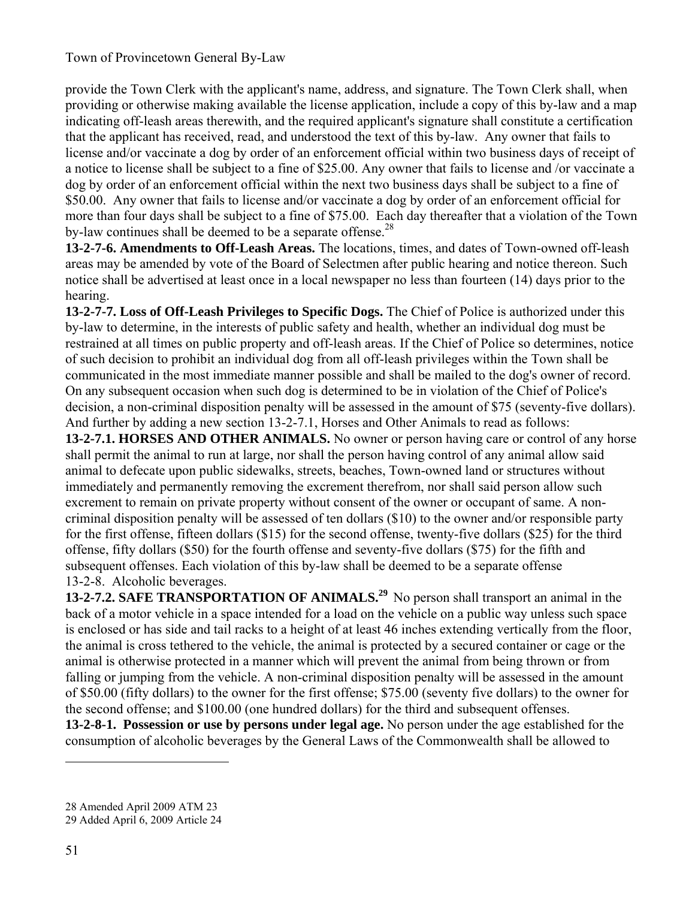provide the Town Clerk with the applicant's name, address, and signature. The Town Clerk shall, when providing or otherwise making available the license application, include a copy of this by-law and a map indicating off-leash areas therewith, and the required applicant's signature shall constitute a certification that the applicant has received, read, and understood the text of this by-law. Any owner that fails to license and/or vaccinate a dog by order of an enforcement official within two business days of receipt of a notice to license shall be subject to a fine of $25.00. Any owner that fails to license and /or vaccinate a dog by order of an enforcement official within the next two business days shall be subject to a fine of $50.00. Any owner that fails to license and/or vaccinate a dog by order of an enforcement official for more than four days shall be subject to a fine of $75.00. Each day thereafter that a violation of the Town by-law continues shall be deemed to be a separate offense.[28]

**13-2-7-6. Amendments to Off-Leash Areas.** The locations, times, and dates of Town-owned off-leash areas may be amended by vote of the Board of Selectmen after public hearing and notice thereon. Such notice shall be advertised at least once in a local newspaper no less than fourteen (14) days prior to the hearing.

**13-2-7-7. Loss of Off-Leash Privileges to Specific Dogs.** The Chief of Police is authorized under this by-law to determine, in the interests of public safety and health, whether an individual dog must be restrained at all times on public property and off-leash areas. If the Chief of Police so determines, notice of such decision to prohibit an individual dog from all off-leash privileges within the Town shall be communicated in the most immediate manner possible and shall be mailed to the dog's owner of record. On any subsequent occasion when such dog is determined to be in violation of the Chief of Police's decision, a non-criminal disposition penalty will be assessed in the amount of $75 (seventy-five dollars). And further by adding a new section 13-2-7.1, Horses and Other Animals to read as follows:

**13-2-7.1. HORSES AND OTHER ANIMALS.** No owner or person having care or control of any horse shall permit the animal to run at large, nor shall the person having control of any animal allow said animal to defecate upon public sidewalks, streets, beaches, Town-owned land or structures without immediately and permanently removing the excrement therefrom, nor shall said person allow such excrement to remain on private property without consent of the owner or occupant of same. A non-criminal disposition penalty will be assessed of ten dollars ($10) to the owner and/or responsible party for the first offense, fifteen dollars ($15) for the second offense, twenty-five dollars ($25) for the third offense, fifty dollars ($50) for the fourth offense and seventy-five dollars ($75) for the fifth and subsequent offenses. Each violation of this by-law shall be deemed to be a separate offense

13-2-8. Alcoholic beverages.

**13-2-7.2. SAFE TRANSPORTATION OF ANIMALS.[29]** No person shall transport an animal in the back of a motor vehicle in a space intended for a load on the vehicle on a public way unless such space is enclosed or has side and tail racks to a height of at least 46 inches extending vertically from the floor, the animal is cross tethered to the vehicle, the animal is protected by a secured container or cage or the animal is otherwise protected in a manner which will prevent the animal from being thrown or from falling or jumping from the vehicle. A non-criminal disposition penalty will be assessed in the amount of $50.00 (fifty dollars) to the owner for the first offense; $75.00 (seventy five dollars) to the owner for the second offense; and $100.00 (one hundred dollars) for the third and subsequent offenses.

**13-2-8-1. Possession or use by persons under legal age.** No person under the age established for the consumption of alcoholic beverages by the General Laws of the Commonwealth shall be allowed to

---

28 Amended April 2009 ATM 23

29 Added April 6, 2009 Article 24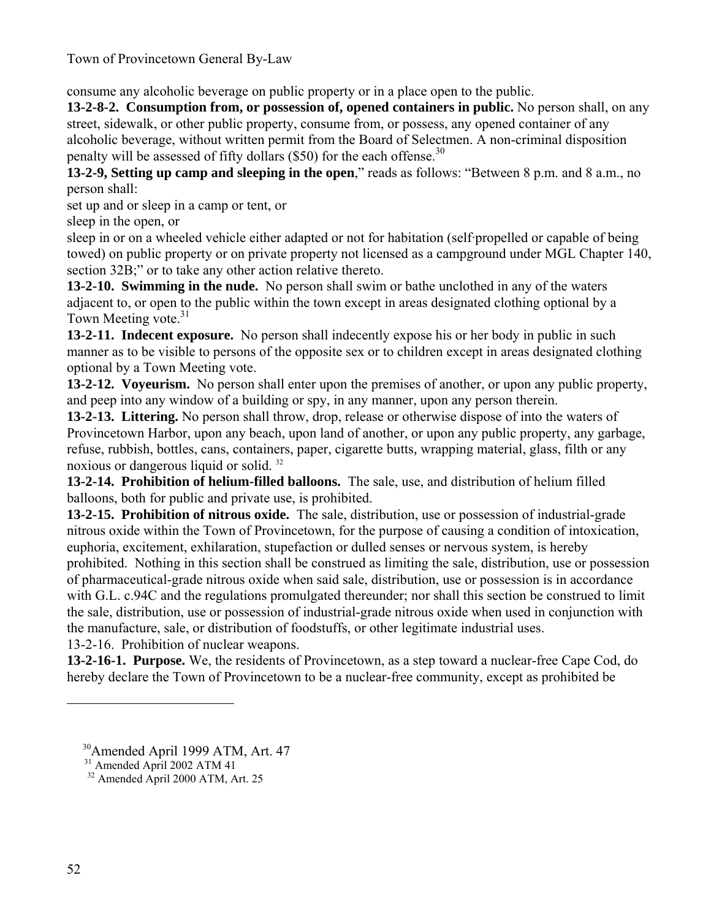consume any alcoholic beverage on public property or in a place open to the public.

**13-2-8-2. Consumption from, or possession of, opened containers in public.** No person shall, on any street, sidewalk, or other public property, consume from, or possess, any opened container of any alcoholic beverage, without written permit from the Board of Selectmen. A non-criminal disposition penalty will be assessed of fifty dollars ($50) for the each offense.[30]

**13-2-9, Setting up camp and sleeping in the open**," reads as follows: "Between 8 p.m. and 8 a.m., no person shall:

set up and or sleep in a camp or tent, or

sleep in the open, or

sleep in or on a wheeled vehicle either adapted or not for habitation (self·propelled or capable of being towed) on public property or on private property not licensed as a campground under MGL Chapter 140, section 32B;" or to take any other action relative thereto.

**13-2-10. Swimming in the nude.** No person shall swim or bathe unclothed in any of the waters adjacent to, or open to the public within the town except in areas designated clothing optional by a Town Meeting vote.[31]

**13-2-11. Indecent exposure.** No person shall indecently expose his or her body in public in such manner as to be visible to persons of the opposite sex or to children except in areas designated clothing optional by a Town Meeting vote.

**13-2-12. Voyeurism.** No person shall enter upon the premises of another, or upon any public property, and peep into any window of a building or spy, in any manner, upon any person therein.

**13-2-13. Littering.** No person shall throw, drop, release or otherwise dispose of into the waters of Provincetown Harbor, upon any beach, upon land of another, or upon any public property, any garbage, refuse, rubbish, bottles, cans, containers, paper, cigarette butts, wrapping material, glass, filth or any noxious or dangerous liquid or solid. [32]

**13-2-14. Prohibition of helium-filled balloons.** The sale, use, and distribution of helium filled balloons, both for public and private use, is prohibited.

**13-2-15. Prohibition of nitrous oxide.** The sale, distribution, use or possession of industrial-grade nitrous oxide within the Town of Provincetown, for the purpose of causing a condition of intoxication, euphoria, excitement, exhilaration, stupefaction or dulled senses or nervous system, is hereby prohibited. Nothing in this section shall be construed as limiting the sale, distribution, use or possession of pharmaceutical-grade nitrous oxide when said sale, distribution, use or possession is in accordance with G.L. c.94C and the regulations promulgated thereunder; nor shall this section be construed to limit the sale, distribution, use or possession of industrial-grade nitrous oxide when used in conjunction with the manufacture, sale, or distribution of foodstuffs, or other legitimate industrial uses.

13-2-16. Prohibition of nuclear weapons.

**13-2-16-1. Purpose.** We, the residents of Provincetown, as a step toward a nuclear-free Cape Cod, do hereby declare the Town of Provincetown to be a nuclear-free community, except as prohibited be

---

[30] Amended April 1999 ATM, Art. 47

[31] Amended April 2002 ATM 41

[32] Amended April 2000 ATM, Art. 25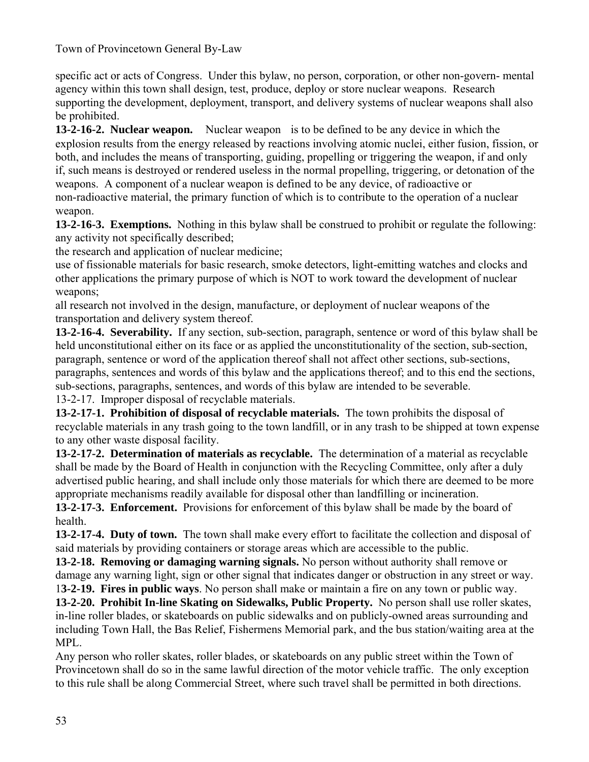specific act or acts of Congress. Under this bylaw, no person, corporation, or other non-govern- mental agency within this town shall design, test, produce, deploy or store nuclear weapons. Research supporting the development, deployment, transport, and delivery systems of nuclear weapons shall also be prohibited.

**13-2-16-2. Nuclear weapon.** Nuclear weapon is to be defined to be any device in which the explosion results from the energy released by reactions involving atomic nuclei, either fusion, fission, or both, and includes the means of transporting, guiding, propelling or triggering the weapon, if and only if, such means is destroyed or rendered useless in the normal propelling, triggering, or detonation of the weapons. A component of a nuclear weapon is defined to be any device, of radioactive or non-radioactive material, the primary function of which is to contribute to the operation of a nuclear weapon.

**13-2-16-3. Exemptions.** Nothing in this bylaw shall be construed to prohibit or regulate the following:
any activity not specifically described;
the research and application of nuclear medicine;
use of fissionable materials for basic research, smoke detectors, light-emitting watches and clocks and other applications the primary purpose of which is NOT to work toward the development of nuclear weapons;
all research not involved in the design, manufacture, or deployment of nuclear weapons of the transportation and delivery system thereof.

**13-2-16-4. Severability.** If any section, sub-section, paragraph, sentence or word of this bylaw shall be held unconstitutional either on its face or as applied the unconstitutionality of the section, sub-section, paragraph, sentence or word of the application thereof shall not affect other sections, sub-sections, paragraphs, sentences and words of this bylaw and the applications thereof; and to this end the sections, sub-sections, paragraphs, sentences, and words of this bylaw are intended to be severable.

13-2-17. Improper disposal of recyclable materials.

**13-2-17-1. Prohibition of disposal of recyclable materials.** The town prohibits the disposal of recyclable materials in any trash going to the town landfill, or in any trash to be shipped at town expense to any other waste disposal facility.

**13-2-17-2. Determination of materials as recyclable.** The determination of a material as recyclable shall be made by the Board of Health in conjunction with the Recycling Committee, only after a duly advertised public hearing, and shall include only those materials for which there are deemed to be more appropriate mechanisms readily available for disposal other than landfilling or incineration.

**13-2-17-3. Enforcement.** Provisions for enforcement of this bylaw shall be made by the board of health.

**13-2-17-4. Duty of town.** The town shall make every effort to facilitate the collection and disposal of said materials by providing containers or storage areas which are accessible to the public.

**13-2-18. Removing or damaging warning signals.** No person without authority shall remove or damage any warning light, sign or other signal that indicates danger or obstruction in any street or way.

**13-2-19. Fires in public ways**. No person shall make or maintain a fire on any town or public way.

**13-2-20. Prohibit In-line Skating on Sidewalks, Public Property.** No person shall use roller skates, in-line roller blades, or skateboards on public sidewalks and on publicly-owned areas surrounding and including Town Hall, the Bas Relief, Fishermens Memorial park, and the bus station/waiting area at the MPL.

Any person who roller skates, roller blades, or skateboards on any public street within the Town of Provincetown shall do so in the same lawful direction of the motor vehicle traffic. The only exception to this rule shall be along Commercial Street, where such travel shall be permitted in both directions.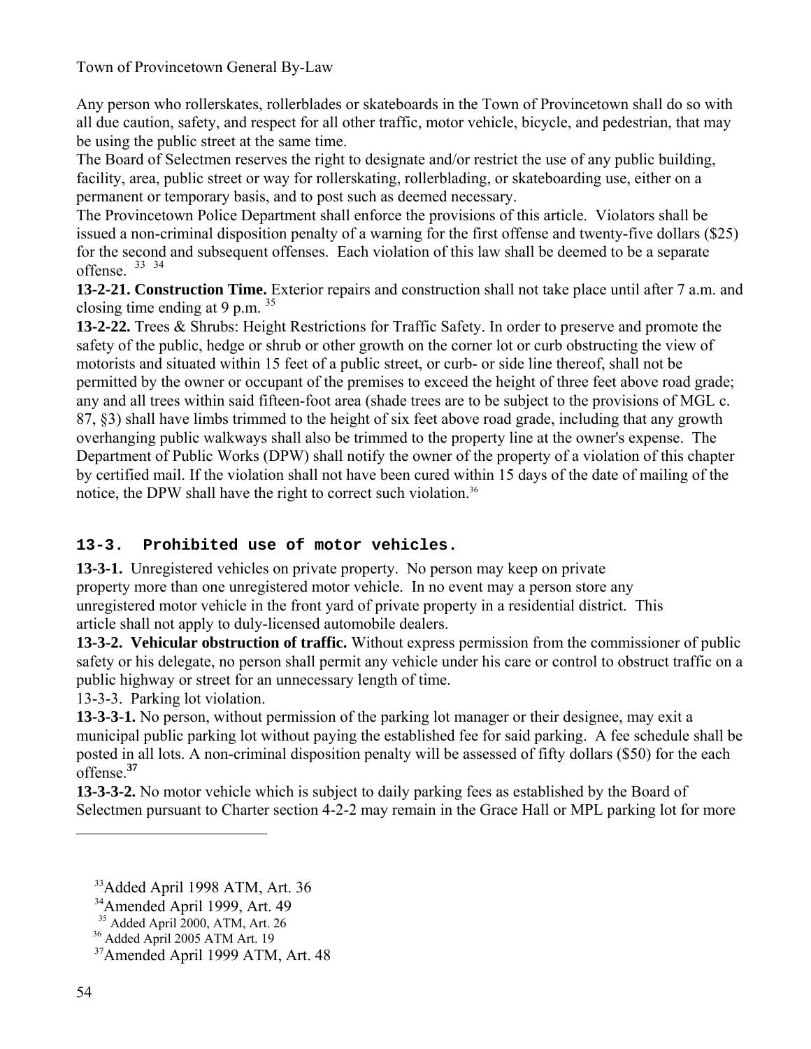Any person who rollerskates, rollerblades or skateboards in the Town of Provincetown shall do so with all due caution, safety, and respect for all other traffic, motor vehicle, bicycle, and pedestrian, that may be using the public street at the same time.

The Board of Selectmen reserves the right to designate and/or restrict the use of any public building, facility, area, public street or way for rollerskating, rollerblading, or skateboarding use, either on a permanent or temporary basis, and to post such as deemed necessary.

The Provincetown Police Department shall enforce the provisions of this article. Violators shall be issued a non-criminal disposition penalty of a warning for the first offense and twenty-five dollars ($25) for the second and subsequent offenses. Each violation of this law shall be deemed to be a separate offense. [33] [34]

**13-2-21. Construction Time.** Exterior repairs and construction shall not take place until after 7 a.m. and closing time ending at 9 p.m. [35]

**13-2-22.** Trees & Shrubs: Height Restrictions for Traffic Safety. In order to preserve and promote the safety of the public, hedge or shrub or other growth on the corner lot or curb obstructing the view of motorists and situated within 15 feet of a public street, or curb- or side line thereof, shall not be permitted by the owner or occupant of the premises to exceed the height of three feet above road grade; any and all trees within said fifteen-foot area (shade trees are to be subject to the provisions of MGL c. 87, §3) shall have limbs trimmed to the height of six feet above road grade, including that any growth overhanging public walkways shall also be trimmed to the property line at the owner's expense. The Department of Public Works (DPW) shall notify the owner of the property of a violation of this chapter by certified mail. If the violation shall not have been cured within 15 days of the date of mailing of the notice, the DPW shall have the right to correct such violation.[36]

## 13-3. Prohibited use of motor vehicles.

**13-3-1.** Unregistered vehicles on private property. No person may keep on private property more than one unregistered motor vehicle. In no event may a person store any unregistered motor vehicle in the front yard of private property in a residential district. This article shall not apply to duly-licensed automobile dealers.

**13-3-2. Vehicular obstruction of traffic.** Without express permission from the commissioner of public safety or his delegate, no person shall permit any vehicle under his care or control to obstruct traffic on a public highway or street for an unnecessary length of time.

13-3-3. Parking lot violation.

**13-3-3-1.** No person, without permission of the parking lot manager or their designee, may exit a municipal public parking lot without paying the established fee for said parking. A fee schedule shall be posted in all lots. A non-criminal disposition penalty will be assessed of fifty dollars ($50) for the each offense.**[37]**

**13-3-3-2.** No motor vehicle which is subject to daily parking fees as established by the Board of Selectmen pursuant to Charter section 4-2-2 may remain in the Grace Hall or MPL parking lot for more

---

[33] Added April 1998 ATM, Art. 36

[34] Amended April 1999, Art. 49

[35] Added April 2000, ATM, Art. 26

[36] Added April 2005 ATM Art. 19

[37] Amended April 1999 ATM, Art. 48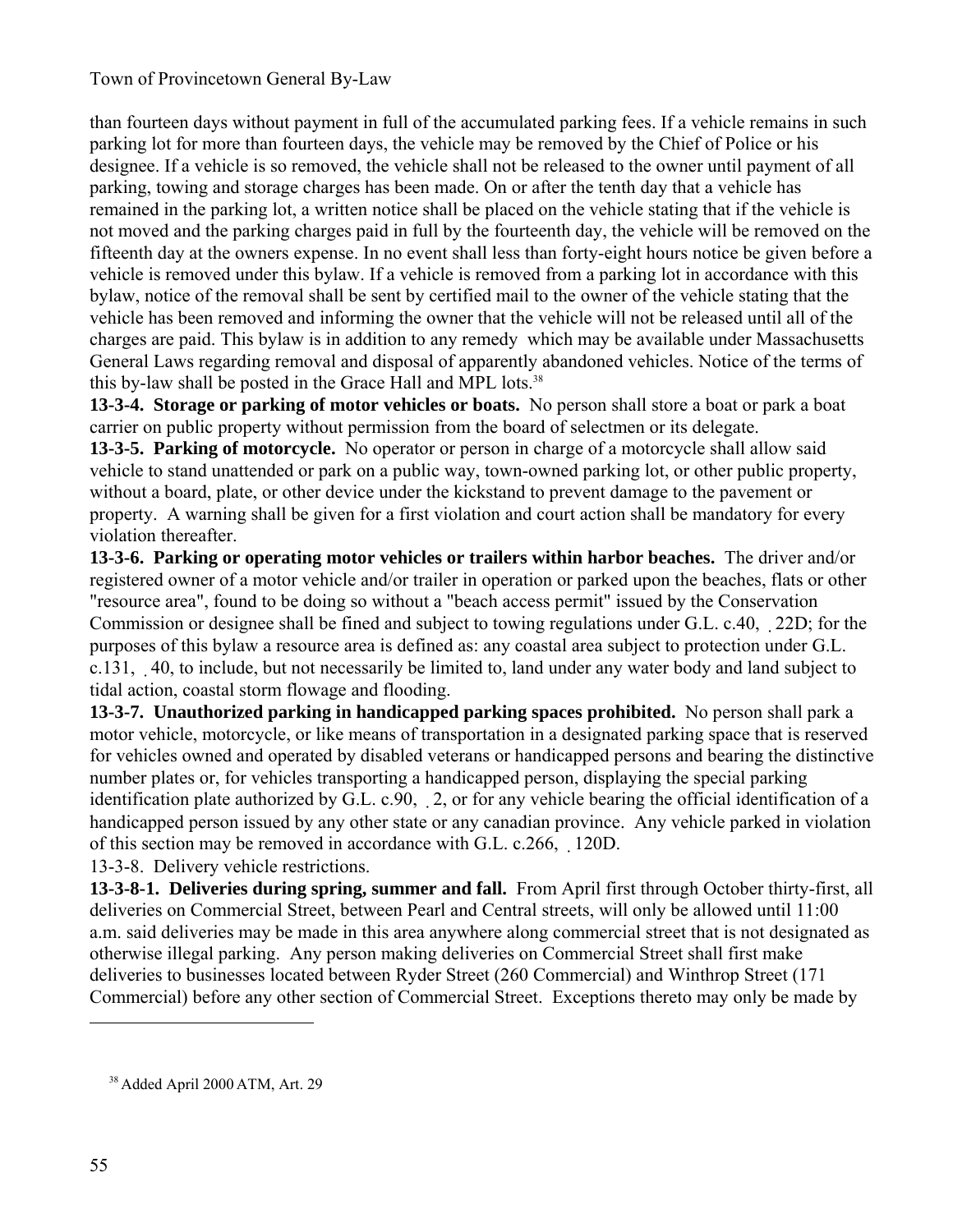than fourteen days without payment in full of the accumulated parking fees. If a vehicle remains in such parking lot for more than fourteen days, the vehicle may be removed by the Chief of Police or his designee. If a vehicle is so removed, the vehicle shall not be released to the owner until payment of all parking, towing and storage charges has been made. On or after the tenth day that a vehicle has remained in the parking lot, a written notice shall be placed on the vehicle stating that if the vehicle is not moved and the parking charges paid in full by the fourteenth day, the vehicle will be removed on the fifteenth day at the owners expense. In no event shall less than forty-eight hours notice be given before a vehicle is removed under this bylaw. If a vehicle is removed from a parking lot in accordance with this bylaw, notice of the removal shall be sent by certified mail to the owner of the vehicle stating that the vehicle has been removed and informing the owner that the vehicle will not be released until all of the charges are paid. This bylaw is in addition to any remedy which may be available under Massachusetts General Laws regarding removal and disposal of apparently abandoned vehicles. Notice of the terms of this by-law shall be posted in the Grace Hall and MPL lots.[38]

**13-3-4. Storage or parking of motor vehicles or boats.** No person shall store a boat or park a boat carrier on public property without permission from the board of selectmen or its delegate.

**13-3-5. Parking of motorcycle.** No operator or person in charge of a motorcycle shall allow said vehicle to stand unattended or park on a public way, town-owned parking lot, or other public property, without a board, plate, or other device under the kickstand to prevent damage to the pavement or property. A warning shall be given for a first violation and court action shall be mandatory for every violation thereafter.

**13-3-6. Parking or operating motor vehicles or trailers within harbor beaches.** The driver and/or registered owner of a motor vehicle and/or trailer in operation or parked upon the beaches, flats or other "resource area", found to be doing so without a "beach access permit" issued by the Conservation Commission or designee shall be fined and subject to towing regulations under G.L. c.40, § 22D; for the purposes of this bylaw a resource area is defined as: any coastal area subject to protection under G.L. c.131, § 40, to include, but not necessarily be limited to, land under any water body and land subject to tidal action, coastal storm flowage and flooding.

**13-3-7. Unauthorized parking in handicapped parking spaces prohibited.** No person shall park a motor vehicle, motorcycle, or like means of transportation in a designated parking space that is reserved for vehicles owned and operated by disabled veterans or handicapped persons and bearing the distinctive number plates or, for vehicles transporting a handicapped person, displaying the special parking identification plate authorized by G.L. c.90, § 2, or for any vehicle bearing the official identification of a handicapped person issued by any other state or any canadian province. Any vehicle parked in violation of this section may be removed in accordance with G.L. c.266, § 120D.

13-3-8. Delivery vehicle restrictions.

**13-3-8-1. Deliveries during spring, summer and fall.** From April first through October thirty-first, all deliveries on Commercial Street, between Pearl and Central streets, will only be allowed until 11:00 a.m. said deliveries may be made in this area anywhere along commercial street that is not designated as otherwise illegal parking. Any person making deliveries on Commercial Street shall first make deliveries to businesses located between Ryder Street (260 Commercial) and Winthrop Street (171 Commercial) before any other section of Commercial Street. Exceptions thereto may only be made by

[38] Added April 2000 ATM, Art. 29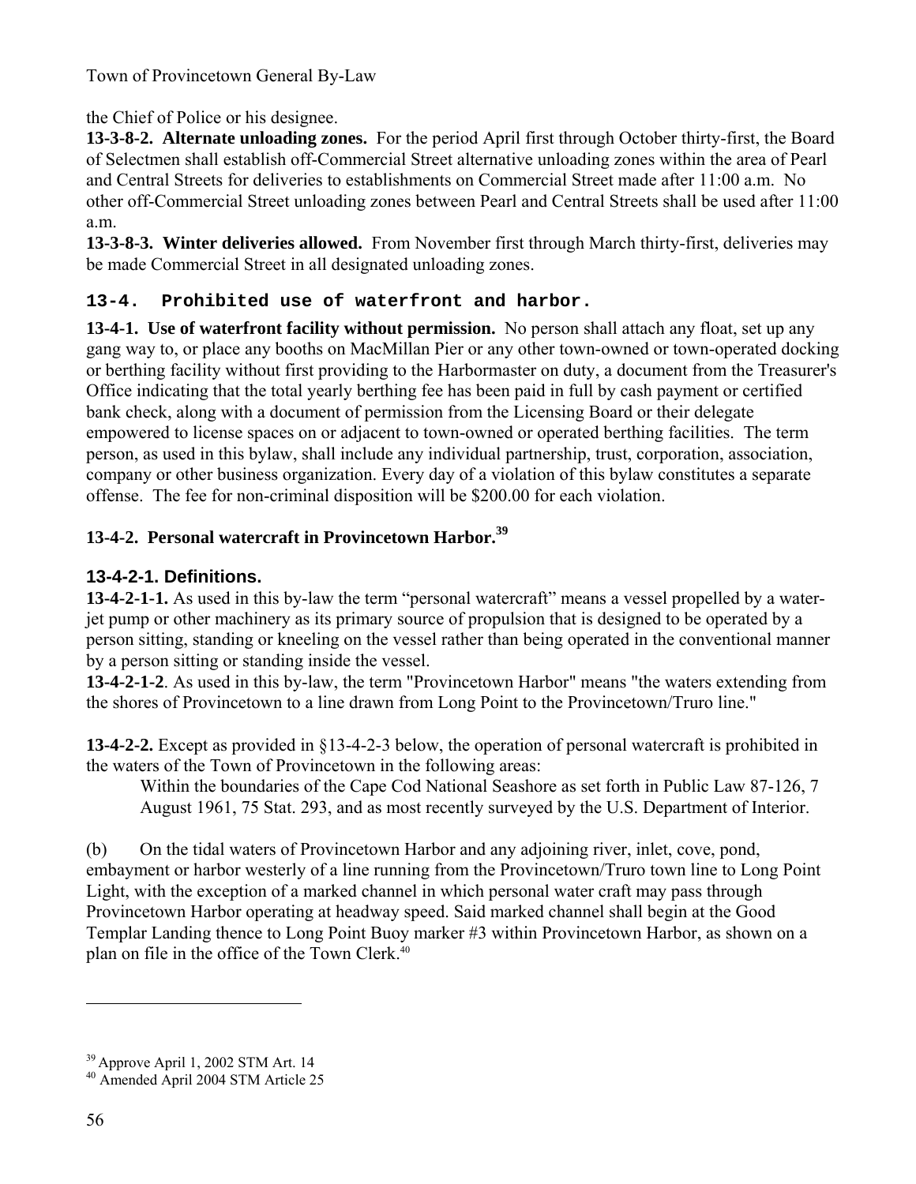the Chief of Police or his designee.

**13-3-8-2. Alternate unloading zones.** For the period April first through October thirty-first, the Board of Selectmen shall establish off-Commercial Street alternative unloading zones within the area of Pearl and Central Streets for deliveries to establishments on Commercial Street made after 11:00 a.m. No other off-Commercial Street unloading zones between Pearl and Central Streets shall be used after 11:00 a.m.

**13-3-8-3. Winter deliveries allowed.** From November first through March thirty-first, deliveries may be made Commercial Street in all designated unloading zones.

## 13-4. Prohibited use of waterfront and harbor.

**13-4-1. Use of waterfront facility without permission.** No person shall attach any float, set up any gang way to, or place any booths on MacMillan Pier or any other town-owned or town-operated docking or berthing facility without first providing to the Harbormaster on duty, a document from the Treasurer's Office indicating that the total yearly berthing fee has been paid in full by cash payment or certified bank check, along with a document of permission from the Licensing Board or their delegate empowered to license spaces on or adjacent to town-owned or operated berthing facilities. The term person, as used in this bylaw, shall include any individual partnership, trust, corporation, association, company or other business organization. Every day of a violation of this bylaw constitutes a separate offense. The fee for non-criminal disposition will be $200.00 for each violation.

### 13-4-2. Personal watercraft in Provincetown Harbor.[39]

### 13-4-2-1. Definitions.

**13-4-2-1-1.** As used in this by-law the term "personal watercraft" means a vessel propelled by a water-jet pump or other machinery as its primary source of propulsion that is designed to be operated by a person sitting, standing or kneeling on the vessel rather than being operated in the conventional manner by a person sitting or standing inside the vessel.

**13-4-2-1-2**. As used in this by-law, the term "Provincetown Harbor" means "the waters extending from the shores of Provincetown to a line drawn from Long Point to the Provincetown/Truro line."

**13-4-2-2.** Except as provided in §13-4-2-3 below, the operation of personal watercraft is prohibited in the waters of the Town of Provincetown in the following areas:

Within the boundaries of the Cape Cod National Seashore as set forth in Public Law 87-126, 7 August 1961, 75 Stat. 293, and as most recently surveyed by the U.S. Department of Interior.

(b) On the tidal waters of Provincetown Harbor and any adjoining river, inlet, cove, pond, embayment or harbor westerly of a line running from the Provincetown/Truro town line to Long Point Light, with the exception of a marked channel in which personal water craft may pass through Provincetown Harbor operating at headway speed. Said marked channel shall begin at the Good Templar Landing thence to Long Point Buoy marker #3 within Provincetown Harbor, as shown on a plan on file in the office of the Town Clerk.[40]

---

[39] Approve April 1, 2002 STM Art. 14

[40] Amended April 2004 STM Article 25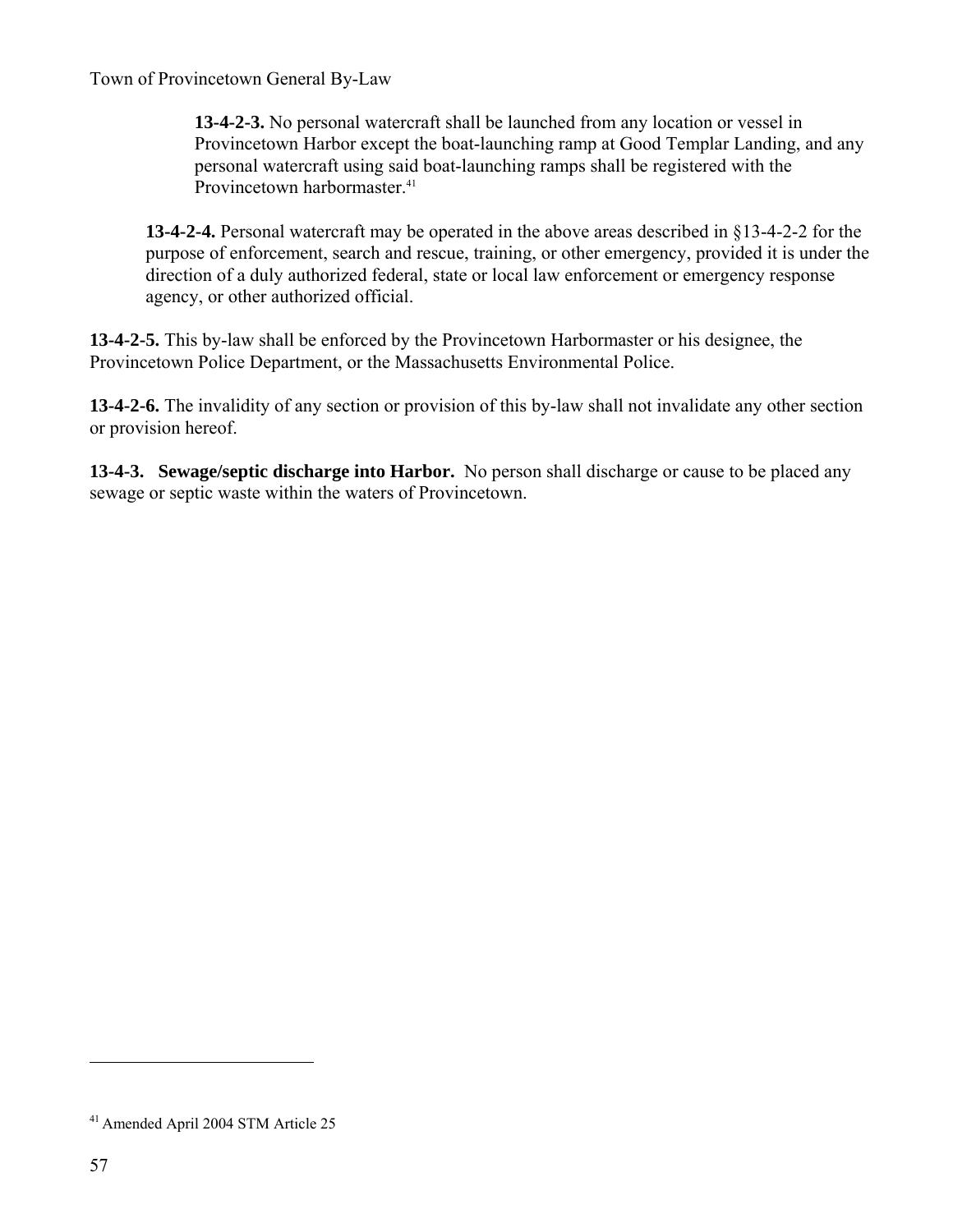**13-4-2-3.** No personal watercraft shall be launched from any location or vessel in Provincetown Harbor except the boat-launching ramp at Good Templar Landing, and any personal watercraft using said boat-launching ramps shall be registered with the Provincetown harbormaster.[41]

**13-4-2-4.** Personal watercraft may be operated in the above areas described in §13-4-2-2 for the purpose of enforcement, search and rescue, training, or other emergency, provided it is under the direction of a duly authorized federal, state or local law enforcement or emergency response agency, or other authorized official.

**13-4-2-5.** This by-law shall be enforced by the Provincetown Harbormaster or his designee, the Provincetown Police Department, or the Massachusetts Environmental Police.

**13-4-2-6.** The invalidity of any section or provision of this by-law shall not invalidate any other section or provision hereof.

**13-4-3. Sewage/septic discharge into Harbor.** No person shall discharge or cause to be placed any sewage or septic waste within the waters of Provincetown.

---

[41] Amended April 2004 STM Article 25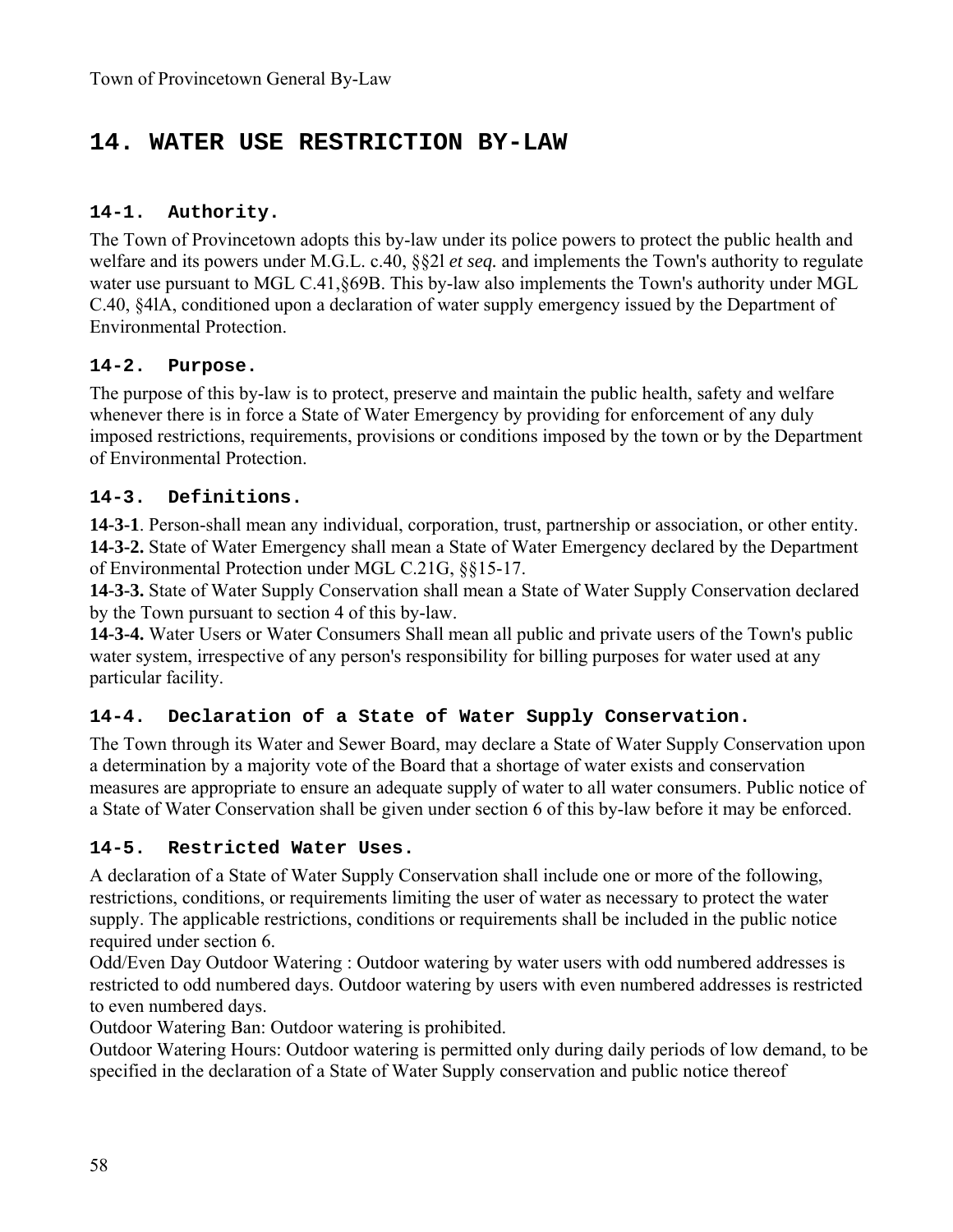# 14. WATER USE RESTRICTION BY-LAW

### 14-1. Authority.

The Town of Provincetown adopts this by-law under its police powers to protect the public health and welfare and its powers under M.G.L. c.40, §§2l *et seq.* and implements the Town's authority to regulate water use pursuant to MGL C.41,§69B. This by-law also implements the Town's authority under MGL C.40, §4lA, conditioned upon a declaration of water supply emergency issued by the Department of Environmental Protection.

### 14-2. Purpose.

The purpose of this by-law is to protect, preserve and maintain the public health, safety and welfare whenever there is in force a State of Water Emergency by providing for enforcement of any duly imposed restrictions, requirements, provisions or conditions imposed by the town or by the Department of Environmental Protection.

### 14-3. Definitions.

**14-3-1**. Person-shall mean any individual, corporation, trust, partnership or association, or other entity.
**14-3-2.** State of Water Emergency shall mean a State of Water Emergency declared by the Department of Environmental Protection under MGL C.21G, §§15-17.
**14-3-3.** State of Water Supply Conservation shall mean a State of Water Supply Conservation declared by the Town pursuant to section 4 of this by-law.
**14-3-4.** Water Users or Water Consumers Shall mean all public and private users of the Town's public water system, irrespective of any person's responsibility for billing purposes for water used at any particular facility.

### 14-4. Declaration of a State of Water Supply Conservation.

The Town through its Water and Sewer Board, may declare a State of Water Supply Conservation upon a determination by a majority vote of the Board that a shortage of water exists and conservation measures are appropriate to ensure an adequate supply of water to all water consumers. Public notice of a State of Water Conservation shall be given under section 6 of this by-law before it may be enforced.

### 14-5. Restricted Water Uses.

A declaration of a State of Water Supply Conservation shall include one or more of the following, restrictions, conditions, or requirements limiting the user of water as necessary to protect the water supply. The applicable restrictions, conditions or requirements shall be included in the public notice required under section 6.
Odd/Even Day Outdoor Watering : Outdoor watering by water users with odd numbered addresses is restricted to odd numbered days. Outdoor watering by users with even numbered addresses is restricted to even numbered days.
Outdoor Watering Ban: Outdoor watering is prohibited.
Outdoor Watering Hours: Outdoor watering is permitted only during daily periods of low demand, to be specified in the declaration of a State of Water Supply conservation and public notice thereof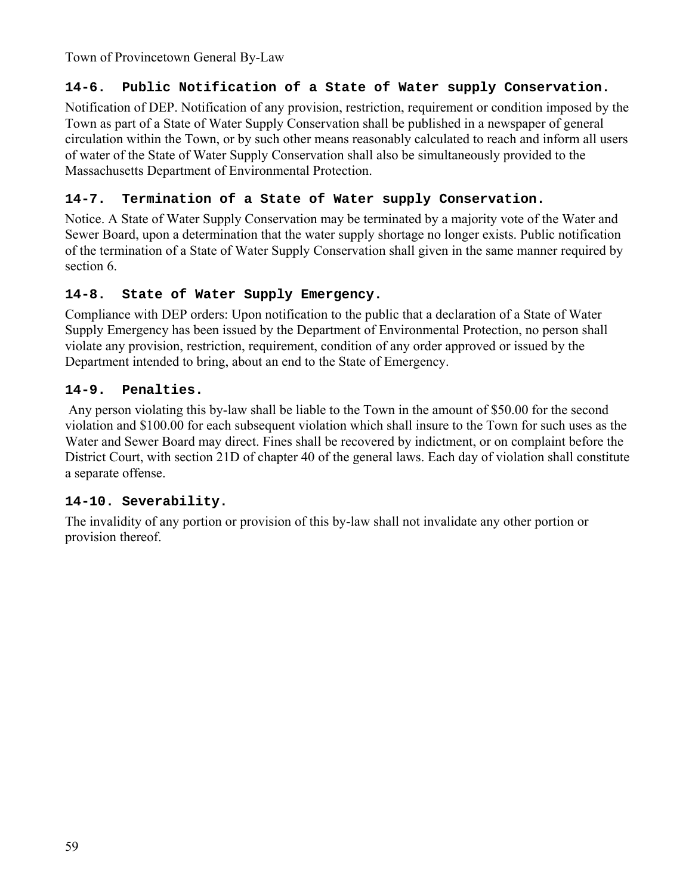### 14-6. Public Notification of a State of Water supply Conservation.

Notification of DEP. Notification of any provision, restriction, requirement or condition imposed by the Town as part of a State of Water Supply Conservation shall be published in a newspaper of general circulation within the Town, or by such other means reasonably calculated to reach and inform all users of water of the State of Water Supply Conservation shall also be simultaneously provided to the Massachusetts Department of Environmental Protection.

### 14-7. Termination of a State of Water supply Conservation.

Notice. A State of Water Supply Conservation may be terminated by a majority vote of the Water and Sewer Board, upon a determination that the water supply shortage no longer exists. Public notification of the termination of a State of Water Supply Conservation shall given in the same manner required by section 6.

### 14-8. State of Water Supply Emergency.

Compliance with DEP orders: Upon notification to the public that a declaration of a State of Water Supply Emergency has been issued by the Department of Environmental Protection, no person shall violate any provision, restriction, requirement, condition of any order approved or issued by the Department intended to bring, about an end to the State of Emergency.

### 14-9. Penalties.

Any person violating this by-law shall be liable to the Town in the amount of $50.00 for the second violation and $100.00 for each subsequent violation which shall insure to the Town for such uses as the Water and Sewer Board may direct. Fines shall be recovered by indictment, or on complaint before the District Court, with section 21D of chapter 40 of the general laws. Each day of violation shall constitute a separate offense.

### 14-10. Severability.

The invalidity of any portion or provision of this by-law shall not invalidate any other portion or provision thereof.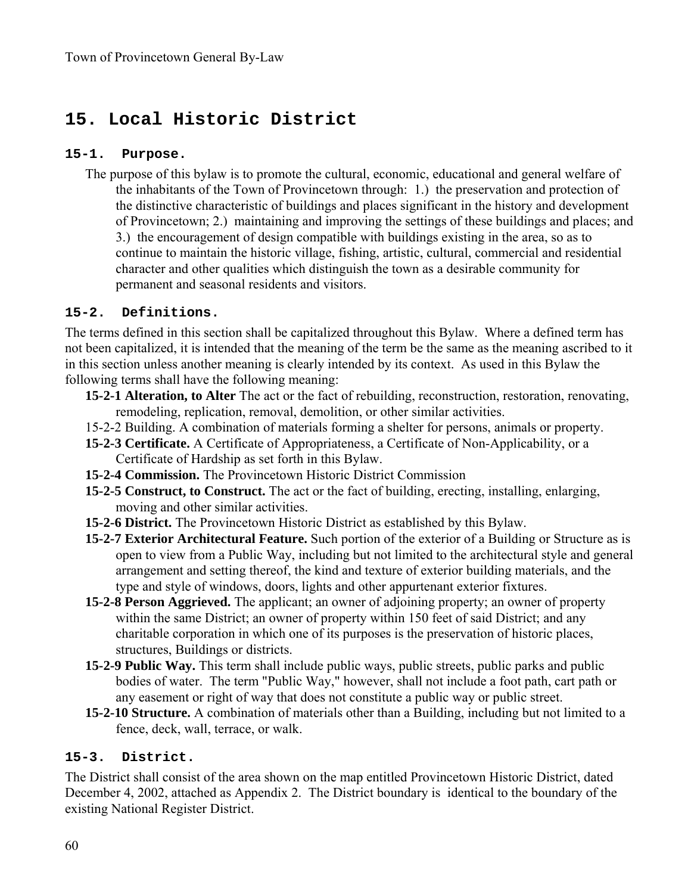# 15. Local Historic District

### 15-1. Purpose.

The purpose of this bylaw is to promote the cultural, economic, educational and general welfare of the inhabitants of the Town of Provincetown through: 1.) the preservation and protection of the distinctive characteristic of buildings and places significant in the history and development of Provincetown; 2.) maintaining and improving the settings of these buildings and places; and 3.) the encouragement of design compatible with buildings existing in the area, so as to continue to maintain the historic village, fishing, artistic, cultural, commercial and residential character and other qualities which distinguish the town as a desirable community for permanent and seasonal residents and visitors.

### 15-2. Definitions.

The terms defined in this section shall be capitalized throughout this Bylaw. Where a defined term has not been capitalized, it is intended that the meaning of the term be the same as the meaning ascribed to it in this section unless another meaning is clearly intended by its context. As used in this Bylaw the following terms shall have the following meaning:

**15-2-1 Alteration, to Alter** The act or the fact of rebuilding, reconstruction, restoration, renovating, remodeling, replication, removal, demolition, or other similar activities.

15-2-2 Building. A combination of materials forming a shelter for persons, animals or property.

**15-2-3 Certificate.** A Certificate of Appropriateness, a Certificate of Non-Applicability, or a Certificate of Hardship as set forth in this Bylaw.

**15-2-4 Commission.** The Provincetown Historic District Commission

**15-2-5 Construct, to Construct.** The act or the fact of building, erecting, installing, enlarging, moving and other similar activities.

**15-2-6 District.** The Provincetown Historic District as established by this Bylaw.

**15-2-7 Exterior Architectural Feature.** Such portion of the exterior of a Building or Structure as is open to view from a Public Way, including but not limited to the architectural style and general arrangement and setting thereof, the kind and texture of exterior building materials, and the type and style of windows, doors, lights and other appurtenant exterior fixtures.

**15-2-8 Person Aggrieved.** The applicant; an owner of adjoining property; an owner of property within the same District; an owner of property within 150 feet of said District; and any charitable corporation in which one of its purposes is the preservation of historic places, structures, Buildings or districts.

**15-2-9 Public Way.** This term shall include public ways, public streets, public parks and public bodies of water. The term "Public Way," however, shall not include a foot path, cart path or any easement or right of way that does not constitute a public way or public street.

**15-2-10 Structure.** A combination of materials other than a Building, including but not limited to a fence, deck, wall, terrace, or walk.

### 15-3. District.

The District shall consist of the area shown on the map entitled Provincetown Historic District, dated December 4, 2002, attached as Appendix 2. The District boundary is identical to the boundary of the existing National Register District.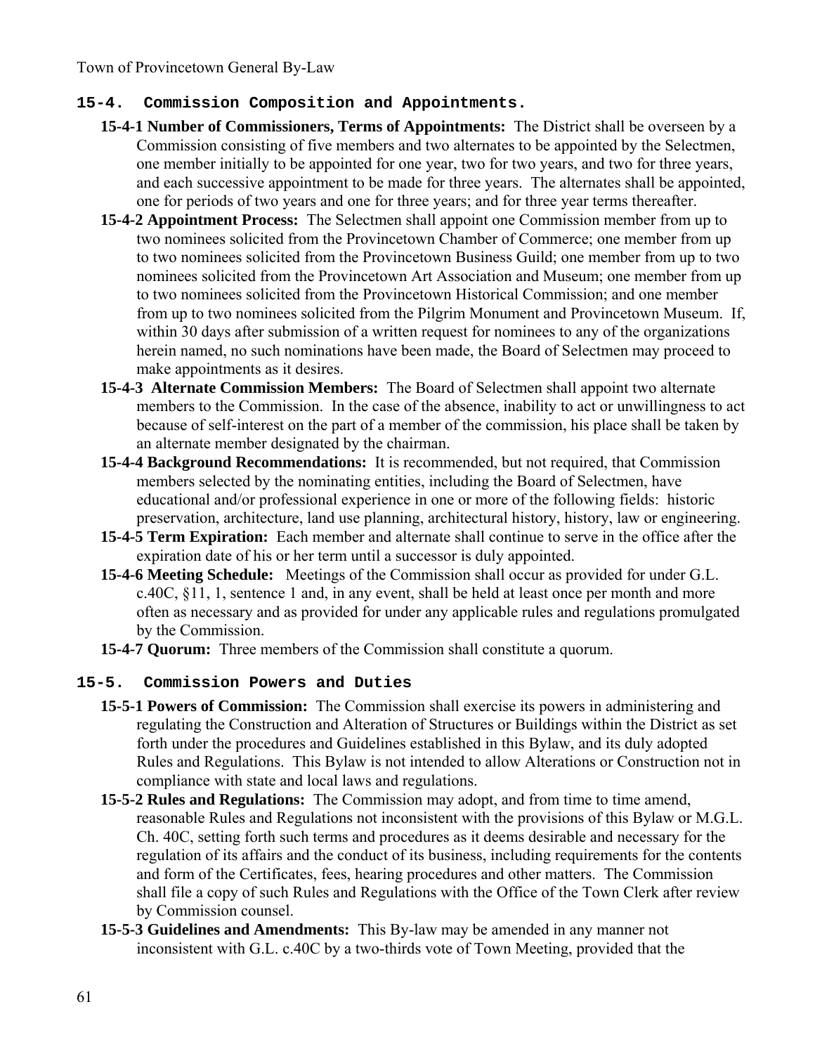## 15-4. Commission Composition and Appointments.

**15-4-1 Number of Commissioners, Terms of Appointments:** The District shall be overseen by a Commission consisting of five members and two alternates to be appointed by the Selectmen, one member initially to be appointed for one year, two for two years, and two for three years, and each successive appointment to be made for three years. The alternates shall be appointed, one for periods of two years and one for three years; and for three year terms thereafter.

**15-4-2 Appointment Process:** The Selectmen shall appoint one Commission member from up to two nominees solicited from the Provincetown Chamber of Commerce; one member from up to two nominees solicited from the Provincetown Business Guild; one member from up to two nominees solicited from the Provincetown Art Association and Museum; one member from up to two nominees solicited from the Provincetown Historical Commission; and one member from up to two nominees solicited from the Pilgrim Monument and Provincetown Museum. If, within 30 days after submission of a written request for nominees to any of the organizations herein named, no such nominations have been made, the Board of Selectmen may proceed to make appointments as it desires.

**15-4-3 Alternate Commission Members:** The Board of Selectmen shall appoint two alternate members to the Commission. In the case of the absence, inability to act or unwillingness to act because of self-interest on the part of a member of the commission, his place shall be taken by an alternate member designated by the chairman.

**15-4-4 Background Recommendations:** It is recommended, but not required, that Commission members selected by the nominating entities, including the Board of Selectmen, have educational and/or professional experience in one or more of the following fields: historic preservation, architecture, land use planning, architectural history, history, law or engineering.

**15-4-5 Term Expiration:** Each member and alternate shall continue to serve in the office after the expiration date of his or her term until a successor is duly appointed.

**15-4-6 Meeting Schedule:** Meetings of the Commission shall occur as provided for under G.L. c.40C, §11, 1, sentence 1 and, in any event, shall be held at least once per month and more often as necessary and as provided for under any applicable rules and regulations promulgated by the Commission.

**15-4-7 Quorum:** Three members of the Commission shall constitute a quorum.

## 15-5. Commission Powers and Duties

**15-5-1 Powers of Commission:** The Commission shall exercise its powers in administering and regulating the Construction and Alteration of Structures or Buildings within the District as set forth under the procedures and Guidelines established in this Bylaw, and its duly adopted Rules and Regulations. This Bylaw is not intended to allow Alterations or Construction not in compliance with state and local laws and regulations.

**15-5-2 Rules and Regulations:** The Commission may adopt, and from time to time amend, reasonable Rules and Regulations not inconsistent with the provisions of this Bylaw or M.G.L. Ch. 40C, setting forth such terms and procedures as it deems desirable and necessary for the regulation of its affairs and the conduct of its business, including requirements for the contents and form of the Certificates, fees, hearing procedures and other matters. The Commission shall file a copy of such Rules and Regulations with the Office of the Town Clerk after review by Commission counsel.

**15-5-3 Guidelines and Amendments:** This By-law may be amended in any manner not inconsistent with G.L. c.40C by a two-thirds vote of Town Meeting, provided that the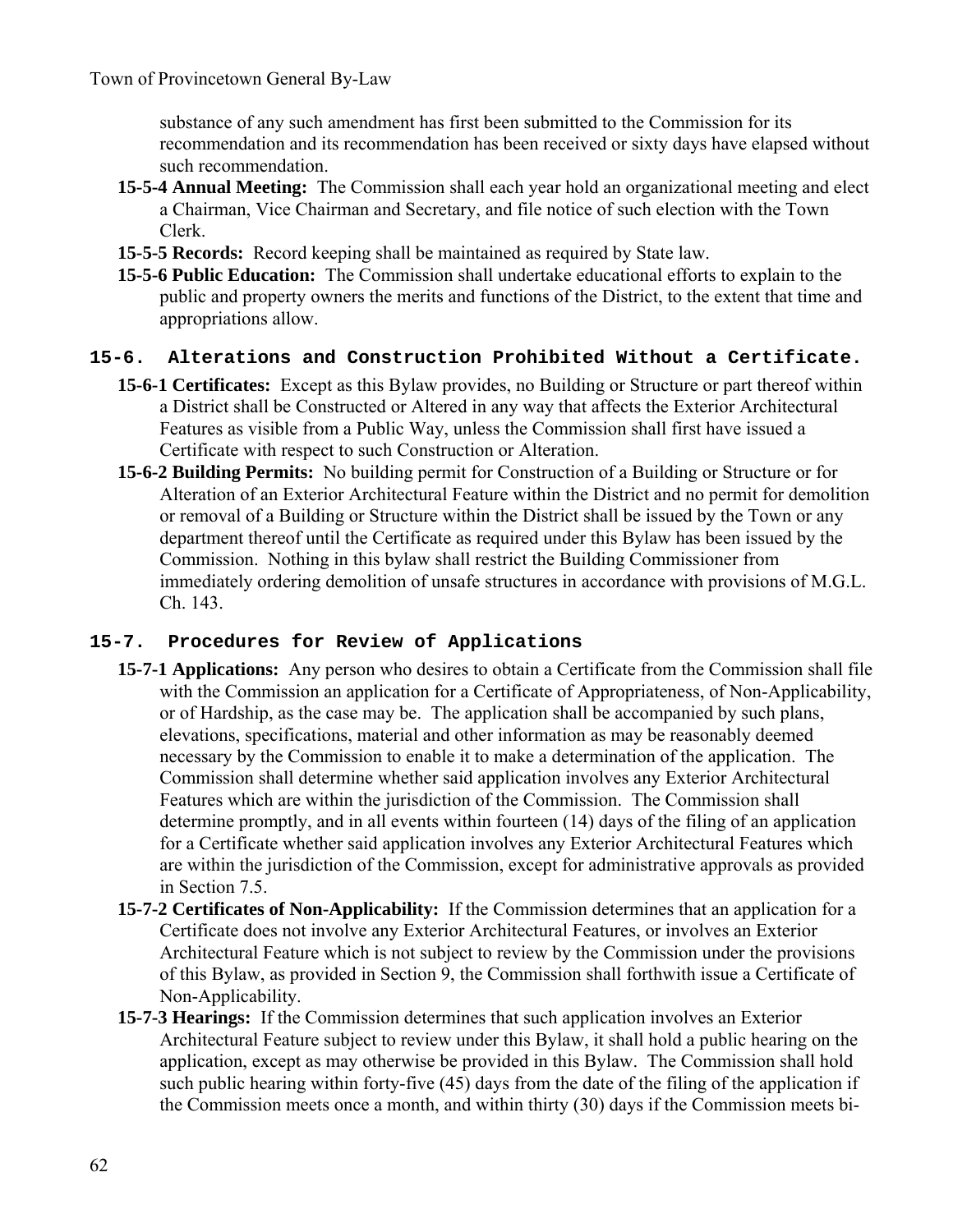substance of any such amendment has first been submitted to the Commission for its recommendation and its recommendation has been received or sixty days have elapsed without such recommendation.

**15-5-4 Annual Meeting:** The Commission shall each year hold an organizational meeting and elect a Chairman, Vice Chairman and Secretary, and file notice of such election with the Town Clerk.

**15-5-5 Records:** Record keeping shall be maintained as required by State law.

**15-5-6 Public Education:** The Commission shall undertake educational efforts to explain to the public and property owners the merits and functions of the District, to the extent that time and appropriations allow.

## 15-6. Alterations and Construction Prohibited Without a Certificate.

**15-6-1 Certificates:** Except as this Bylaw provides, no Building or Structure or part thereof within a District shall be Constructed or Altered in any way that affects the Exterior Architectural Features as visible from a Public Way, unless the Commission shall first have issued a Certificate with respect to such Construction or Alteration.

**15-6-2 Building Permits:** No building permit for Construction of a Building or Structure or for Alteration of an Exterior Architectural Feature within the District and no permit for demolition or removal of a Building or Structure within the District shall be issued by the Town or any department thereof until the Certificate as required under this Bylaw has been issued by the Commission. Nothing in this bylaw shall restrict the Building Commissioner from immediately ordering demolition of unsafe structures in accordance with provisions of M.G.L. Ch. 143.

## 15-7. Procedures for Review of Applications

**15-7-1 Applications:** Any person who desires to obtain a Certificate from the Commission shall file with the Commission an application for a Certificate of Appropriateness, of Non-Applicability, or of Hardship, as the case may be. The application shall be accompanied by such plans, elevations, specifications, material and other information as may be reasonably deemed necessary by the Commission to enable it to make a determination of the application. The Commission shall determine whether said application involves any Exterior Architectural Features which are within the jurisdiction of the Commission. The Commission shall determine promptly, and in all events within fourteen (14) days of the filing of an application for a Certificate whether said application involves any Exterior Architectural Features which are within the jurisdiction of the Commission, except for administrative approvals as provided in Section 7.5.

**15-7-2 Certificates of Non-Applicability:** If the Commission determines that an application for a Certificate does not involve any Exterior Architectural Features, or involves an Exterior Architectural Feature which is not subject to review by the Commission under the provisions of this Bylaw, as provided in Section 9, the Commission shall forthwith issue a Certificate of Non-Applicability.

**15-7-3 Hearings:** If the Commission determines that such application involves an Exterior Architectural Feature subject to review under this Bylaw, it shall hold a public hearing on the application, except as may otherwise be provided in this Bylaw. The Commission shall hold such public hearing within forty-five (45) days from the date of the filing of the application if the Commission meets once a month, and within thirty (30) days if the Commission meets bi-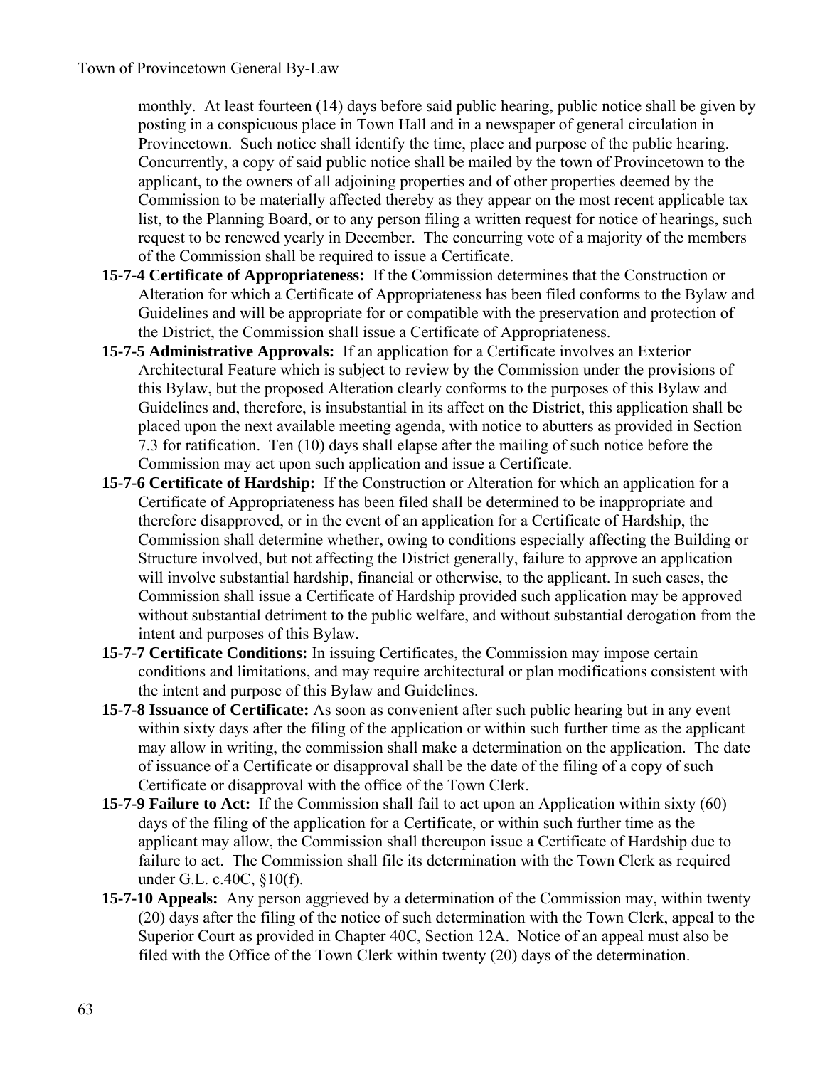monthly. At least fourteen (14) days before said public hearing, public notice shall be given by posting in a conspicuous place in Town Hall and in a newspaper of general circulation in Provincetown. Such notice shall identify the time, place and purpose of the public hearing. Concurrently, a copy of said public notice shall be mailed by the town of Provincetown to the applicant, to the owners of all adjoining properties and of other properties deemed by the Commission to be materially affected thereby as they appear on the most recent applicable tax list, to the Planning Board, or to any person filing a written request for notice of hearings, such request to be renewed yearly in December. The concurring vote of a majority of the members of the Commission shall be required to issue a Certificate.

- **15-7-4 Certificate of Appropriateness:** If the Commission determines that the Construction or Alteration for which a Certificate of Appropriateness has been filed conforms to the Bylaw and Guidelines and will be appropriate for or compatible with the preservation and protection of the District, the Commission shall issue a Certificate of Appropriateness.
- **15-7-5 Administrative Approvals:** If an application for a Certificate involves an Exterior Architectural Feature which is subject to review by the Commission under the provisions of this Bylaw, but the proposed Alteration clearly conforms to the purposes of this Bylaw and Guidelines and, therefore, is insubstantial in its affect on the District, this application shall be placed upon the next available meeting agenda, with notice to abutters as provided in Section 7.3 for ratification. Ten (10) days shall elapse after the mailing of such notice before the Commission may act upon such application and issue a Certificate.
- **15-7-6 Certificate of Hardship:** If the Construction or Alteration for which an application for a Certificate of Appropriateness has been filed shall be determined to be inappropriate and therefore disapproved, or in the event of an application for a Certificate of Hardship, the Commission shall determine whether, owing to conditions especially affecting the Building or Structure involved, but not affecting the District generally, failure to approve an application will involve substantial hardship, financial or otherwise, to the applicant. In such cases, the Commission shall issue a Certificate of Hardship provided such application may be approved without substantial detriment to the public welfare, and without substantial derogation from the intent and purposes of this Bylaw.
- **15-7-7 Certificate Conditions:** In issuing Certificates, the Commission may impose certain conditions and limitations, and may require architectural or plan modifications consistent with the intent and purpose of this Bylaw and Guidelines.
- **15-7-8 Issuance of Certificate:** As soon as convenient after such public hearing but in any event within sixty days after the filing of the application or within such further time as the applicant may allow in writing, the commission shall make a determination on the application. The date of issuance of a Certificate or disapproval shall be the date of the filing of a copy of such Certificate or disapproval with the office of the Town Clerk.
- **15-7-9 Failure to Act:** If the Commission shall fail to act upon an Application within sixty (60) days of the filing of the application for a Certificate, or within such further time as the applicant may allow, the Commission shall thereupon issue a Certificate of Hardship due to failure to act. The Commission shall file its determination with the Town Clerk as required under G.L. c.40C, §10(f).
- **15-7-10 Appeals:** Any person aggrieved by a determination of the Commission may, within twenty (20) days after the filing of the notice of such determination with the Town Clerk, appeal to the Superior Court as provided in Chapter 40C, Section 12A. Notice of an appeal must also be filed with the Office of the Town Clerk within twenty (20) days of the determination.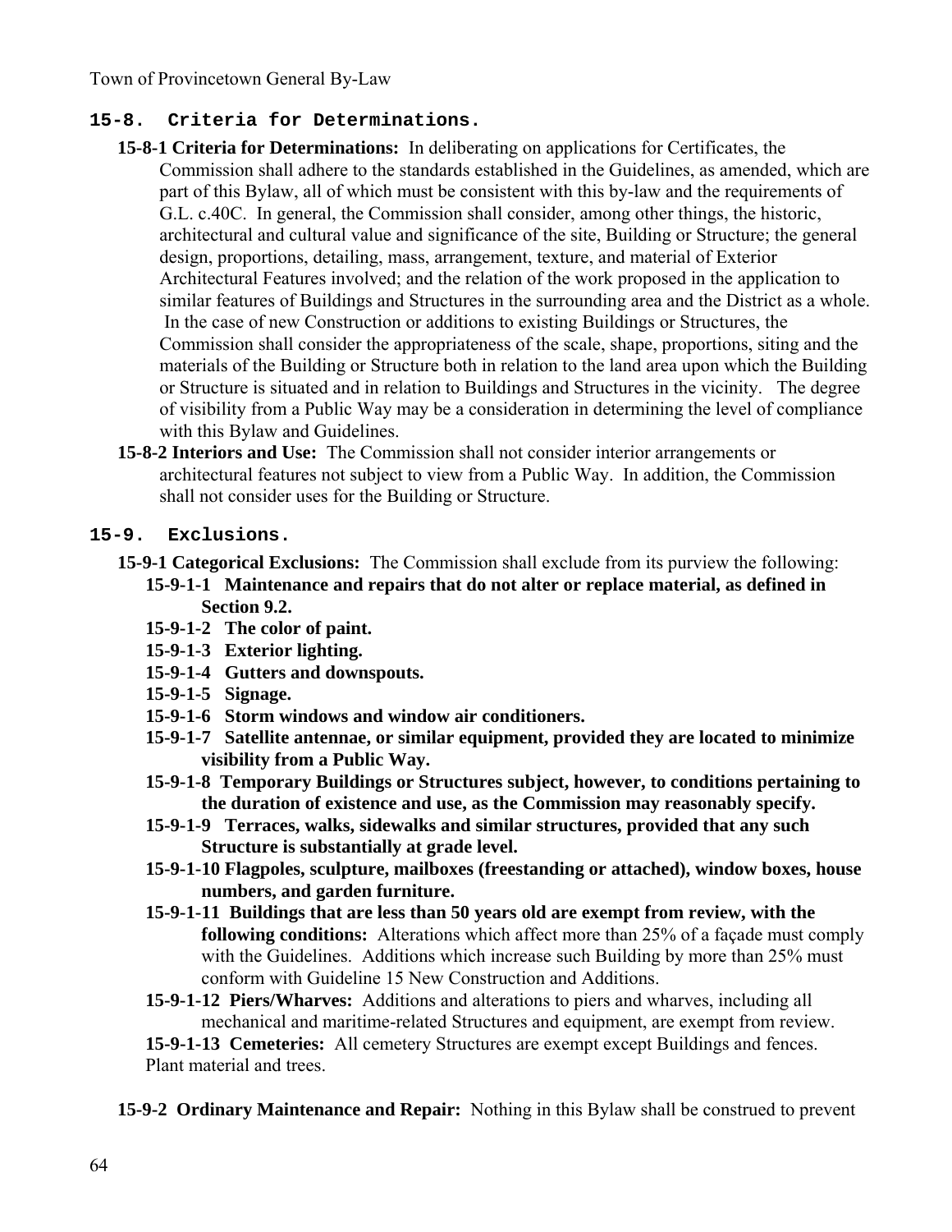## 15-8. Criteria for Determinations.

**15-8-1 Criteria for Determinations:** In deliberating on applications for Certificates, the Commission shall adhere to the standards established in the Guidelines, as amended, which are part of this Bylaw, all of which must be consistent with this by-law and the requirements of G.L. c.40C. In general, the Commission shall consider, among other things, the historic, architectural and cultural value and significance of the site, Building or Structure; the general design, proportions, detailing, mass, arrangement, texture, and material of Exterior Architectural Features involved; and the relation of the work proposed in the application to similar features of Buildings and Structures in the surrounding area and the District as a whole. In the case of new Construction or additions to existing Buildings or Structures, the Commission shall consider the appropriateness of the scale, shape, proportions, siting and the materials of the Building or Structure both in relation to the land area upon which the Building or Structure is situated and in relation to Buildings and Structures in the vicinity. The degree of visibility from a Public Way may be a consideration in determining the level of compliance with this Bylaw and Guidelines.

**15-8-2 Interiors and Use:** The Commission shall not consider interior arrangements or architectural features not subject to view from a Public Way. In addition, the Commission shall not consider uses for the Building or Structure.

## 15-9. Exclusions.

**15-9-1 Categorical Exclusions:** The Commission shall exclude from its purview the following:

- **15-9-1-1 Maintenance and repairs that do not alter or replace material, as defined in Section 9.2.**
- **15-9-1-2 The color of paint.**
- **15-9-1-3 Exterior lighting.**
- **15-9-1-4 Gutters and downspouts.**
- **15-9-1-5 Signage.**
- **15-9-1-6 Storm windows and window air conditioners.**
- **15-9-1-7 Satellite antennae, or similar equipment, provided they are located to minimize visibility from a Public Way.**
- **15-9-1-8 Temporary Buildings or Structures subject, however, to conditions pertaining to the duration of existence and use, as the Commission may reasonably specify.**
- **15-9-1-9 Terraces, walks, sidewalks and similar structures, provided that any such Structure is substantially at grade level.**
- **15-9-1-10 Flagpoles, sculpture, mailboxes (freestanding or attached), window boxes, house numbers, and garden furniture.**
- **15-9-1-11 Buildings that are less than 50 years old are exempt from review, with the following conditions:** Alterations which affect more than 25% of a façade must comply with the Guidelines. Additions which increase such Building by more than 25% must conform with Guideline 15 New Construction and Additions.
- **15-9-1-12 Piers/Wharves:** Additions and alterations to piers and wharves, including all mechanical and maritime-related Structures and equipment, are exempt from review.
- **15-9-1-13 Cemeteries:** All cemetery Structures are exempt except Buildings and fences. Plant material and trees.

**15-9-2 Ordinary Maintenance and Repair:** Nothing in this Bylaw shall be construed to prevent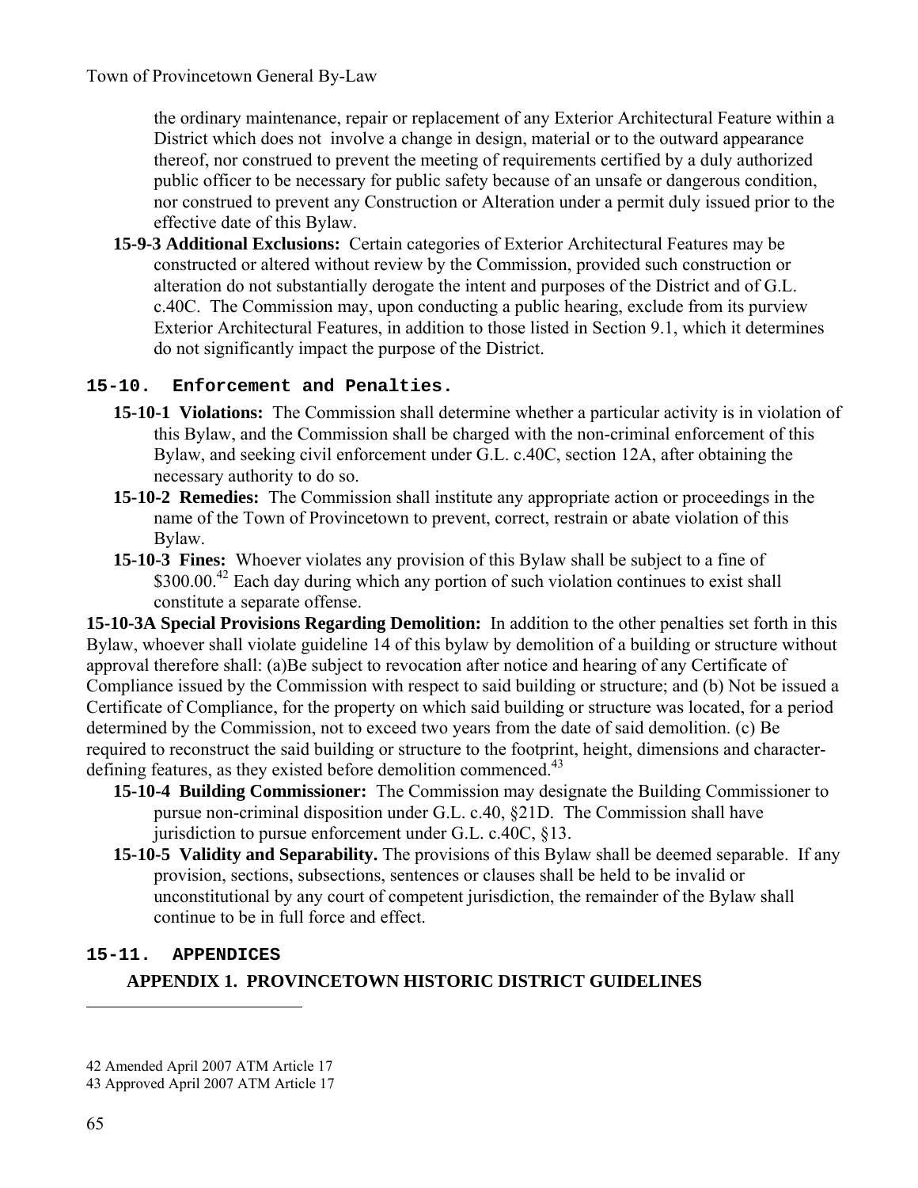the ordinary maintenance, repair or replacement of any Exterior Architectural Feature within a District which does not involve a change in design, material or to the outward appearance thereof, nor construed to prevent the meeting of requirements certified by a duly authorized public officer to be necessary for public safety because of an unsafe or dangerous condition, nor construed to prevent any Construction or Alteration under a permit duly issued prior to the effective date of this Bylaw.

**15-9-3 Additional Exclusions:** Certain categories of Exterior Architectural Features may be constructed or altered without review by the Commission, provided such construction or alteration do not substantially derogate the intent and purposes of the District and of G.L. c.40C. The Commission may, upon conducting a public hearing, exclude from its purview Exterior Architectural Features, in addition to those listed in Section 9.1, which it determines do not significantly impact the purpose of the District.

## 15-10. Enforcement and Penalties.

**15-10-1 Violations:** The Commission shall determine whether a particular activity is in violation of this Bylaw, and the Commission shall be charged with the non-criminal enforcement of this Bylaw, and seeking civil enforcement under G.L. c.40C, section 12A, after obtaining the necessary authority to do so.

**15-10-2 Remedies:** The Commission shall institute any appropriate action or proceedings in the name of the Town of Provincetown to prevent, correct, restrain or abate violation of this Bylaw.

**15-10-3 Fines:** Whoever violates any provision of this Bylaw shall be subject to a fine of \$300.00.[42] Each day during which any portion of such violation continues to exist shall constitute a separate offense.

**15-10-3A Special Provisions Regarding Demolition:** In addition to the other penalties set forth in this Bylaw, whoever shall violate guideline 14 of this bylaw by demolition of a building or structure without approval therefore shall: (a)Be subject to revocation after notice and hearing of any Certificate of Compliance issued by the Commission with respect to said building or structure; and (b) Not be issued a Certificate of Compliance, for the property on which said building or structure was located, for a period determined by the Commission, not to exceed two years from the date of said demolition. (c) Be required to reconstruct the said building or structure to the footprint, height, dimensions and character-defining features, as they existed before demolition commenced.[43]

**15-10-4 Building Commissioner:** The Commission may designate the Building Commissioner to pursue non-criminal disposition under G.L. c.40, §21D. The Commission shall have jurisdiction to pursue enforcement under G.L. c.40C, §13.

**15-10-5 Validity and Separability.** The provisions of this Bylaw shall be deemed separable. If any provision, sections, subsections, sentences or clauses shall be held to be invalid or unconstitutional by any court of competent jurisdiction, the remainder of the Bylaw shall continue to be in full force and effect.

## 15-11. APPENDICES

### APPENDIX 1. PROVINCETOWN HISTORIC DISTRICT GUIDELINES

---

42 Amended April 2007 ATM Article 17

43 Approved April 2007 ATM Article 17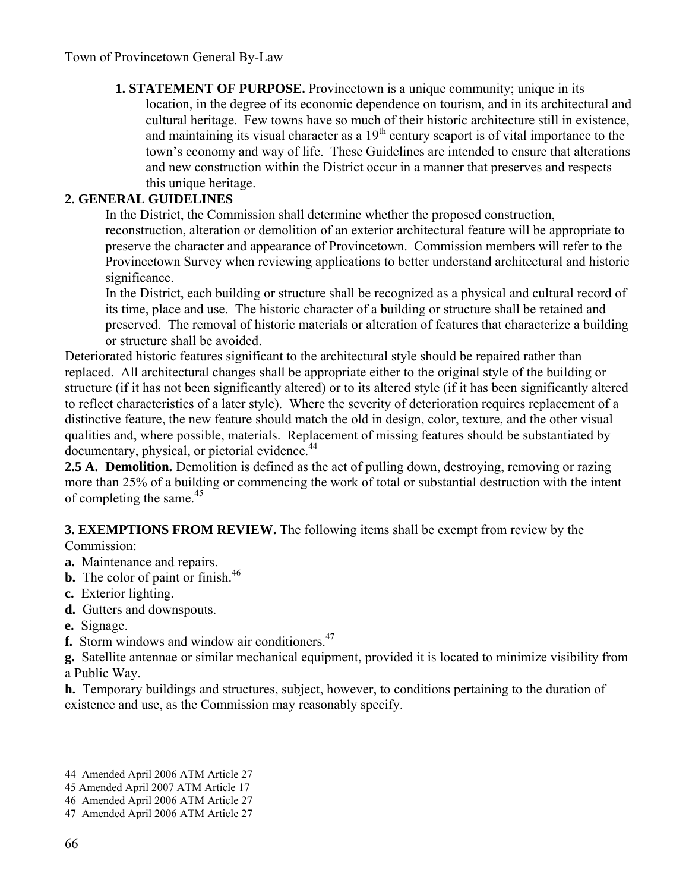**1. STATEMENT OF PURPOSE.** Provincetown is a unique community; unique in its location, in the degree of its economic dependence on tourism, and in its architectural and cultural heritage. Few towns have so much of their historic architecture still in existence, and maintaining its visual character as a 19th century seaport is of vital importance to the town's economy and way of life. These Guidelines are intended to ensure that alterations and new construction within the District occur in a manner that preserves and respects this unique heritage.

**2. GENERAL GUIDELINES**

In the District, the Commission shall determine whether the proposed construction, reconstruction, alteration or demolition of an exterior architectural feature will be appropriate to preserve the character and appearance of Provincetown. Commission members will refer to the Provincetown Survey when reviewing applications to better understand architectural and historic significance.

In the District, each building or structure shall be recognized as a physical and cultural record of its time, place and use. The historic character of a building or structure shall be retained and preserved. The removal of historic materials or alteration of features that characterize a building or structure shall be avoided.

Deteriorated historic features significant to the architectural style should be repaired rather than replaced. All architectural changes shall be appropriate either to the original style of the building or structure (if it has not been significantly altered) or to its altered style (if it has been significantly altered to reflect characteristics of a later style). Where the severity of deterioration requires replacement of a distinctive feature, the new feature should match the old in design, color, texture, and the other visual qualities and, where possible, materials. Replacement of missing features should be substantiated by documentary, physical, or pictorial evidence.[44]

**2.5 A. Demolition.** Demolition is defined as the act of pulling down, destroying, removing or razing more than 25% of a building or commencing the work of total or substantial destruction with the intent of completing the same.[45]

**3. EXEMPTIONS FROM REVIEW.** The following items shall be exempt from review by the Commission:

**a.** Maintenance and repairs.

**b.** The color of paint or finish.[46]

**c.** Exterior lighting.

**d.** Gutters and downspouts.

**e.** Signage.

**f.** Storm windows and window air conditioners.[47]

**g.** Satellite antennae or similar mechanical equipment, provided it is located to minimize visibility from a Public Way.

**h.** Temporary buildings and structures, subject, however, to conditions pertaining to the duration of existence and use, as the Commission may reasonably specify.

---

44 Amended April 2006 ATM Article 27

45 Amended April 2007 ATM Article 17

46 Amended April 2006 ATM Article 27

47 Amended April 2006 ATM Article 27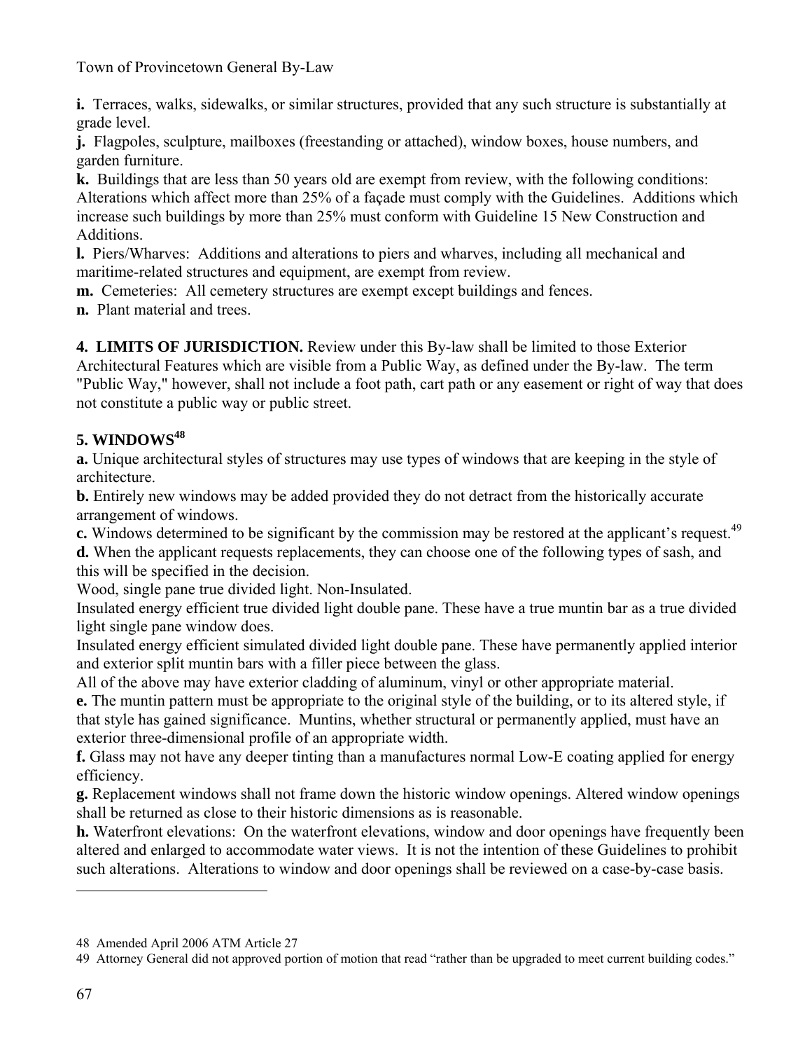**i.** Terraces, walks, sidewalks, or similar structures, provided that any such structure is substantially at grade level.

**j.** Flagpoles, sculpture, mailboxes (freestanding or attached), window boxes, house numbers, and garden furniture.

**k.** Buildings that are less than 50 years old are exempt from review, with the following conditions: Alterations which affect more than 25% of a façade must comply with the Guidelines. Additions which increase such buildings by more than 25% must conform with Guideline 15 New Construction and Additions.

**l.** Piers/Wharves: Additions and alterations to piers and wharves, including all mechanical and maritime-related structures and equipment, are exempt from review.

**m.** Cemeteries: All cemetery structures are exempt except buildings and fences.

**n.** Plant material and trees.

**4. LIMITS OF JURISDICTION.** Review under this By-law shall be limited to those Exterior Architectural Features which are visible from a Public Way, as defined under the By-law. The term "Public Way," however, shall not include a foot path, cart path or any easement or right of way that does not constitute a public way or public street.

## 5. WINDOWS[48]

**a.** Unique architectural styles of structures may use types of windows that are keeping in the style of architecture.

**b.** Entirely new windows may be added provided they do not detract from the historically accurate arrangement of windows.

**c.** Windows determined to be significant by the commission may be restored at the applicant's request.[49]

**d.** When the applicant requests replacements, they can choose one of the following types of sash, and this will be specified in the decision.

Wood, single pane true divided light. Non-Insulated.

Insulated energy efficient true divided light double pane. These have a true muntin bar as a true divided light single pane window does.

Insulated energy efficient simulated divided light double pane. These have permanently applied interior and exterior split muntin bars with a filler piece between the glass.

All of the above may have exterior cladding of aluminum, vinyl or other appropriate material.

**e.** The muntin pattern must be appropriate to the original style of the building, or to its altered style, if that style has gained significance. Muntins, whether structural or permanently applied, must have an exterior three-dimensional profile of an appropriate width.

**f.** Glass may not have any deeper tinting than a manufactures normal Low-E coating applied for energy efficiency.

**g.** Replacement windows shall not frame down the historic window openings. Altered window openings shall be returned as close to their historic dimensions as is reasonable.

**h.** Waterfront elevations: On the waterfront elevations, window and door openings have frequently been altered and enlarged to accommodate water views. It is not the intention of these Guidelines to prohibit such alterations. Alterations to window and door openings shall be reviewed on a case-by-case basis.

---

48 Amended April 2006 ATM Article 27

49 Attorney General did not approved portion of motion that read "rather than be upgraded to meet current building codes."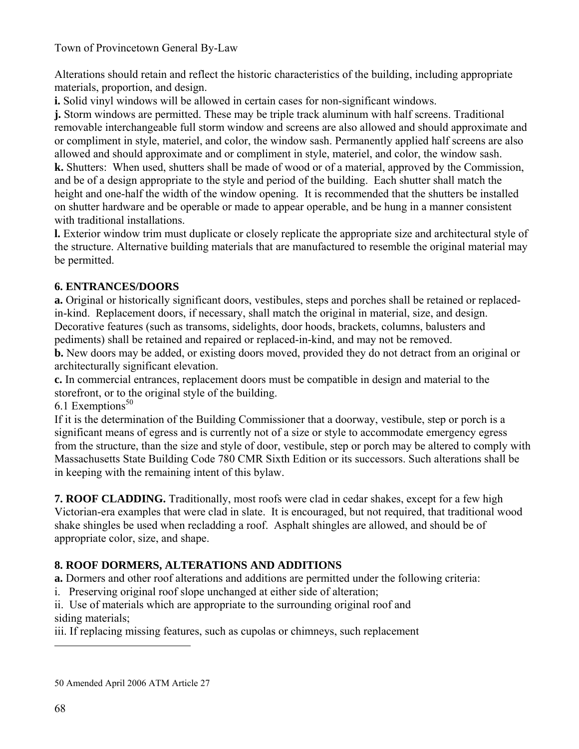Alterations should retain and reflect the historic characteristics of the building, including appropriate materials, proportion, and design.

**i.** Solid vinyl windows will be allowed in certain cases for non-significant windows.

**j.** Storm windows are permitted. These may be triple track aluminum with half screens. Traditional removable interchangeable full storm window and screens are also allowed and should approximate and or compliment in style, materiel, and color, the window sash. Permanently applied half screens are also allowed and should approximate and or compliment in style, materiel, and color, the window sash.

**k.** Shutters: When used, shutters shall be made of wood or of a material, approved by the Commission, and be of a design appropriate to the style and period of the building. Each shutter shall match the height and one-half the width of the window opening. It is recommended that the shutters be installed on shutter hardware and be operable or made to appear operable, and be hung in a manner consistent with traditional installations.

**l.** Exterior window trim must duplicate or closely replicate the appropriate size and architectural style of the structure. Alternative building materials that are manufactured to resemble the original material may be permitted.

**6. ENTRANCES/DOORS**

**a.** Original or historically significant doors, vestibules, steps and porches shall be retained or replaced-in-kind. Replacement doors, if necessary, shall match the original in material, size, and design. Decorative features (such as transoms, sidelights, door hoods, brackets, columns, balusters and pediments) shall be retained and repaired or replaced-in-kind, and may not be removed.

**b.** New doors may be added, or existing doors moved, provided they do not detract from an original or architecturally significant elevation.

**c.** In commercial entrances, replacement doors must be compatible in design and material to the storefront, or to the original style of the building.

6.1 Exemptions[50]

If it is the determination of the Building Commissioner that a doorway, vestibule, step or porch is a significant means of egress and is currently not of a size or style to accommodate emergency egress from the structure, than the size and style of door, vestibule, step or porch may be altered to comply with Massachusetts State Building Code 780 CMR Sixth Edition or its successors. Such alterations shall be in keeping with the remaining intent of this bylaw.

**7. ROOF CLADDING.** Traditionally, most roofs were clad in cedar shakes, except for a few high Victorian-era examples that were clad in slate. It is encouraged, but not required, that traditional wood shake shingles be used when recladding a roof. Asphalt shingles are allowed, and should be of appropriate color, size, and shape.

**8. ROOF DORMERS, ALTERATIONS AND ADDITIONS**

**a.** Dormers and other roof alterations and additions are permitted under the following criteria:

i. Preserving original roof slope unchanged at either side of alteration;

ii. Use of materials which are appropriate to the surrounding original roof and siding materials;

iii. If replacing missing features, such as cupolas or chimneys, such replacement

---

50 Amended April 2006 ATM Article 27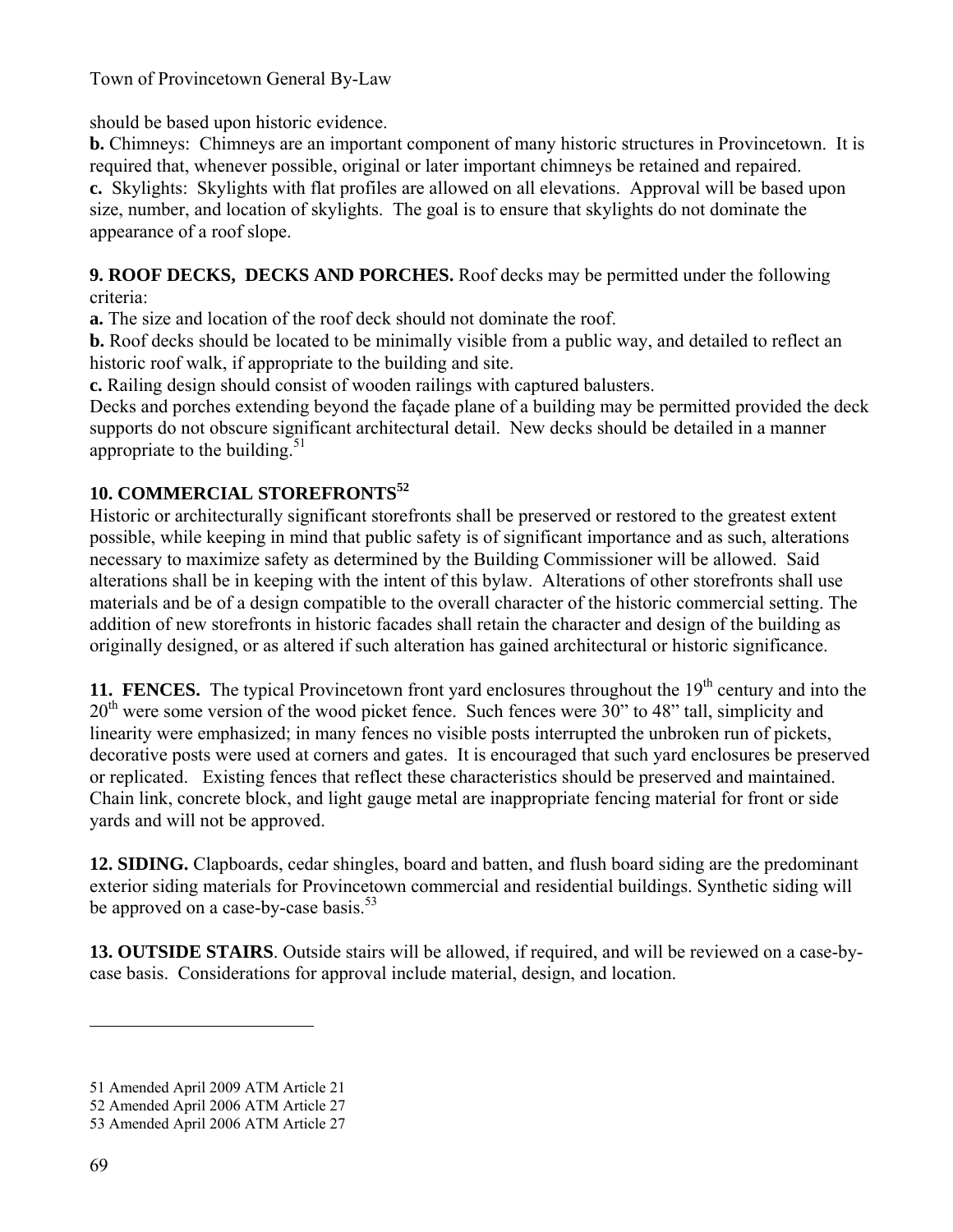should be based upon historic evidence.

**b.** Chimneys: Chimneys are an important component of many historic structures in Provincetown. It is required that, whenever possible, original or later important chimneys be retained and repaired.

**c.** Skylights: Skylights with flat profiles are allowed on all elevations. Approval will be based upon size, number, and location of skylights. The goal is to ensure that skylights do not dominate the appearance of a roof slope.

**9. ROOF DECKS, DECKS AND PORCHES.** Roof decks may be permitted under the following criteria:

**a.** The size and location of the roof deck should not dominate the roof.

**b.** Roof decks should be located to be minimally visible from a public way, and detailed to reflect an historic roof walk, if appropriate to the building and site.

**c.** Railing design should consist of wooden railings with captured balusters.

Decks and porches extending beyond the façade plane of a building may be permitted provided the deck supports do not obscure significant architectural detail. New decks should be detailed in a manner appropriate to the building.[51]

**10. COMMERCIAL STOREFRONTS[52]**

Historic or architecturally significant storefronts shall be preserved or restored to the greatest extent possible, while keeping in mind that public safety is of significant importance and as such, alterations necessary to maximize safety as determined by the Building Commissioner will be allowed. Said alterations shall be in keeping with the intent of this bylaw. Alterations of other storefronts shall use materials and be of a design compatible to the overall character of the historic commercial setting. The addition of new storefronts in historic facades shall retain the character and design of the building as originally designed, or as altered if such alteration has gained architectural or historic significance.

**11. FENCES.** The typical Provincetown front yard enclosures throughout the 19th century and into the 20th were some version of the wood picket fence. Such fences were 30" to 48" tall, simplicity and linearity were emphasized; in many fences no visible posts interrupted the unbroken run of pickets, decorative posts were used at corners and gates. It is encouraged that such yard enclosures be preserved or replicated. Existing fences that reflect these characteristics should be preserved and maintained. Chain link, concrete block, and light gauge metal are inappropriate fencing material for front or side yards and will not be approved.

**12. SIDING.** Clapboards, cedar shingles, board and batten, and flush board siding are the predominant exterior siding materials for Provincetown commercial and residential buildings. Synthetic siding will be approved on a case-by-case basis.[53]

**13. OUTSIDE STAIRS**. Outside stairs will be allowed, if required, and will be reviewed on a case-by-case basis. Considerations for approval include material, design, and location.

---

51 Amended April 2009 ATM Article 21

52 Amended April 2006 ATM Article 27

53 Amended April 2006 ATM Article 27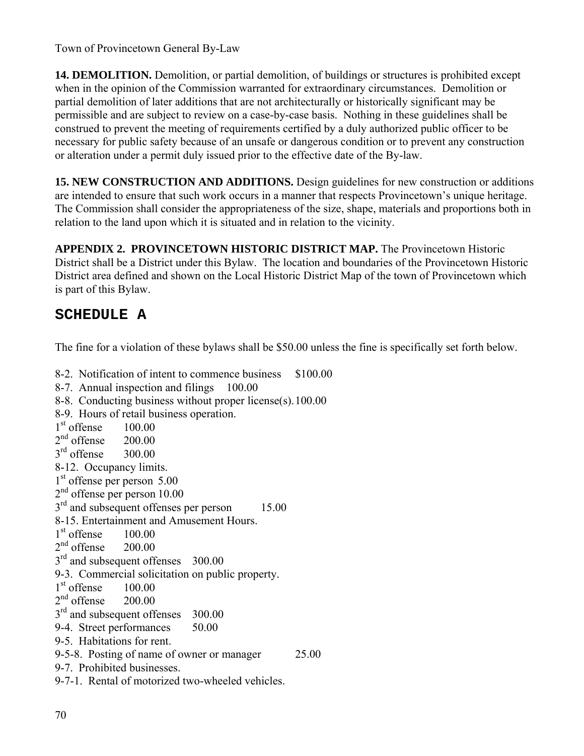**14. DEMOLITION.** Demolition, or partial demolition, of buildings or structures is prohibited except when in the opinion of the Commission warranted for extraordinary circumstances. Demolition or partial demolition of later additions that are not architecturally or historically significant may be permissible and are subject to review on a case-by-case basis. Nothing in these guidelines shall be construed to prevent the meeting of requirements certified by a duly authorized public officer to be necessary for public safety because of an unsafe or dangerous condition or to prevent any construction or alteration under a permit duly issued prior to the effective date of the By-law.

**15. NEW CONSTRUCTION AND ADDITIONS.** Design guidelines for new construction or additions are intended to ensure that such work occurs in a manner that respects Provincetown's unique heritage. The Commission shall consider the appropriateness of the size, shape, materials and proportions both in relation to the land upon which it is situated and in relation to the vicinity.

**APPENDIX 2. PROVINCETOWN HISTORIC DISTRICT MAP.** The Provincetown Historic District shall be a District under this Bylaw. The location and boundaries of the Provincetown Historic District area defined and shown on the Local Historic District Map of the town of Provincetown which is part of this Bylaw.

## SCHEDULE A

The fine for a violation of these bylaws shall be $50.00 unless the fine is specifically set forth below.

8-2. Notification of intent to commence business $100.00
8-7. Annual inspection and filings 100.00
8-8. Conducting business without proper license(s). 100.00
8-9. Hours of retail business operation.
1st offense 100.00
2nd offense 200.00
3rd offense 300.00
8-12. Occupancy limits.
1st offense per person 5.00
2nd offense per person 10.00
3rd and subsequent offenses per person 15.00
8-15. Entertainment and Amusement Hours.
1st offense 100.00
2nd offense 200.00
3rd and subsequent offenses 300.00
9-3. Commercial solicitation on public property.
1st offense 100.00
2nd offense 200.00
3rd and subsequent offenses 300.00
9-4. Street performances 50.00
9-5. Habitations for rent.
9-5-8. Posting of name of owner or manager 25.00
9-7. Prohibited businesses.
9-7-1. Rental of motorized two-wheeled vehicles.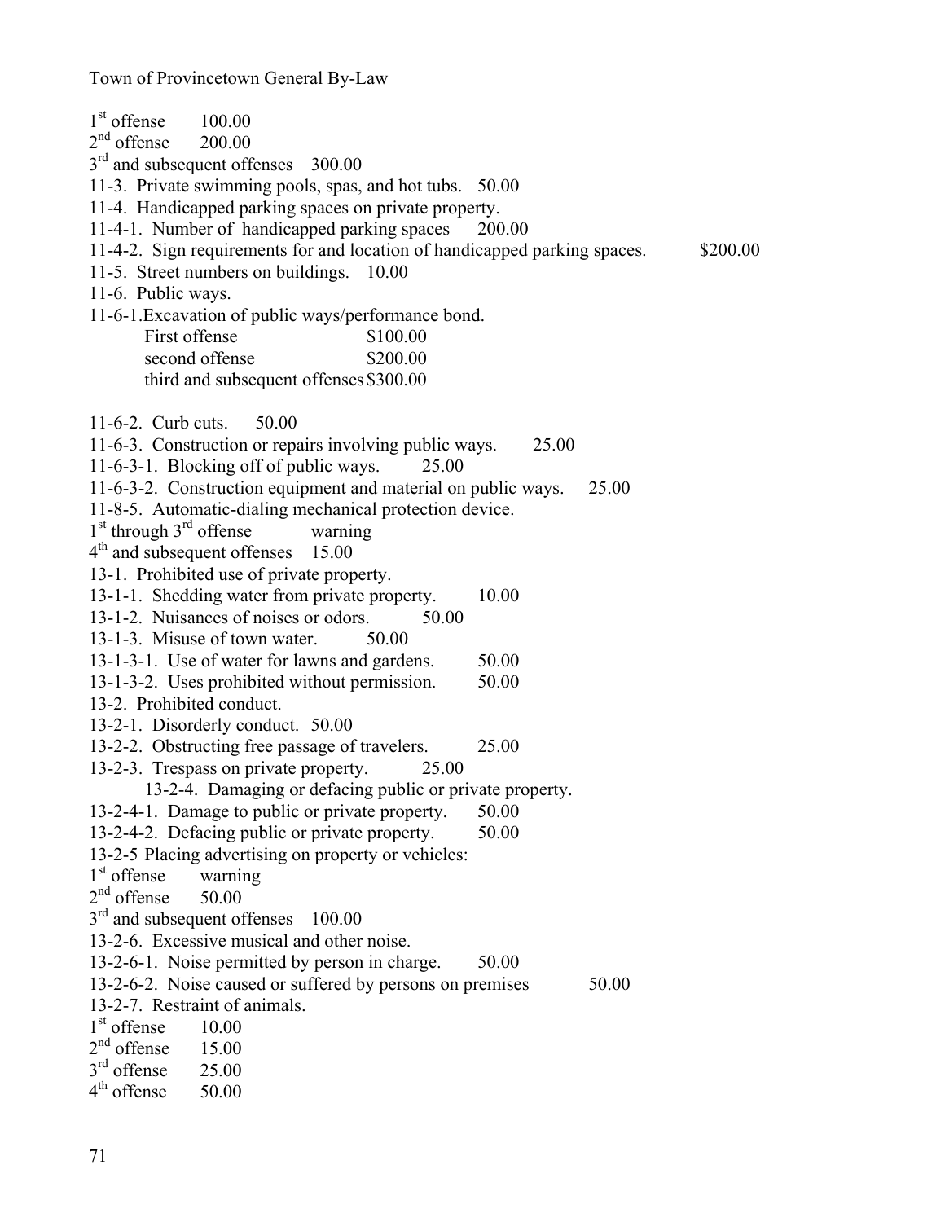1st offense 100.00
2nd offense 200.00
3rd and subsequent offenses 300.00
11-3. Private swimming pools, spas, and hot tubs. 50.00
11-4. Handicapped parking spaces on private property.
11-4-1. Number of handicapped parking spaces 200.00
11-4-2. Sign requirements for and location of handicapped parking spaces. $200.00
11-5. Street numbers on buildings. 10.00
11-6. Public ways.
11-6-1.Excavation of public ways/performance bond.

First offense $100.00
second offense $200.00
third and subsequent offenses $300.00

11-6-2. Curb cuts. 50.00
11-6-3. Construction or repairs involving public ways. 25.00
11-6-3-1. Blocking off of public ways. 25.00
11-6-3-2. Construction equipment and material on public ways. 25.00
11-8-5. Automatic-dialing mechanical protection device.
1st through 3rd offense warning
4th and subsequent offenses 15.00
13-1. Prohibited use of private property.
13-1-1. Shedding water from private property. 10.00
13-1-2. Nuisances of noises or odors. 50.00
13-1-3. Misuse of town water. 50.00
13-1-3-1. Use of water for lawns and gardens. 50.00
13-1-3-2. Uses prohibited without permission. 50.00
13-2. Prohibited conduct.
13-2-1. Disorderly conduct. 50.00
13-2-2. Obstructing free passage of travelers. 25.00
13-2-3. Trespass on private property. 25.00
13-2-4. Damaging or defacing public or private property.
13-2-4-1. Damage to public or private property. 50.00
13-2-4-2. Defacing public or private property. 50.00
13-2-5 Placing advertising on property or vehicles:
1st offense warning
2nd offense 50.00
3rd and subsequent offenses 100.00
13-2-6. Excessive musical and other noise.
13-2-6-1. Noise permitted by person in charge. 50.00
13-2-6-2. Noise caused or suffered by persons on premises 50.00
13-2-7. Restraint of animals.
1st offense 10.00
2nd offense 15.00
3rd offense 25.00
4th offense 50.00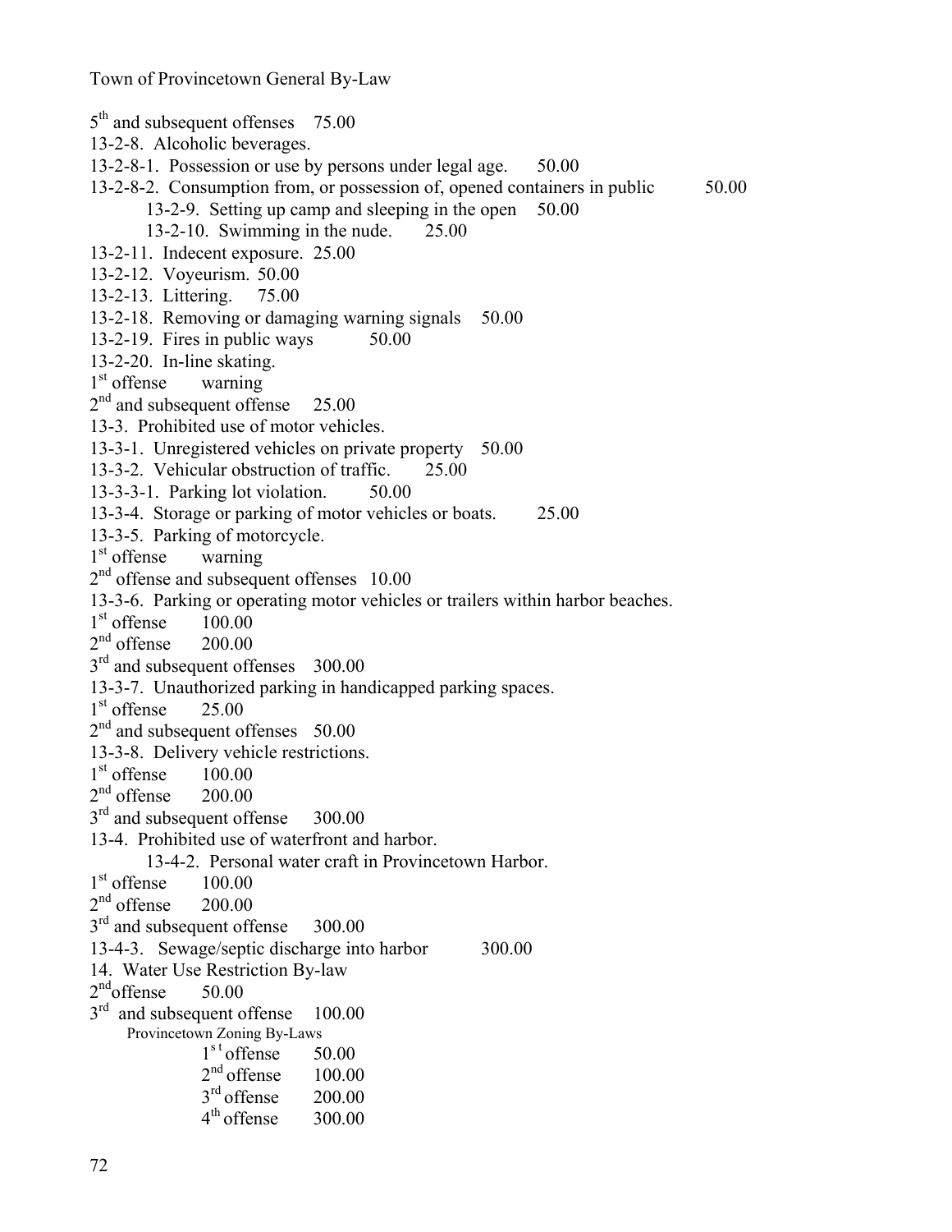5th and subsequent offenses 75.00

13-2-8. Alcoholic beverages.

13-2-8-1. Possession or use by persons under legal age. 50.00

13-2-8-2. Consumption from, or possession of, opened containers in public 50.00

13-2-9. Setting up camp and sleeping in the open 50.00

13-2-10. Swimming in the nude. 25.00

13-2-11. Indecent exposure. 25.00

13-2-12. Voyeurism. 50.00

13-2-13. Littering. 75.00

13-2-18. Removing or damaging warning signals 50.00

13-2-19. Fires in public ways 50.00

13-2-20. In-line skating.

1st offense warning

2nd and subsequent offense 25.00

13-3. Prohibited use of motor vehicles.

13-3-1. Unregistered vehicles on private property 50.00

13-3-2. Vehicular obstruction of traffic. 25.00

13-3-3-1. Parking lot violation. 50.00

13-3-4. Storage or parking of motor vehicles or boats. 25.00

13-3-5. Parking of motorcycle.

1st offense warning

2nd offense and subsequent offenses 10.00

13-3-6. Parking or operating motor vehicles or trailers within harbor beaches.

1st offense 100.00

2nd offense 200.00

3rd and subsequent offenses 300.00

13-3-7. Unauthorized parking in handicapped parking spaces.

1st offense 25.00

2nd and subsequent offenses 50.00

13-3-8. Delivery vehicle restrictions.

1st offense 100.00

2nd offense 200.00

3rd and subsequent offense 300.00

13-4. Prohibited use of waterfront and harbor.

13-4-2. Personal water craft in Provincetown Harbor.

1st offense 100.00

2nd offense 200.00

3rd and subsequent offense 300.00

13-4-3. Sewage/septic discharge into harbor 300.00

14. Water Use Restriction By-law

2nd offense 50.00

3rd and subsequent offense 100.00

Provincetown Zoning By-Laws

1st offense 50.00

2nd offense 100.00

3rd offense 200.00

4th offense 300.00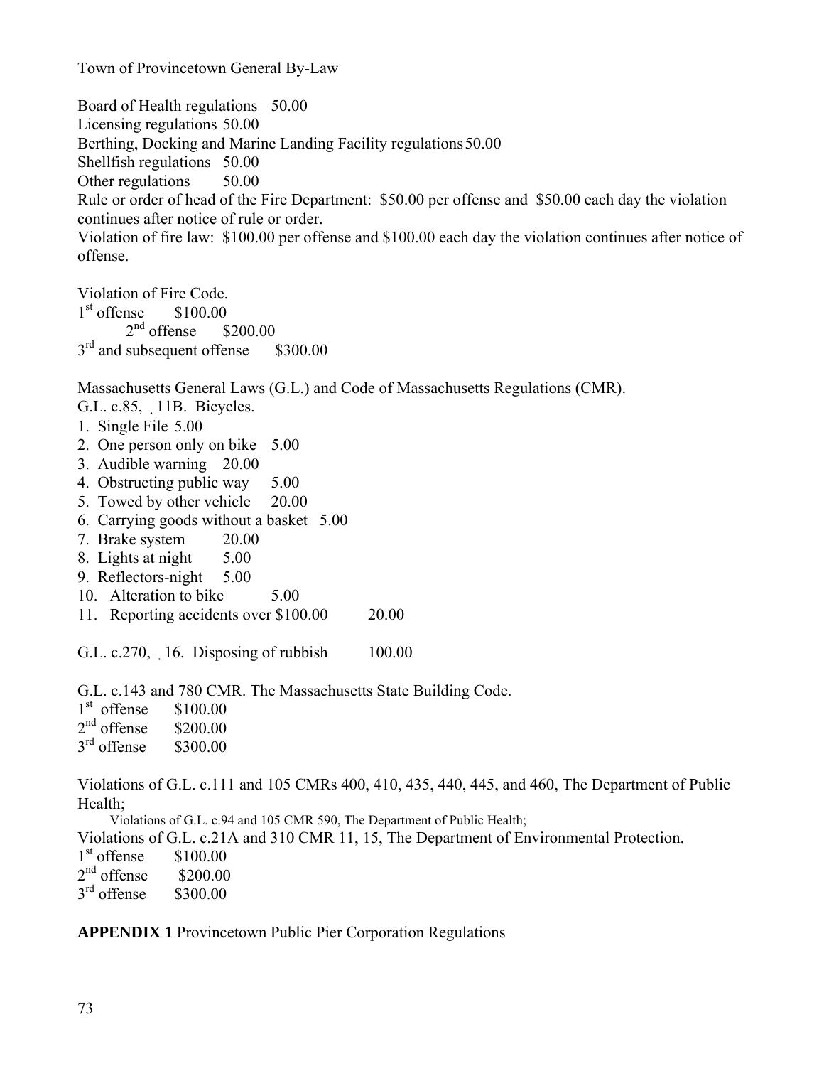Town of Provincetown General By-Law

Board of Health regulations 50.00
Licensing regulations 50.00
Berthing, Docking and Marine Landing Facility regulations 50.00
Shellfish regulations 50.00
Other regulations 50.00
Rule or order of head of the Fire Department: $50.00 per offense and $50.00 each day the violation continues after notice of rule or order.
Violation of fire law: $100.00 per offense and $100.00 each day the violation continues after notice of offense.

Violation of Fire Code.
1st offense $100.00
2nd offense $200.00
3rd and subsequent offense $300.00

Massachusetts General Laws (G.L.) and Code of Massachusetts Regulations (CMR).
G.L. c.85, ˛11B. Bicycles.

1. Single File 5.00
2. One person only on bike 5.00
3. Audible warning 20.00
4. Obstructing public way 5.00
5. Towed by other vehicle 20.00
6. Carrying goods without a basket 5.00
7. Brake system 20.00
8. Lights at night 5.00
9. Reflectors-night 5.00
10. Alteration to bike 5.00
11. Reporting accidents over $100.00 20.00

G.L. c.270, ˛16. Disposing of rubbish 100.00

G.L. c.143 and 780 CMR. The Massachusetts State Building Code.
1st offense $100.00
2nd offense $200.00
3rd offense $300.00

Violations of G.L. c.111 and 105 CMRs 400, 410, 435, 440, 445, and 460, The Department of Public Health;
Violations of G.L. c.94 and 105 CMR 590, The Department of Public Health;
Violations of G.L. c.21A and 310 CMR 11, 15, The Department of Environmental Protection.
1st offense $100.00
2nd offense $200.00
3rd offense $300.00

**APPENDIX 1** Provincetown Public Pier Corporation Regulations